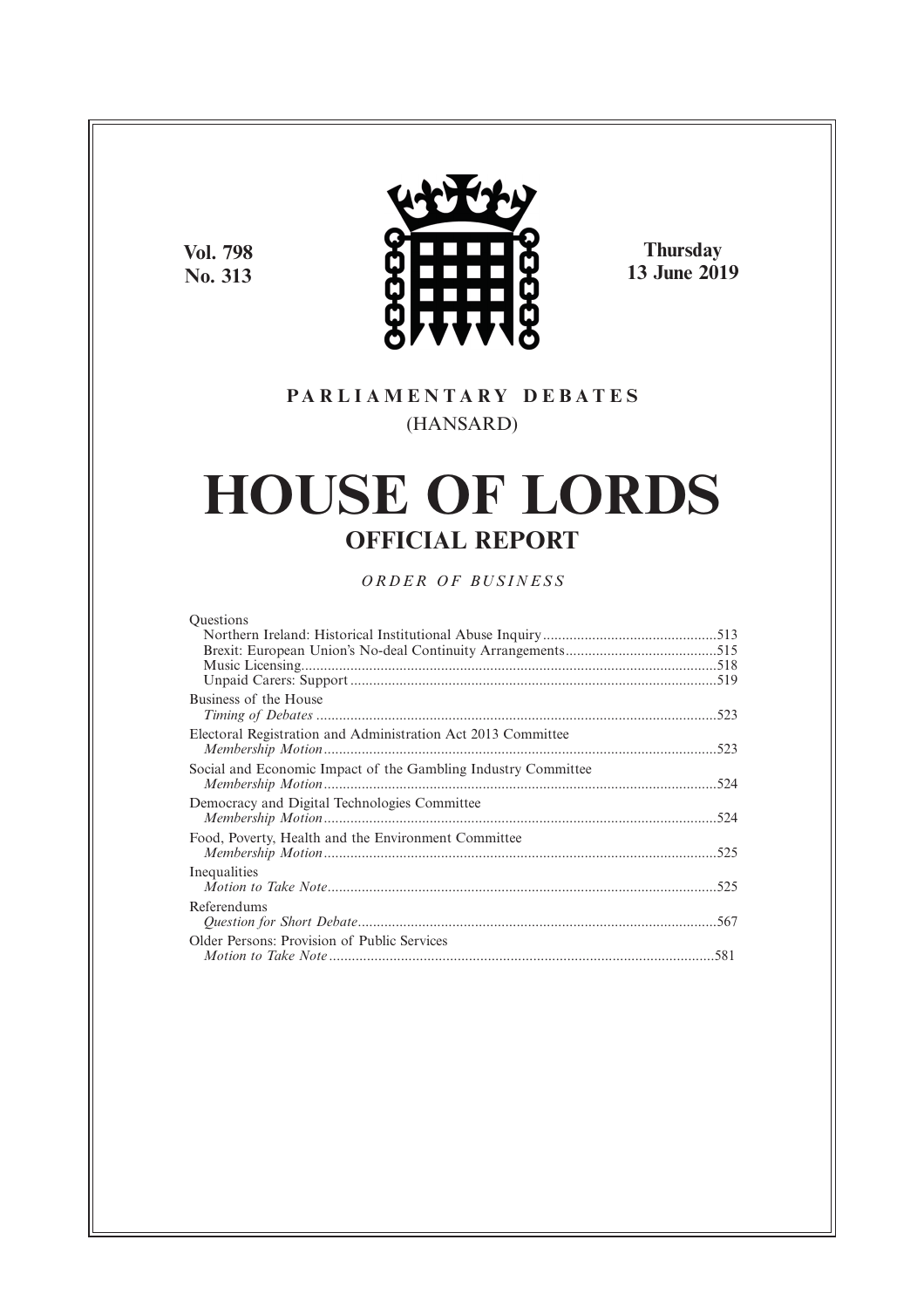Vol. 798
No. 313

**Thursday**
**13 June 2019**

PARLIAMENTARY DEBATES
(HANSARD)

# HOUSE OF LORDS

## OFFICIAL REPORT

*ORDER OF BUSINESS*

Questions
- Northern Ireland: Historical Institutional Abuse Inquiry .....513
- Brexit: European Union's No-deal Continuity Arrangements .....515
- Music Licensing .....518
- Unpaid Carers: Support .....519

Business of the House
- *Timing of Debates* .....523

Electoral Registration and Administration Act 2013 Committee
- *Membership Motion* .....523

Social and Economic Impact of the Gambling Industry Committee
- *Membership Motion* .....524

Democracy and Digital Technologies Committee
- *Membership Motion* .....524

Food, Poverty, Health and the Environment Committee
- *Membership Motion* .....525

Inequalities
- *Motion to Take Note* .....525

Referendums
- *Question for Short Debate* .....567

Older Persons: Provision of Public Services
- *Motion to Take Note* .....581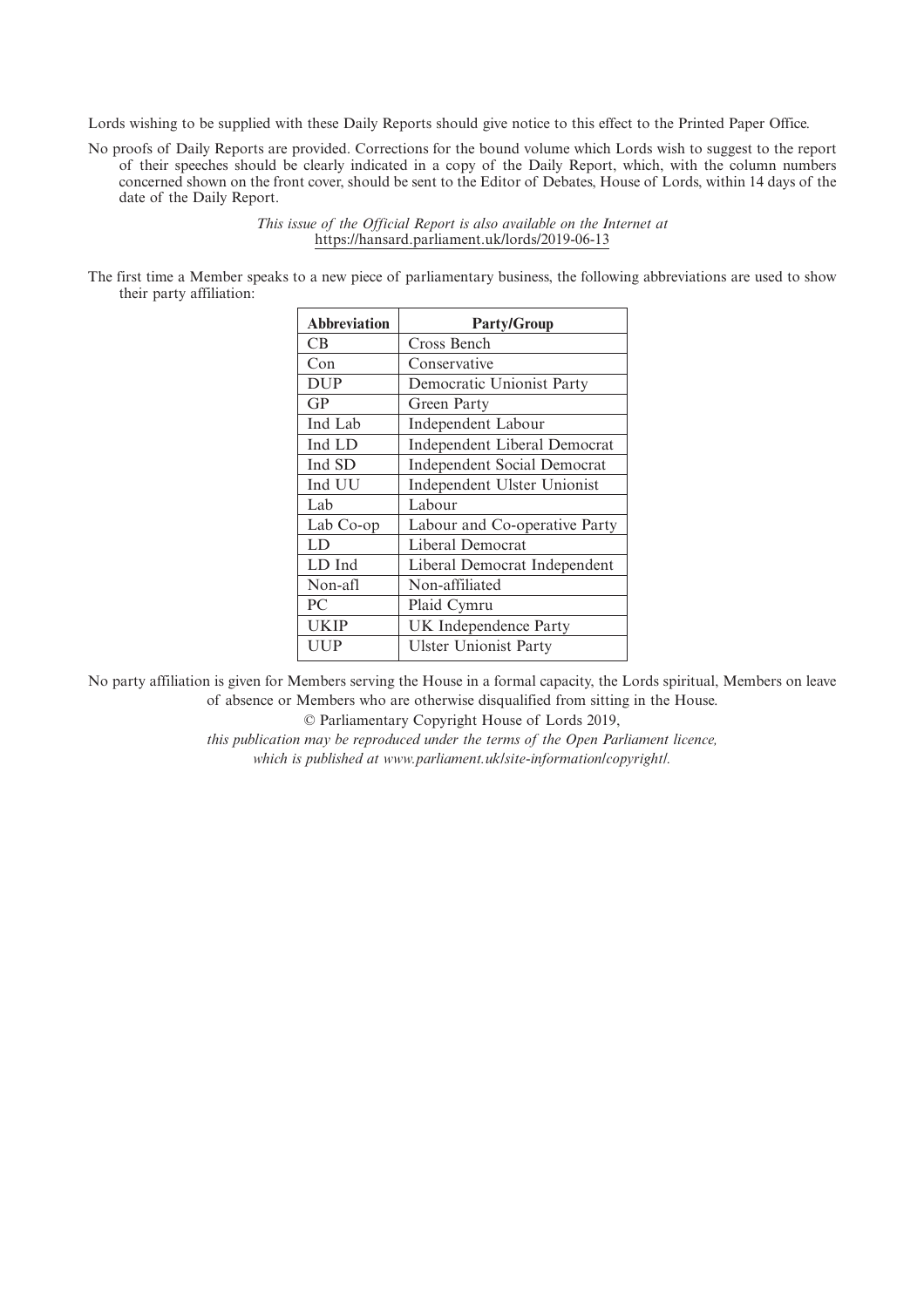Lords wishing to be supplied with these Daily Reports should give notice to this effect to the Printed Paper Office.

No proofs of Daily Reports are provided. Corrections for the bound volume which Lords wish to suggest to the report of their speeches should be clearly indicated in a copy of the Daily Report, which, with the column numbers concerned shown on the front cover, should be sent to the Editor of Debates, House of Lords, within 14 days of the date of the Daily Report.

*This issue of the Official Report is also available on the Internet at* https://hansard.parliament.uk/lords/2019-06-13

The first time a Member speaks to a new piece of parliamentary business, the following abbreviations are used to show their party affiliation:

| Abbreviation | Party/Group |
|---|---|
| CB | Cross Bench |
| Con | Conservative |
| DUP | Democratic Unionist Party |
| GP | Green Party |
| Ind Lab | Independent Labour |
| Ind LD | Independent Liberal Democrat |
| Ind SD | Independent Social Democrat |
| Ind UU | Independent Ulster Unionist |
| Lab | Labour |
| Lab Co-op | Labour and Co-operative Party |
| LD | Liberal Democrat |
| LD Ind | Liberal Democrat Independent |
| Non-afl | Non-affiliated |
| PC | Plaid Cymru |
| UKIP | UK Independence Party |
| UUP | Ulster Unionist Party |

No party affiliation is given for Members serving the House in a formal capacity, the Lords spiritual, Members on leave of absence or Members who are otherwise disqualified from sitting in the House.

© Parliamentary Copyright House of Lords 2019,

*this publication may be reproduced under the terms of the Open Parliament licence, which is published at www.parliament.uk/site-information/copyright/.*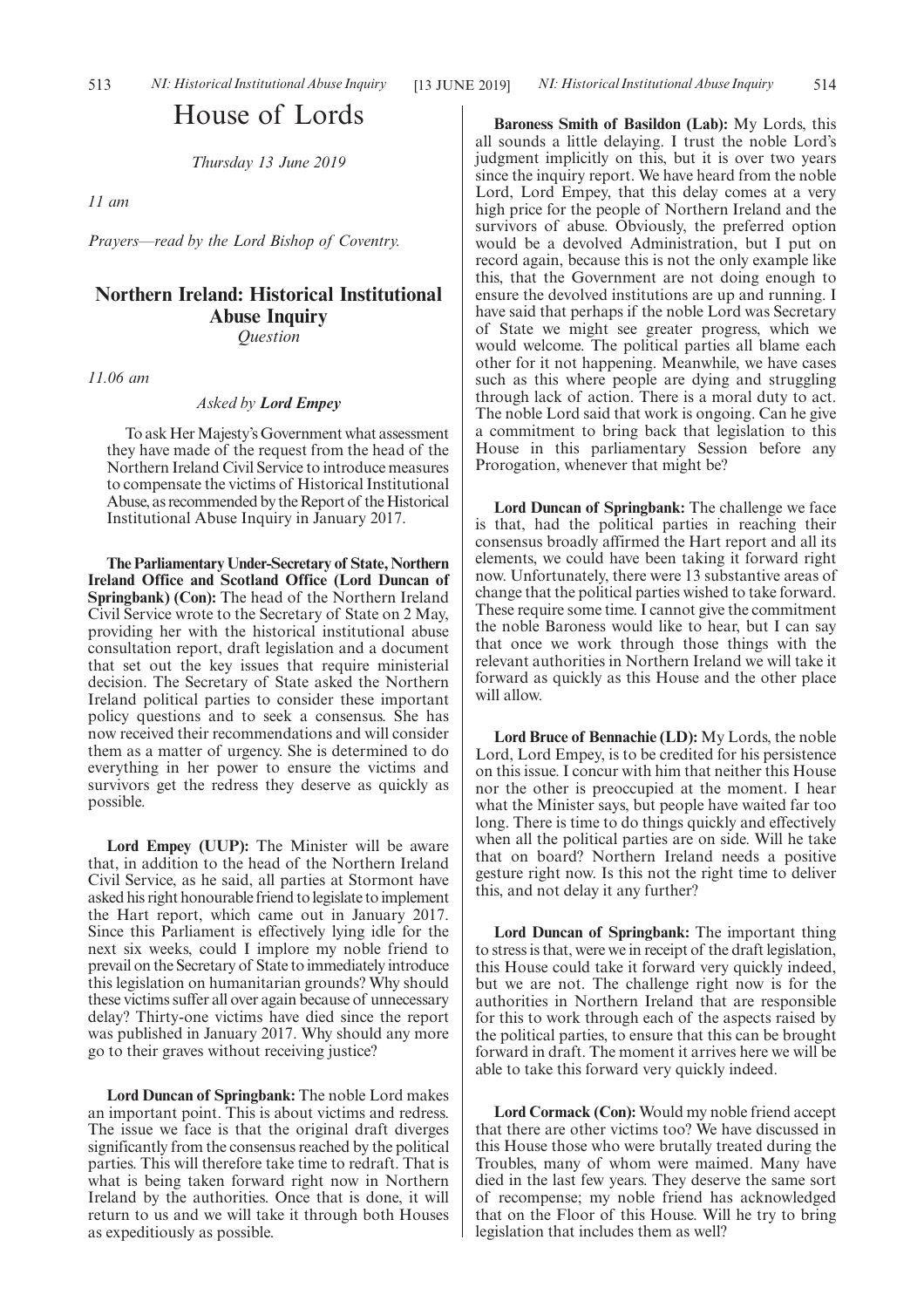# House of Lords

*Thursday 13 June 2019*

*11 am*

*Prayers—read by the Lord Bishop of Coventry.*

## Northern Ireland: Historical Institutional Abuse Inquiry

*Question*

*11.06 am*

*Asked by* ***Lord Empey***

To ask Her Majesty's Government what assessment they have made of the request from the head of the Northern Ireland Civil Service to introduce measures to compensate the victims of Historical Institutional Abuse, as recommended by the Report of the Historical Institutional Abuse Inquiry in January 2017.

**The Parliamentary Under-Secretary of State, Northern Ireland Office and Scotland Office (Lord Duncan of Springbank) (Con):** The head of the Northern Ireland Civil Service wrote to the Secretary of State on 2 May, providing her with the historical institutional abuse consultation report, draft legislation and a document that set out the key issues that require ministerial decision. The Secretary of State asked the Northern Ireland political parties to consider these important policy questions and to seek a consensus. She has now received their recommendations and will consider them as a matter of urgency. She is determined to do everything in her power to ensure the victims and survivors get the redress they deserve as quickly as possible.

**Lord Empey (UUP):** The Minister will be aware that, in addition to the head of the Northern Ireland Civil Service, as he said, all parties at Stormont have asked his right honourable friend to legislate to implement the Hart report, which came out in January 2017. Since this Parliament is effectively lying idle for the next six weeks, could I implore my noble friend to prevail on the Secretary of State to immediately introduce this legislation on humanitarian grounds? Why should these victims suffer all over again because of unnecessary delay? Thirty-one victims have died since the report was published in January 2017. Why should any more go to their graves without receiving justice?

**Lord Duncan of Springbank:** The noble Lord makes an important point. This is about victims and redress. The issue we face is that the original draft diverges significantly from the consensus reached by the political parties. This will therefore take time to redraft. That is what is being taken forward right now in Northern Ireland by the authorities. Once that is done, it will return to us and we will take it through both Houses as expeditiously as possible.

**Baroness Smith of Basildon (Lab):** My Lords, this all sounds a little delaying. I trust the noble Lord's judgment implicitly on this, but it is over two years since the inquiry report. We have heard from the noble Lord, Lord Empey, that this delay comes at a very high price for the people of Northern Ireland and the survivors of abuse. Obviously, the preferred option would be a devolved Administration, but I put on record again, because this is not the only example like this, that the Government are not doing enough to ensure the devolved institutions are up and running. I have said that perhaps if the noble Lord was Secretary of State we might see greater progress, which we would welcome. The political parties all blame each other for it not happening. Meanwhile, we have cases such as this where people are dying and struggling through lack of action. There is a moral duty to act. The noble Lord said that work is ongoing. Can he give a commitment to bring back that legislation to this House in this parliamentary Session before any Prorogation, whenever that might be?

**Lord Duncan of Springbank:** The challenge we face is that, had the political parties in reaching their consensus broadly affirmed the Hart report and all its elements, we could have been taking it forward right now. Unfortunately, there were 13 substantive areas of change that the political parties wished to take forward. These require some time. I cannot give the commitment the noble Baroness would like to hear, but I can say that once we work through those things with the relevant authorities in Northern Ireland we will take it forward as quickly as this House and the other place will allow.

**Lord Bruce of Bennachie (LD):** My Lords, the noble Lord, Lord Empey, is to be credited for his persistence on this issue. I concur with him that neither this House nor the other is preoccupied at the moment. I hear what the Minister says, but people have waited far too long. There is time to do things quickly and effectively when all the political parties are on side. Will he take that on board? Northern Ireland needs a positive gesture right now. Is this not the right time to deliver this, and not delay it any further?

**Lord Duncan of Springbank:** The important thing to stress is that, were we in receipt of the draft legislation, this House could take it forward very quickly indeed, but we are not. The challenge right now is for the authorities in Northern Ireland that are responsible for this to work through each of the aspects raised by the political parties, to ensure that this can be brought forward in draft. The moment it arrives here we will be able to take this forward very quickly indeed.

**Lord Cormack (Con):** Would my noble friend accept that there are other victims too? We have discussed in this House those who were brutally treated during the Troubles, many of whom were maimed. Many have died in the last few years. They deserve the same sort of recompense; my noble friend has acknowledged that on the Floor of this House. Will he try to bring legislation that includes them as well?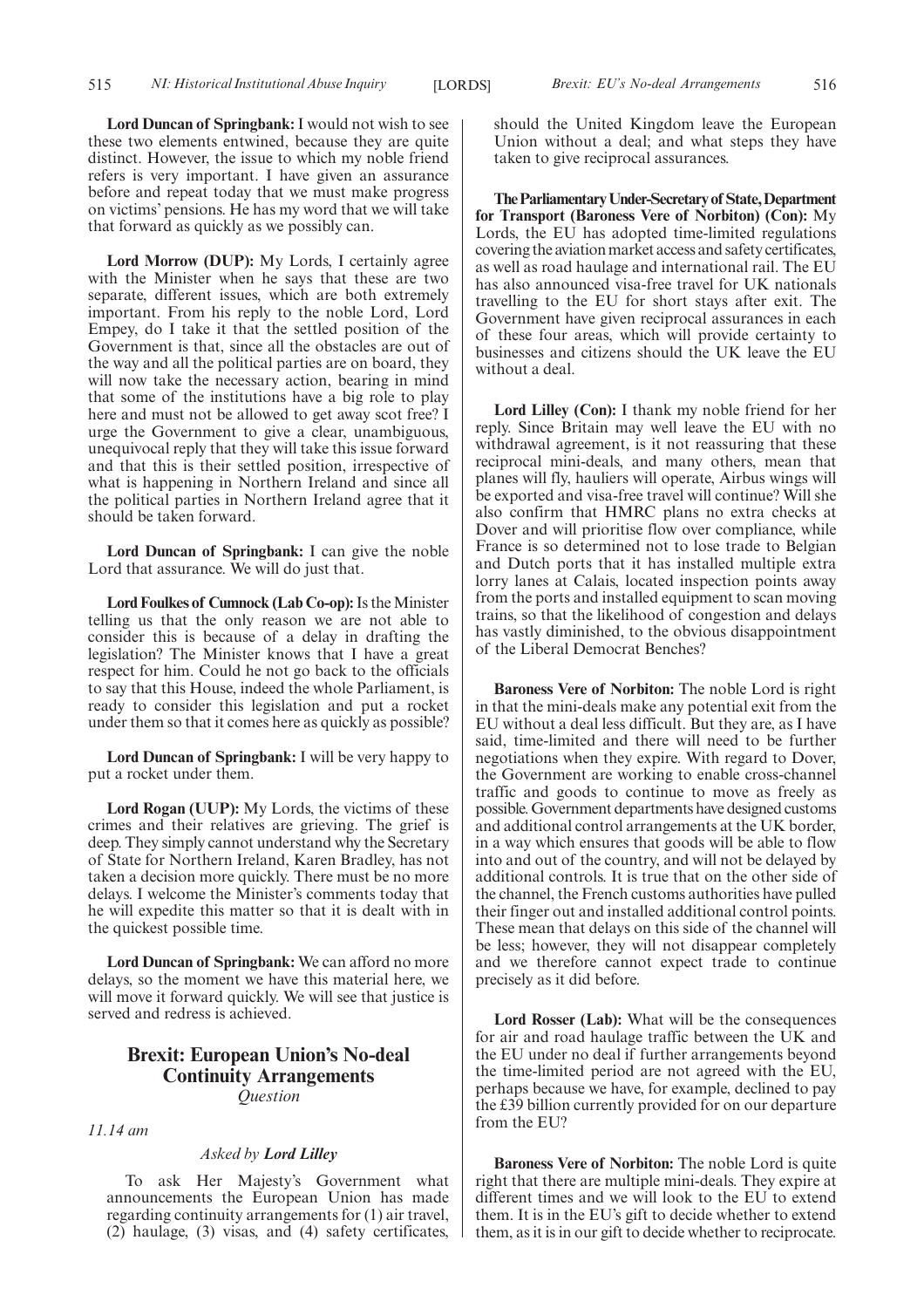**Lord Duncan of Springbank:** I would not wish to see these two elements entwined, because they are quite distinct. However, the issue to which my noble friend refers is very important. I have given an assurance before and repeat today that we must make progress on victims' pensions. He has my word that we will take that forward as quickly as we possibly can.

**Lord Morrow (DUP):** My Lords, I certainly agree with the Minister when he says that these are two separate, different issues, which are both extremely important. From his reply to the noble Lord, Lord Empey, do I take it that the settled position of the Government is that, since all the obstacles are out of the way and all the political parties are on board, they will now take the necessary action, bearing in mind that some of the institutions have a big role to play here and must not be allowed to get away scot free? I urge the Government to give a clear, unambiguous, unequivocal reply that they will take this issue forward and that this is their settled position, irrespective of what is happening in Northern Ireland and since all the political parties in Northern Ireland agree that it should be taken forward.

**Lord Duncan of Springbank:** I can give the noble Lord that assurance. We will do just that.

**Lord Foulkes of Cumnock (Lab Co-op):** Is the Minister telling us that the only reason we are not able to consider this is because of a delay in drafting the legislation? The Minister knows that I have a great respect for him. Could he not go back to the officials to say that this House, indeed the whole Parliament, is ready to consider this legislation and put a rocket under them so that it comes here as quickly as possible?

**Lord Duncan of Springbank:** I will be very happy to put a rocket under them.

**Lord Rogan (UUP):** My Lords, the victims of these crimes and their relatives are grieving. The grief is deep. They simply cannot understand why the Secretary of State for Northern Ireland, Karen Bradley, has not taken a decision more quickly. There must be no more delays. I welcome the Minister's comments today that he will expedite this matter so that it is dealt with in the quickest possible time.

**Lord Duncan of Springbank:** We can afford no more delays, so the moment we have this material here, we will move it forward quickly. We will see that justice is served and redress is achieved.

## Brexit: European Union's No-deal Continuity Arrangements

*Question*

*11.14 am*

*Asked by* ***Lord Lilley***

To ask Her Majesty's Government what announcements the European Union has made regarding continuity arrangements for (1) air travel, (2) haulage, (3) visas, and (4) safety certificates, should the United Kingdom leave the European Union without a deal; and what steps they have taken to give reciprocal assurances.

**The Parliamentary Under-Secretary of State, Department for Transport (Baroness Vere of Norbiton) (Con):** My Lords, the EU has adopted time-limited regulations covering the aviation market access and safety certificates, as well as road haulage and international rail. The EU has also announced visa-free travel for UK nationals travelling to the EU for short stays after exit. The Government have given reciprocal assurances in each of these four areas, which will provide certainty to businesses and citizens should the UK leave the EU without a deal.

**Lord Lilley (Con):** I thank my noble friend for her reply. Since Britain may well leave the EU with no withdrawal agreement, is it not reassuring that these reciprocal mini-deals, and many others, mean that planes will fly, hauliers will operate, Airbus wings will be exported and visa-free travel will continue? Will she also confirm that HMRC plans no extra checks at Dover and will prioritise flow over compliance, while France is so determined not to lose trade to Belgian and Dutch ports that it has installed multiple extra lorry lanes at Calais, located inspection points away from the ports and installed equipment to scan moving trains, so that the likelihood of congestion and delays has vastly diminished, to the obvious disappointment of the Liberal Democrat Benches?

**Baroness Vere of Norbiton:** The noble Lord is right in that the mini-deals make any potential exit from the EU without a deal less difficult. But they are, as I have said, time-limited and there will need to be further negotiations when they expire. With regard to Dover, the Government are working to enable cross-channel traffic and goods to continue to move as freely as possible. Government departments have designed customs and additional control arrangements at the UK border, in a way which ensures that goods will be able to flow into and out of the country, and will not be delayed by additional controls. It is true that on the other side of the channel, the French customs authorities have pulled their finger out and installed additional control points. These mean that delays on this side of the channel will be less; however, they will not disappear completely and we therefore cannot expect trade to continue precisely as it did before.

**Lord Rosser (Lab):** What will be the consequences for air and road haulage traffic between the UK and the EU under no deal if further arrangements beyond the time-limited period are not agreed with the EU, perhaps because we have, for example, declined to pay the £39 billion currently provided for on our departure from the EU?

**Baroness Vere of Norbiton:** The noble Lord is quite right that there are multiple mini-deals. They expire at different times and we will look to the EU to extend them. It is in the EU's gift to decide whether to extend them, as it is in our gift to decide whether to reciprocate.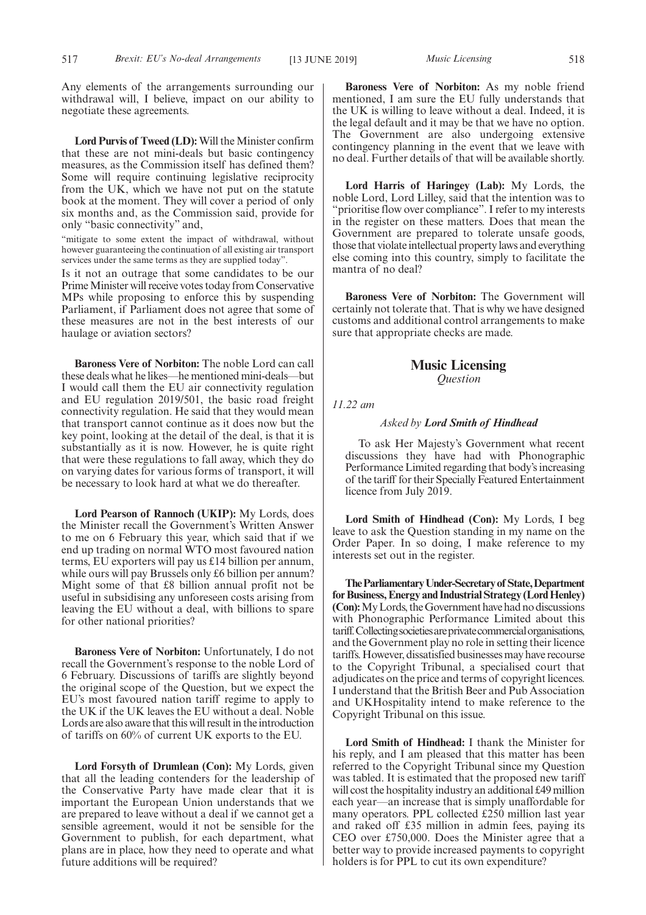Any elements of the arrangements surrounding our withdrawal will, I believe, impact on our ability to negotiate these agreements.

**Lord Purvis of Tweed (LD):** Will the Minister confirm that these are not mini-deals but basic contingency measures, as the Commission itself has defined them? Some will require continuing legislative reciprocity from the UK, which we have not put on the statute book at the moment. They will cover a period of only six months and, as the Commission said, provide for only "basic connectivity" and,

"mitigate to some extent the impact of withdrawal, without however guaranteeing the continuation of all existing air transport services under the same terms as they are supplied today".

Is it not an outrage that some candidates to be our Prime Minister will receive votes today from Conservative MPs while proposing to enforce this by suspending Parliament, if Parliament does not agree that some of these measures are not in the best interests of our haulage or aviation sectors?

**Baroness Vere of Norbiton:** The noble Lord can call these deals what he likes—he mentioned mini-deals—but I would call them the EU air connectivity regulation and EU regulation 2019/501, the basic road freight connectivity regulation. He said that they would mean that transport cannot continue as it does now but the key point, looking at the detail of the deal, is that it is substantially as it is now. However, he is quite right that were these regulations to fall away, which they do on varying dates for various forms of transport, it will be necessary to look hard at what we do thereafter.

**Lord Pearson of Rannoch (UKIP):** My Lords, does the Minister recall the Government's Written Answer to me on 6 February this year, which said that if we end up trading on normal WTO most favoured nation terms, EU exporters will pay us £14 billion per annum, while ours will pay Brussels only £6 billion per annum? Might some of that £8 billion annual profit not be useful in subsidising any unforeseen costs arising from leaving the EU without a deal, with billions to spare for other national priorities?

**Baroness Vere of Norbiton:** Unfortunately, I do not recall the Government's response to the noble Lord of 6 February. Discussions of tariffs are slightly beyond the original scope of the Question, but we expect the EU's most favoured nation tariff regime to apply to the UK if the UK leaves the EU without a deal. Noble Lords are also aware that this will result in the introduction of tariffs on 60% of current UK exports to the EU.

**Lord Forsyth of Drumlean (Con):** My Lords, given that all the leading contenders for the leadership of the Conservative Party have made clear that it is important the European Union understands that we are prepared to leave without a deal if we cannot get a sensible agreement, would it not be sensible for the Government to publish, for each department, what plans are in place, how they need to operate and what future additions will be required?

**Baroness Vere of Norbiton:** As my noble friend mentioned, I am sure the EU fully understands that the UK is willing to leave without a deal. Indeed, it is the legal default and it may be that we have no option. The Government are also undergoing extensive contingency planning in the event that we leave with no deal. Further details of that will be available shortly.

**Lord Harris of Haringey (Lab):** My Lords, the noble Lord, Lord Lilley, said that the intention was to "prioritise flow over compliance". I refer to my interests in the register on these matters. Does that mean the Government are prepared to tolerate unsafe goods, those that violate intellectual property laws and everything else coming into this country, simply to facilitate the mantra of no deal?

**Baroness Vere of Norbiton:** The Government will certainly not tolerate that. That is why we have designed customs and additional control arrangements to make sure that appropriate checks are made.

## Music Licensing

*Question*

*11.22 am*

*Asked by* ***Lord Smith of Hindhead***

To ask Her Majesty's Government what recent discussions they have had with Phonographic Performance Limited regarding that body's increasing of the tariff for their Specially Featured Entertainment licence from July 2019.

**Lord Smith of Hindhead (Con):** My Lords, I beg leave to ask the Question standing in my name on the Order Paper. In so doing, I make reference to my interests set out in the register.

**The Parliamentary Under-Secretary of State, Department for Business, Energy and Industrial Strategy (Lord Henley) (Con):** My Lords, the Government have had no discussions with Phonographic Performance Limited about this tariff. Collecting societies are private commercial organisations, and the Government play no role in setting their licence tariffs. However, dissatisfied businesses may have recourse to the Copyright Tribunal, a specialised court that adjudicates on the price and terms of copyright licences. I understand that the British Beer and Pub Association and UKHospitality intend to make reference to the Copyright Tribunal on this issue.

**Lord Smith of Hindhead:** I thank the Minister for his reply, and I am pleased that this matter has been referred to the Copyright Tribunal since my Question was tabled. It is estimated that the proposed new tariff will cost the hospitality industry an additional £49 million each year—an increase that is simply unaffordable for many operators. PPL collected £250 million last year and raked off £35 million in admin fees, paying its CEO over £750,000. Does the Minister agree that a better way to provide increased payments to copyright holders is for PPL to cut its own expenditure?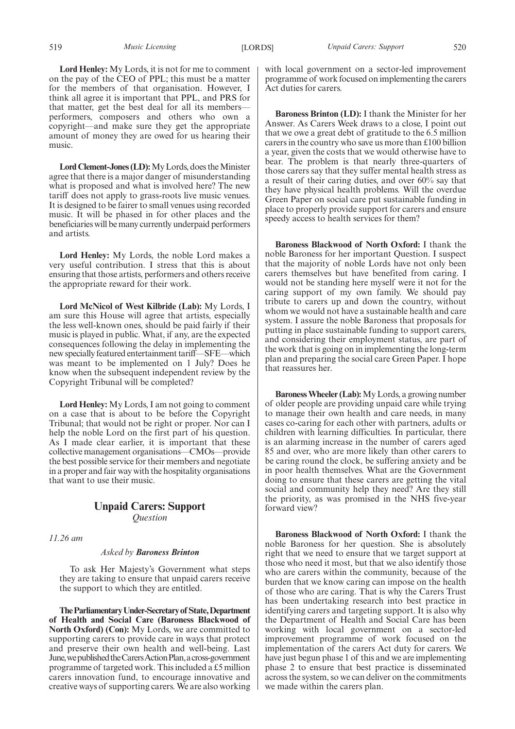**Lord Henley:** My Lords, it is not for me to comment on the pay of the CEO of PPL; this must be a matter for the members of that organisation. However, I think all agree it is important that PPL, and PRS for that matter, get the best deal for all its members—performers, composers and others who own a copyright—and make sure they get the appropriate amount of money they are owed for us hearing their music.

**Lord Clement-Jones (LD):** My Lords, does the Minister agree that there is a major danger of misunderstanding what is proposed and what is involved here? The new tariff does not apply to grass-roots live music venues. It is designed to be fairer to small venues using recorded music. It will be phased in for other places and the beneficiaries will be many currently underpaid performers and artists.

**Lord Henley:** My Lords, the noble Lord makes a very useful contribution. I stress that this is about ensuring that those artists, performers and others receive the appropriate reward for their work.

**Lord McNicol of West Kilbride (Lab):** My Lords, I am sure this House will agree that artists, especially the less well-known ones, should be paid fairly if their music is played in public. What, if any, are the expected consequences following the delay in implementing the new specially featured entertainment tariff—SFE—which was meant to be implemented on 1 July? Does he know when the subsequent independent review by the Copyright Tribunal will be completed?

**Lord Henley:** My Lords, I am not going to comment on a case that is about to be before the Copyright Tribunal; that would not be right or proper. Nor can I help the noble Lord on the first part of his question. As I made clear earlier, it is important that these collective management organisations—CMOs—provide the best possible service for their members and negotiate in a proper and fair way with the hospitality organisations that want to use their music.

## Unpaid Carers: Support

*Question*

*11.26 am*

*Asked by **Baroness Brinton***

To ask Her Majesty's Government what steps they are taking to ensure that unpaid carers receive the support to which they are entitled.

**The Parliamentary Under-Secretary of State, Department of Health and Social Care (Baroness Blackwood of North Oxford) (Con):** My Lords, we are committed to supporting carers to provide care in ways that protect and preserve their own health and well-being. Last June, we published the Carers Action Plan, a cross-government programme of targeted work. This included a £5 million carers innovation fund, to encourage innovative and creative ways of supporting carers. We are also working with local government on a sector-led improvement programme of work focused on implementing the carers Act duties for carers.

**Baroness Brinton (LD):** I thank the Minister for her Answer. As Carers Week draws to a close, I point out that we owe a great debt of gratitude to the 6.5 million carers in the country who save us more than £100 billion a year, given the costs that we would otherwise have to bear. The problem is that nearly three-quarters of those carers say that they suffer mental health stress as a result of their caring duties, and over 60% say that they have physical health problems. Will the overdue Green Paper on social care put sustainable funding in place to properly provide support for carers and ensure speedy access to health services for them?

**Baroness Blackwood of North Oxford:** I thank the noble Baroness for her important Question. I suspect that the majority of noble Lords have not only been carers themselves but have benefited from caring. I would not be standing here myself were it not for the caring support of my own family. We should pay tribute to carers up and down the country, without whom we would not have a sustainable health and care system. I assure the noble Baroness that proposals for putting in place sustainable funding to support carers, and considering their employment status, are part of the work that is going on in implementing the long-term plan and preparing the social care Green Paper. I hope that reassures her.

**Baroness Wheeler (Lab):** My Lords, a growing number of older people are providing unpaid care while trying to manage their own health and care needs, in many cases co-caring for each other with partners, adults or children with learning difficulties. In particular, there is an alarming increase in the number of carers aged 85 and over, who are more likely than other carers to be caring round the clock, be suffering anxiety and be in poor health themselves. What are the Government doing to ensure that these carers are getting the vital social and community help they need? Are they still the priority, as was promised in the NHS five-year forward view?

**Baroness Blackwood of North Oxford:** I thank the noble Baroness for her question. She is absolutely right that we need to ensure that we target support at those who need it most, but that we also identify those who are carers within the community, because of the burden that we know caring can impose on the health of those who are caring. That is why the Carers Trust has been undertaking research into best practice in identifying carers and targeting support. It is also why the Department of Health and Social Care has been working with local government on a sector-led improvement programme of work focused on the implementation of the carers Act duty for carers. We have just begun phase 1 of this and we are implementing phase 2 to ensure that best practice is disseminated across the system, so we can deliver on the commitments we made within the carers plan.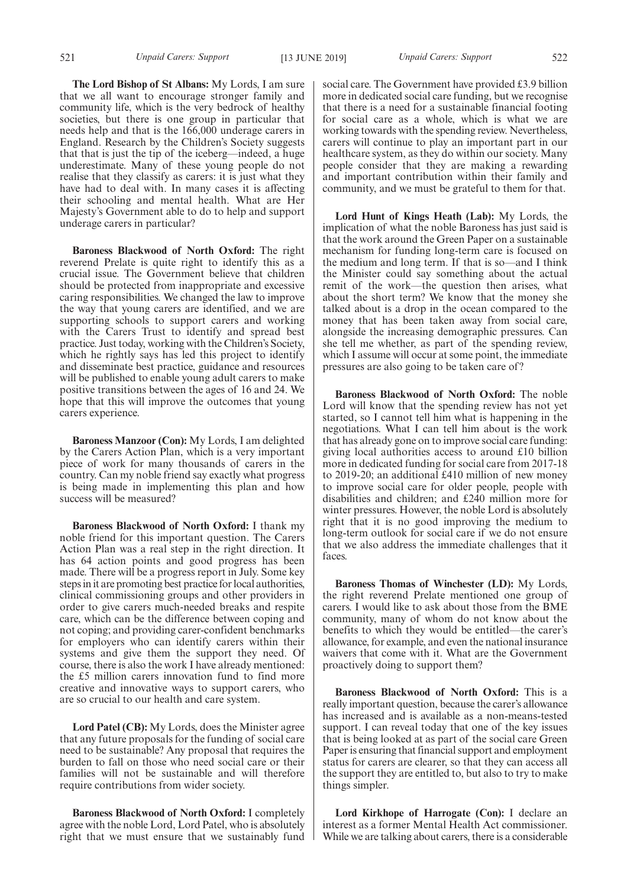**The Lord Bishop of St Albans:** My Lords, I am sure that we all want to encourage stronger family and community life, which is the very bedrock of healthy societies, but there is one group in particular that needs help and that is the 166,000 underage carers in England. Research by the Children's Society suggests that that is just the tip of the iceberg—indeed, a huge underestimate. Many of these young people do not realise that they classify as carers: it is just what they have had to deal with. In many cases it is affecting their schooling and mental health. What are Her Majesty's Government able to do to help and support underage carers in particular?

**Baroness Blackwood of North Oxford:** The right reverend Prelate is quite right to identify this as a crucial issue. The Government believe that children should be protected from inappropriate and excessive caring responsibilities. We changed the law to improve the way that young carers are identified, and we are supporting schools to support carers and working with the Carers Trust to identify and spread best practice. Just today, working with the Children's Society, which he rightly says has led this project to identify and disseminate best practice, guidance and resources will be published to enable young adult carers to make positive transitions between the ages of 16 and 24. We hope that this will improve the outcomes that young carers experience.

**Baroness Manzoor (Con):** My Lords, I am delighted by the Carers Action Plan, which is a very important piece of work for many thousands of carers in the country. Can my noble friend say exactly what progress is being made in implementing this plan and how success will be measured?

**Baroness Blackwood of North Oxford:** I thank my noble friend for this important question. The Carers Action Plan was a real step in the right direction. It has 64 action points and good progress has been made. There will be a progress report in July. Some key steps in it are promoting best practice for local authorities, clinical commissioning groups and other providers in order to give carers much-needed breaks and respite care, which can be the difference between coping and not coping; and providing carer-confident benchmarks for employers who can identify carers within their systems and give them the support they need. Of course, there is also the work I have already mentioned: the £5 million carers innovation fund to find more creative and innovative ways to support carers, who are so crucial to our health and care system.

**Lord Patel (CB):** My Lords, does the Minister agree that any future proposals for the funding of social care need to be sustainable? Any proposal that requires the burden to fall on those who need social care or their families will not be sustainable and will therefore require contributions from wider society.

**Baroness Blackwood of North Oxford:** I completely agree with the noble Lord, Lord Patel, who is absolutely right that we must ensure that we sustainably fund social care. The Government have provided £3.9 billion more in dedicated social care funding, but we recognise that there is a need for a sustainable financial footing for social care as a whole, which is what we are working towards with the spending review. Nevertheless, carers will continue to play an important part in our healthcare system, as they do within our society. Many people consider that they are making a rewarding and important contribution within their family and community, and we must be grateful to them for that.

**Lord Hunt of Kings Heath (Lab):** My Lords, the implication of what the noble Baroness has just said is that the work around the Green Paper on a sustainable mechanism for funding long-term care is focused on the medium and long term. If that is so—and I think the Minister could say something about the actual remit of the work—the question then arises, what about the short term? We know that the money she talked about is a drop in the ocean compared to the money that has been taken away from social care, alongside the increasing demographic pressures. Can she tell me whether, as part of the spending review, which I assume will occur at some point, the immediate pressures are also going to be taken care of?

**Baroness Blackwood of North Oxford:** The noble Lord will know that the spending review has not yet started, so I cannot tell him what is happening in the negotiations. What I can tell him about is the work that has already gone on to improve social care funding: giving local authorities access to around £10 billion more in dedicated funding for social care from 2017-18 to 2019-20; an additional £410 million of new money to improve social care for older people, people with disabilities and children; and £240 million more for winter pressures. However, the noble Lord is absolutely right that it is no good improving the medium to long-term outlook for social care if we do not ensure that we also address the immediate challenges that it faces.

**Baroness Thomas of Winchester (LD):** My Lords, the right reverend Prelate mentioned one group of carers. I would like to ask about those from the BME community, many of whom do not know about the benefits to which they would be entitled—the carer's allowance, for example, and even the national insurance waivers that come with it. What are the Government proactively doing to support them?

**Baroness Blackwood of North Oxford:** This is a really important question, because the carer's allowance has increased and is available as a non-means-tested support. I can reveal today that one of the key issues that is being looked at as part of the social care Green Paper is ensuring that financial support and employment status for carers are clearer, so that they can access all the support they are entitled to, but also to try to make things simpler.

**Lord Kirkhope of Harrogate (Con):** I declare an interest as a former Mental Health Act commissioner. While we are talking about carers, there is a considerable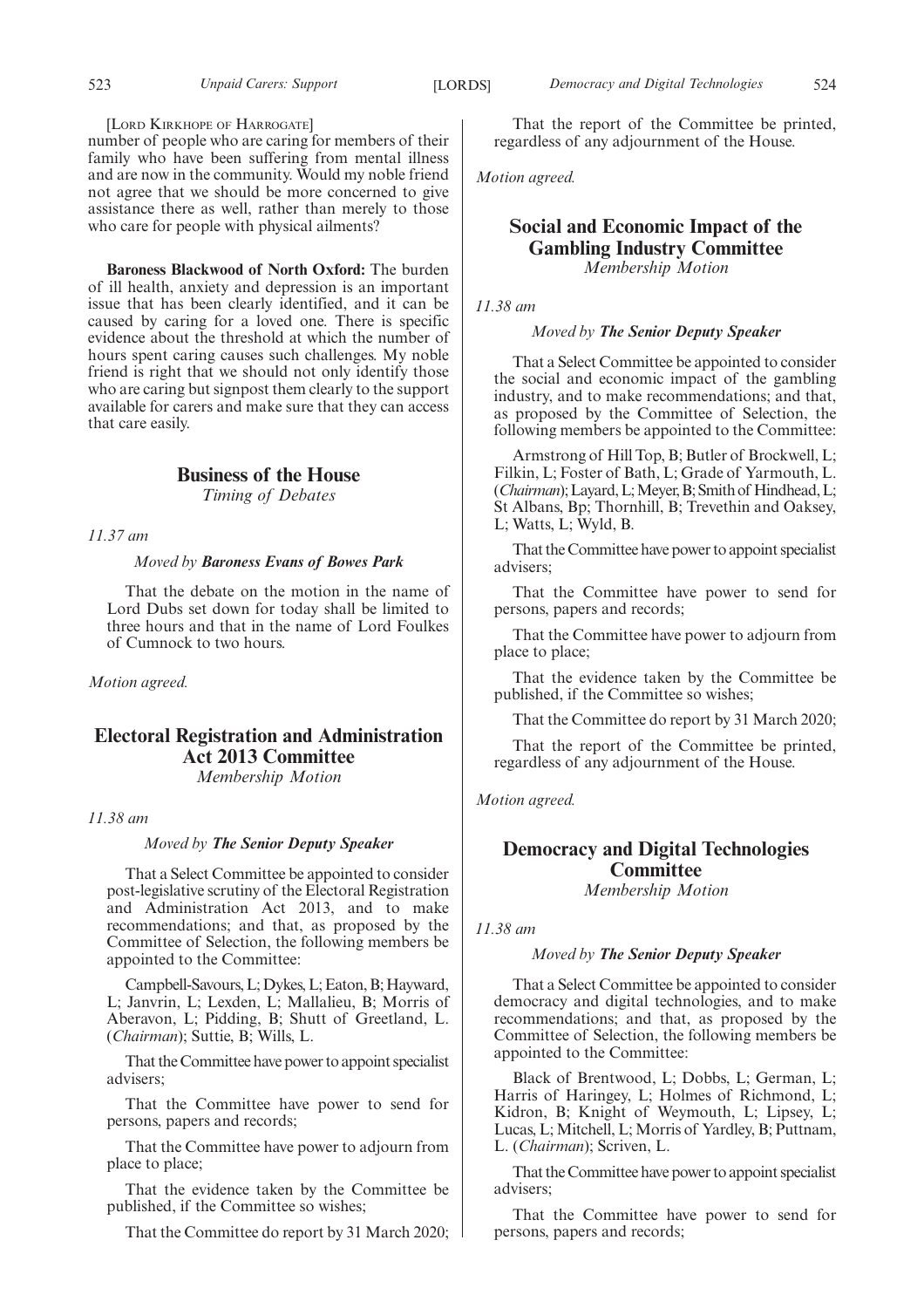[LORD KIRKHOPE OF HARROGATE]

number of people who are caring for members of their family who have been suffering from mental illness and are now in the community. Would my noble friend not agree that we should be more concerned to give assistance there as well, rather than merely to those who care for people with physical ailments?

**Baroness Blackwood of North Oxford:** The burden of ill health, anxiety and depression is an important issue that has been clearly identified, and it can be caused by caring for a loved one. There is specific evidence about the threshold at which the number of hours spent caring causes such challenges. My noble friend is right that we should not only identify those who are caring but signpost them clearly to the support available for carers and make sure that they can access that care easily.

## Business of the House

*Timing of Debates*

*11.37 am*

*Moved by* ***Baroness Evans of Bowes Park***

That the debate on the motion in the name of Lord Dubs set down for today shall be limited to three hours and that in the name of Lord Foulkes of Cumnock to two hours.

*Motion agreed.*

## Electoral Registration and Administration Act 2013 Committee

*Membership Motion*

*11.38 am*

*Moved by* ***The Senior Deputy Speaker***

That a Select Committee be appointed to consider post-legislative scrutiny of the Electoral Registration and Administration Act 2013, and to make recommendations; and that, as proposed by the Committee of Selection, the following members be appointed to the Committee:

Campbell-Savours, L; Dykes, L; Eaton, B; Hayward, L; Janvrin, L; Lexden, L; Mallalieu, B; Morris of Aberavon, L; Pidding, B; Shutt of Greetland, L. (*Chairman*); Suttie, B; Wills, L.

That the Committee have power to appoint specialist advisers;

That the Committee have power to send for persons, papers and records;

That the Committee have power to adjourn from place to place;

That the evidence taken by the Committee be published, if the Committee so wishes;

That the Committee do report by 31 March 2020;

That the report of the Committee be printed, regardless of any adjournment of the House.

*Motion agreed.*

## Social and Economic Impact of the Gambling Industry Committee

*Membership Motion*

*11.38 am*

*Moved by* ***The Senior Deputy Speaker***

That a Select Committee be appointed to consider the social and economic impact of the gambling industry, and to make recommendations; and that, as proposed by the Committee of Selection, the following members be appointed to the Committee:

Armstrong of Hill Top, B; Butler of Brockwell, L; Filkin, L; Foster of Bath, L; Grade of Yarmouth, L. (*Chairman*); Layard, L; Meyer, B; Smith of Hindhead, L; St Albans, Bp; Thornhill, B; Trevethin and Oaksey, L; Watts, L; Wyld, B.

That the Committee have power to appoint specialist advisers;

That the Committee have power to send for persons, papers and records;

That the Committee have power to adjourn from place to place;

That the evidence taken by the Committee be published, if the Committee so wishes;

That the Committee do report by 31 March 2020;

That the report of the Committee be printed, regardless of any adjournment of the House.

*Motion agreed.*

## Democracy and Digital Technologies Committee

*Membership Motion*

*11.38 am*

*Moved by* ***The Senior Deputy Speaker***

That a Select Committee be appointed to consider democracy and digital technologies, and to make recommendations; and that, as proposed by the Committee of Selection, the following members be appointed to the Committee:

Black of Brentwood, L; Dobbs, L; German, L; Harris of Haringey, L; Holmes of Richmond, L; Kidron, B; Knight of Weymouth, L; Lipsey, L; Lucas, L; Mitchell, L; Morris of Yardley, B; Puttnam, L. (*Chairman*); Scriven, L.

That the Committee have power to appoint specialist advisers;

That the Committee have power to send for persons, papers and records;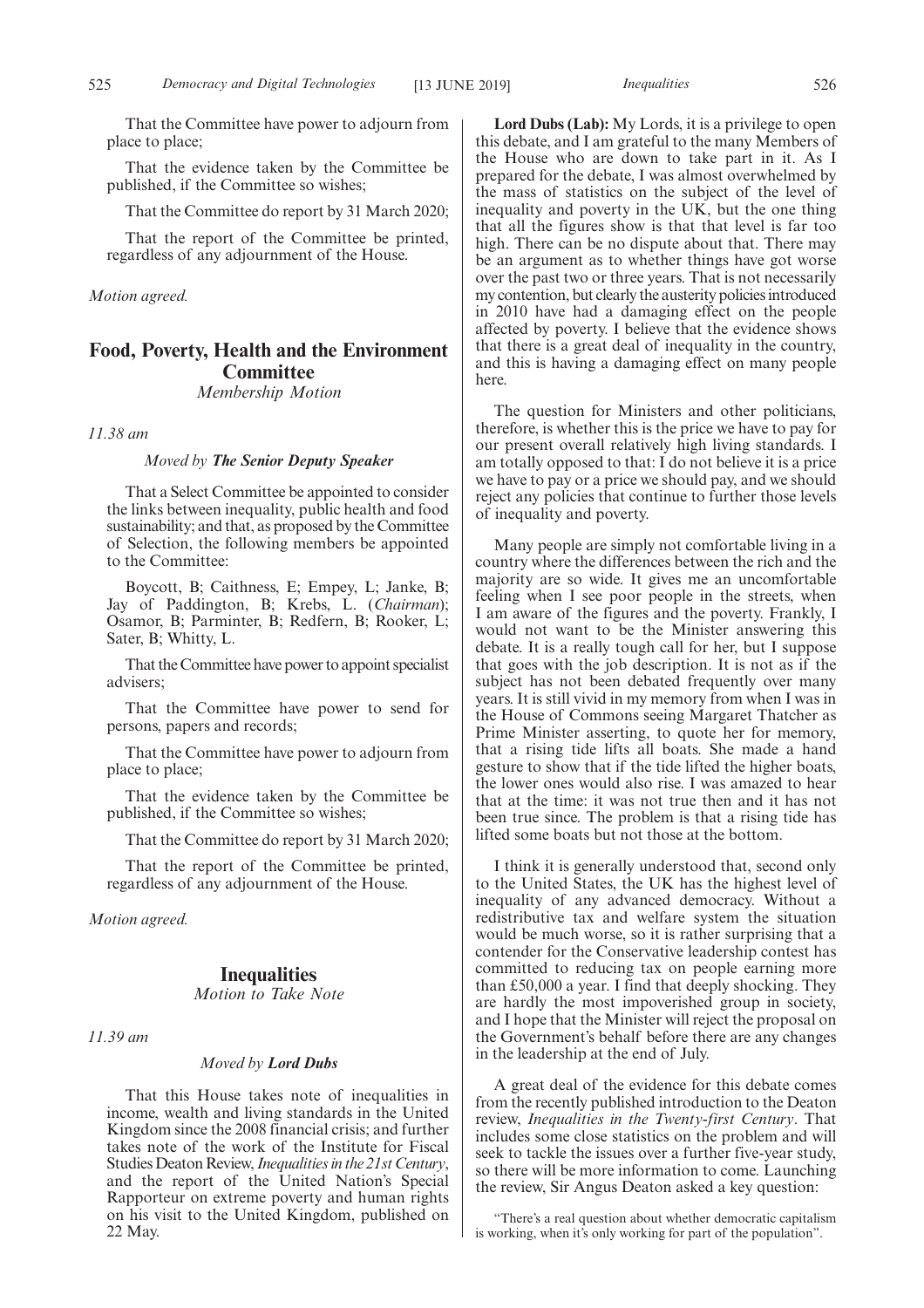That the Committee have power to adjourn from place to place;

That the evidence taken by the Committee be published, if the Committee so wishes;

That the Committee do report by 31 March 2020;

That the report of the Committee be printed, regardless of any adjournment of the House.

*Motion agreed.*

## Food, Poverty, Health and the Environment Committee

*Membership Motion*

*11.38 am*

*Moved by **The Senior Deputy Speaker***

That a Select Committee be appointed to consider the links between inequality, public health and food sustainability; and that, as proposed by the Committee of Selection, the following members be appointed to the Committee:

Boycott, B; Caithness, E; Empey, L; Janke, B; Jay of Paddington, B; Krebs, L. (*Chairman*); Osamor, B; Parminter, B; Redfern, B; Rooker, L; Sater, B; Whitty, L.

That the Committee have power to appoint specialist advisers;

That the Committee have power to send for persons, papers and records;

That the Committee have power to adjourn from place to place;

That the evidence taken by the Committee be published, if the Committee so wishes;

That the Committee do report by 31 March 2020;

That the report of the Committee be printed, regardless of any adjournment of the House.

*Motion agreed.*

## Inequalities

*Motion to Take Note*

*11.39 am*

*Moved by **Lord Dubs***

That this House takes note of inequalities in income, wealth and living standards in the United Kingdom since the 2008 financial crisis; and further takes note of the work of the Institute for Fiscal Studies Deaton Review, *Inequalities in the 21st Century*, and the report of the United Nation's Special Rapporteur on extreme poverty and human rights on his visit to the United Kingdom, published on 22 May.

**Lord Dubs (Lab):** My Lords, it is a privilege to open this debate, and I am grateful to the many Members of the House who are down to take part in it. As I prepared for the debate, I was almost overwhelmed by the mass of statistics on the subject of the level of inequality and poverty in the UK, but the one thing that all the figures show is that that level is far too high. There can be no dispute about that. There may be an argument as to whether things have got worse over the past two or three years. That is not necessarily my contention, but clearly the austerity policies introduced in 2010 have had a damaging effect on the people affected by poverty. I believe that the evidence shows that there is a great deal of inequality in the country, and this is having a damaging effect on many people here.

The question for Ministers and other politicians, therefore, is whether this is the price we have to pay for our present overall relatively high living standards. I am totally opposed to that: I do not believe it is a price we have to pay or a price we should pay, and we should reject any policies that continue to further those levels of inequality and poverty.

Many people are simply not comfortable living in a country where the differences between the rich and the majority are so wide. It gives me an uncomfortable feeling when I see poor people in the streets, when I am aware of the figures and the poverty. Frankly, I would not want to be the Minister answering this debate. It is a really tough call for her, but I suppose that goes with the job description. It is not as if the subject has not been debated frequently over many years. It is still vivid in my memory from when I was in the House of Commons seeing Margaret Thatcher as Prime Minister asserting, to quote her for memory, that a rising tide lifts all boats. She made a hand gesture to show that if the tide lifted the higher boats, the lower ones would also rise. I was amazed to hear that at the time: it was not true then and it has not been true since. The problem is that a rising tide has lifted some boats but not those at the bottom.

I think it is generally understood that, second only to the United States, the UK has the highest level of inequality of any advanced democracy. Without a redistributive tax and welfare system the situation would be much worse, so it is rather surprising that a contender for the Conservative leadership contest has committed to reducing tax on people earning more than £50,000 a year. I find that deeply shocking. They are hardly the most impoverished group in society, and I hope that the Minister will reject the proposal on the Government's behalf before there are any changes in the leadership at the end of July.

A great deal of the evidence for this debate comes from the recently published introduction to the Deaton review, *Inequalities in the Twenty-first Century*. That includes some close statistics on the problem and will seek to tackle the issues over a further five-year study, so there will be more information to come. Launching the review, Sir Angus Deaton asked a key question:

"There's a real question about whether democratic capitalism is working, when it's only working for part of the population".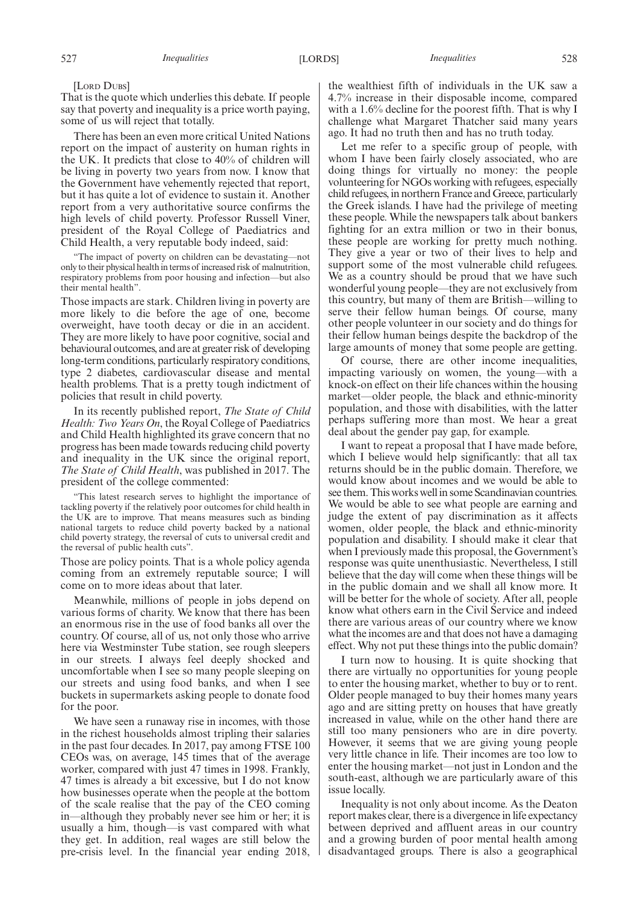[LORD DUBS]

That is the quote which underlies this debate. If people say that poverty and inequality is a price worth paying, some of us will reject that totally.

There has been an even more critical United Nations report on the impact of austerity on human rights in the UK. It predicts that close to 40% of children will be living in poverty two years from now. I know that the Government have vehemently rejected that report, but it has quite a lot of evidence to sustain it. Another report from a very authoritative source confirms the high levels of child poverty. Professor Russell Viner, president of the Royal College of Paediatrics and Child Health, a very reputable body indeed, said:

"The impact of poverty on children can be devastating—not only to their physical health in terms of increased risk of malnutrition, respiratory problems from poor housing and infection—but also their mental health".

Those impacts are stark. Children living in poverty are more likely to die before the age of one, become overweight, have tooth decay or die in an accident. They are more likely to have poor cognitive, social and behavioural outcomes, and are at greater risk of developing long-term conditions, particularly respiratory conditions, type 2 diabetes, cardiovascular disease and mental health problems. That is a pretty tough indictment of policies that result in child poverty.

In its recently published report, *The State of Child Health: Two Years On*, the Royal College of Paediatrics and Child Health highlighted its grave concern that no progress has been made towards reducing child poverty and inequality in the UK since the original report, *The State of Child Health*, was published in 2017. The president of the college commented:

"This latest research serves to highlight the importance of tackling poverty if the relatively poor outcomes for child health in the UK are to improve. That means measures such as binding national targets to reduce child poverty backed by a national child poverty strategy, the reversal of cuts to universal credit and the reversal of public health cuts".

Those are policy points. That is a whole policy agenda coming from an extremely reputable source; I will come on to more ideas about that later.

Meanwhile, millions of people in jobs depend on various forms of charity. We know that there has been an enormous rise in the use of food banks all over the country. Of course, all of us, not only those who arrive here via Westminster Tube station, see rough sleepers in our streets. I always feel deeply shocked and uncomfortable when I see so many people sleeping on our streets and using food banks, and when I see buckets in supermarkets asking people to donate food for the poor.

We have seen a runaway rise in incomes, with those in the richest households almost tripling their salaries in the past four decades. In 2017, pay among FTSE 100 CEOs was, on average, 145 times that of the average worker, compared with just 47 times in 1998. Frankly, 47 times is already a bit excessive, but I do not know how businesses operate when the people at the bottom of the scale realise that the pay of the CEO coming in—although they probably never see him or her; it is usually a him, though—is vast compared with what they get. In addition, real wages are still below the pre-crisis level. In the financial year ending 2018, the wealthiest fifth of individuals in the UK saw a 4.7% increase in their disposable income, compared with a 1.6% decline for the poorest fifth. That is why I challenge what Margaret Thatcher said many years ago. It had no truth then and has no truth today.

Let me refer to a specific group of people, with whom I have been fairly closely associated, who are doing things for virtually no money: the people volunteering for NGOs working with refugees, especially child refugees, in northern France and Greece, particularly the Greek islands. I have had the privilege of meeting these people. While the newspapers talk about bankers fighting for an extra million or two in their bonus, these people are working for pretty much nothing. They give a year or two of their lives to help and support some of the most vulnerable child refugees. We as a country should be proud that we have such wonderful young people—they are not exclusively from this country, but many of them are British—willing to serve their fellow human beings. Of course, many other people volunteer in our society and do things for their fellow human beings despite the backdrop of the large amounts of money that some people are getting.

Of course, there are other income inequalities, impacting variously on women, the young—with a knock-on effect on their life chances within the housing market—older people, the black and ethnic-minority population, and those with disabilities, with the latter perhaps suffering more than most. We hear a great deal about the gender pay gap, for example.

I want to repeat a proposal that I have made before, which I believe would help significantly: that all tax returns should be in the public domain. Therefore, we would know about incomes and we would be able to see them. This works well in some Scandinavian countries. We would be able to see what people are earning and judge the extent of pay discrimination as it affects women, older people, the black and ethnic-minority population and disability. I should make it clear that when I previously made this proposal, the Government's response was quite unenthusiastic. Nevertheless, I still believe that the day will come when these things will be in the public domain and we shall all know more. It will be better for the whole of society. After all, people know what others earn in the Civil Service and indeed there are various areas of our country where we know what the incomes are and that does not have a damaging effect. Why not put these things into the public domain?

I turn now to housing. It is quite shocking that there are virtually no opportunities for young people to enter the housing market, whether to buy or to rent. Older people managed to buy their homes many years ago and are sitting pretty on houses that have greatly increased in value, while on the other hand there are still too many pensioners who are in dire poverty. However, it seems that we are giving young people very little chance in life. Their incomes are too low to enter the housing market—not just in London and the south-east, although we are particularly aware of this issue locally.

Inequality is not only about income. As the Deaton report makes clear, there is a divergence in life expectancy between deprived and affluent areas in our country and a growing burden of poor mental health among disadvantaged groups. There is also a geographical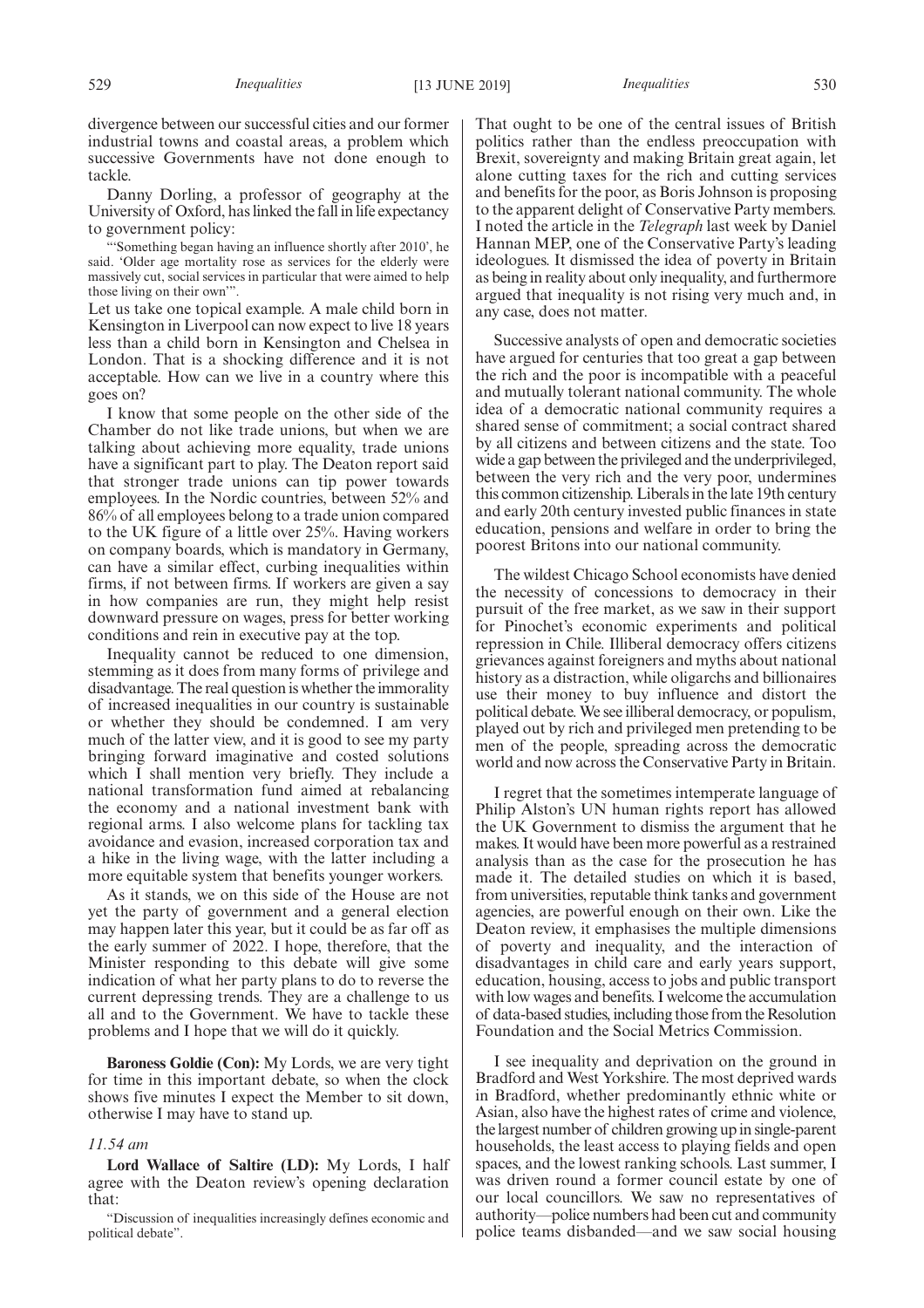divergence between our successful cities and our former industrial towns and coastal areas, a problem which successive Governments have not done enough to tackle.

Danny Dorling, a professor of geography at the University of Oxford, has linked the fall in life expectancy to government policy:

"'Something began having an influence shortly after 2010', he said. 'Older age mortality rose as services for the elderly were massively cut, social services in particular that were aimed to help those living on their own'".

Let us take one topical example. A male child born in Kensington in Liverpool can now expect to live 18 years less than a child born in Kensington and Chelsea in London. That is a shocking difference and it is not acceptable. How can we live in a country where this goes on?

I know that some people on the other side of the Chamber do not like trade unions, but when we are talking about achieving more equality, trade unions have a significant part to play. The Deaton report said that stronger trade unions can tip power towards employees. In the Nordic countries, between 52% and 86% of all employees belong to a trade union compared to the UK figure of a little over 25%. Having workers on company boards, which is mandatory in Germany, can have a similar effect, curbing inequalities within firms, if not between firms. If workers are given a say in how companies are run, they might help resist downward pressure on wages, press for better working conditions and rein in executive pay at the top.

Inequality cannot be reduced to one dimension, stemming as it does from many forms of privilege and disadvantage. The real question is whether the immorality of increased inequalities in our country is sustainable or whether they should be condemned. I am very much of the latter view, and it is good to see my party bringing forward imaginative and costed solutions which I shall mention very briefly. They include a national transformation fund aimed at rebalancing the economy and a national investment bank with regional arms. I also welcome plans for tackling tax avoidance and evasion, increased corporation tax and a hike in the living wage, with the latter including a more equitable system that benefits younger workers.

As it stands, we on this side of the House are not yet the party of government and a general election may happen later this year, but it could be as far off as the early summer of 2022. I hope, therefore, that the Minister responding to this debate will give some indication of what her party plans to do to reverse the current depressing trends. They are a challenge to us all and to the Government. We have to tackle these problems and I hope that we will do it quickly.

**Baroness Goldie (Con):** My Lords, we are very tight for time in this important debate, so when the clock shows five minutes I expect the Member to sit down, otherwise I may have to stand up.

*11.54 am*

**Lord Wallace of Saltaire (LD):** My Lords, I half agree with the Deaton review's opening declaration that:

"Discussion of inequalities increasingly defines economic and political debate".

That ought to be one of the central issues of British politics rather than the endless preoccupation with Brexit, sovereignty and making Britain great again, let alone cutting taxes for the rich and cutting services and benefits for the poor, as Boris Johnson is proposing to the apparent delight of Conservative Party members. I noted the article in the *Telegraph* last week by Daniel Hannan MEP, one of the Conservative Party's leading ideologues. It dismissed the idea of poverty in Britain as being in reality about only inequality, and furthermore argued that inequality is not rising very much and, in any case, does not matter.

Successive analysts of open and democratic societies have argued for centuries that too great a gap between the rich and the poor is incompatible with a peaceful and mutually tolerant national community. The whole idea of a democratic national community requires a shared sense of commitment; a social contract shared by all citizens and between citizens and the state. Too wide a gap between the privileged and the underprivileged, between the very rich and the very poor, undermines this common citizenship. Liberals in the late 19th century and early 20th century invested public finances in state education, pensions and welfare in order to bring the poorest Britons into our national community.

The wildest Chicago School economists have denied the necessity of concessions to democracy in their pursuit of the free market, as we saw in their support for Pinochet's economic experiments and political repression in Chile. Illiberal democracy offers citizens grievances against foreigners and myths about national history as a distraction, while oligarchs and billionaires use their money to buy influence and distort the political debate. We see illiberal democracy, or populism, played out by rich and privileged men pretending to be men of the people, spreading across the democratic world and now across the Conservative Party in Britain.

I regret that the sometimes intemperate language of Philip Alston's UN human rights report has allowed the UK Government to dismiss the argument that he makes. It would have been more powerful as a restrained analysis than as the case for the prosecution he has made it. The detailed studies on which it is based, from universities, reputable think tanks and government agencies, are powerful enough on their own. Like the Deaton review, it emphasises the multiple dimensions of poverty and inequality, and the interaction of disadvantages in child care and early years support, education, housing, access to jobs and public transport with low wages and benefits. I welcome the accumulation of data-based studies, including those from the Resolution Foundation and the Social Metrics Commission.

I see inequality and deprivation on the ground in Bradford and West Yorkshire. The most deprived wards in Bradford, whether predominantly ethnic white or Asian, also have the highest rates of crime and violence, the largest number of children growing up in single-parent households, the least access to playing fields and open spaces, and the lowest ranking schools. Last summer, I was driven round a former council estate by one of our local councillors. We saw no representatives of authority—police numbers had been cut and community police teams disbanded—and we saw social housing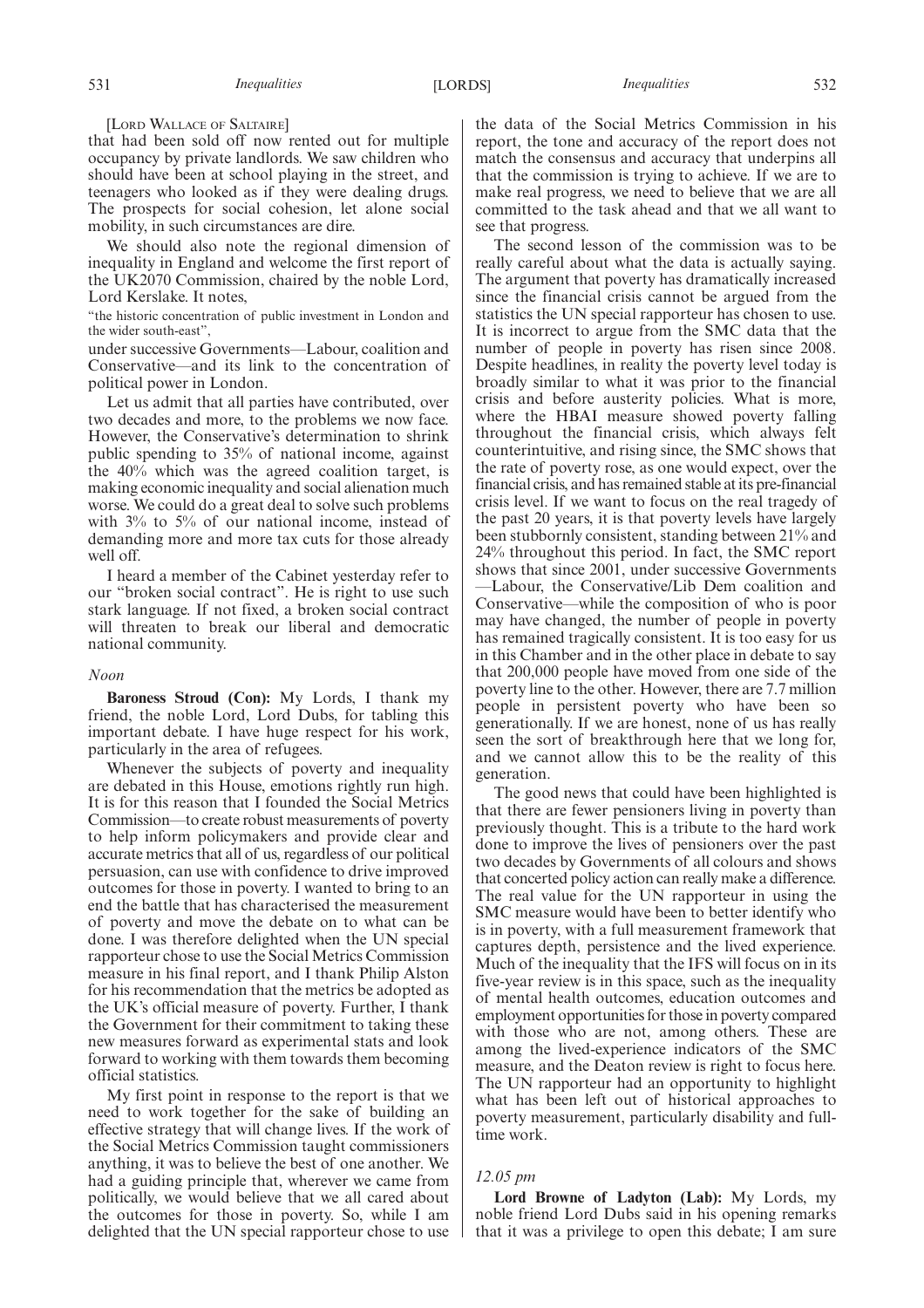[LORD WALLACE OF SALTAIRE]

that had been sold off now rented out for multiple occupancy by private landlords. We saw children who should have been at school playing in the street, and teenagers who looked as if they were dealing drugs. The prospects for social cohesion, let alone social mobility, in such circumstances are dire.

We should also note the regional dimension of inequality in England and welcome the first report of the UK2070 Commission, chaired by the noble Lord, Lord Kerslake. It notes,

"the historic concentration of public investment in London and the wider south-east",

under successive Governments—Labour, coalition and Conservative—and its link to the concentration of political power in London.

Let us admit that all parties have contributed, over two decades and more, to the problems we now face. However, the Conservative's determination to shrink public spending to 35% of national income, against the 40% which was the agreed coalition target, is making economic inequality and social alienation much worse. We could do a great deal to solve such problems with 3% to 5% of our national income, instead of demanding more and more tax cuts for those already well off.

I heard a member of the Cabinet yesterday refer to our "broken social contract". He is right to use such stark language. If not fixed, a broken social contract will threaten to break our liberal and democratic national community.

*Noon*

**Baroness Stroud (Con):** My Lords, I thank my friend, the noble Lord, Lord Dubs, for tabling this important debate. I have huge respect for his work, particularly in the area of refugees.

Whenever the subjects of poverty and inequality are debated in this House, emotions rightly run high. It is for this reason that I founded the Social Metrics Commission—to create robust measurements of poverty to help inform policymakers and provide clear and accurate metrics that all of us, regardless of our political persuasion, can use with confidence to drive improved outcomes for those in poverty. I wanted to bring to an end the battle that has characterised the measurement of poverty and move the debate on to what can be done. I was therefore delighted when the UN special rapporteur chose to use the Social Metrics Commission measure in his final report, and I thank Philip Alston for his recommendation that the metrics be adopted as the UK's official measure of poverty. Further, I thank the Government for their commitment to taking these new measures forward as experimental stats and look forward to working with them towards them becoming official statistics.

My first point in response to the report is that we need to work together for the sake of building an effective strategy that will change lives. If the work of the Social Metrics Commission taught commissioners anything, it was to believe the best of one another. We had a guiding principle that, wherever we came from politically, we would believe that we all cared about the outcomes for those in poverty. So, while I am delighted that the UN special rapporteur chose to use the data of the Social Metrics Commission in his report, the tone and accuracy of the report does not match the consensus and accuracy that underpins all that the commission is trying to achieve. If we are to make real progress, we need to believe that we are all committed to the task ahead and that we all want to see that progress.

The second lesson of the commission was to be really careful about what the data is actually saying. The argument that poverty has dramatically increased since the financial crisis cannot be argued from the statistics the UN special rapporteur has chosen to use. It is incorrect to argue from the SMC data that the number of people in poverty has risen since 2008. Despite headlines, in reality the poverty level today is broadly similar to what it was prior to the financial crisis and before austerity policies. What is more, where the HBAI measure showed poverty falling throughout the financial crisis, which always felt counterintuitive, and rising since, the SMC shows that the rate of poverty rose, as one would expect, over the financial crisis, and has remained stable at its pre-financial crisis level. If we want to focus on the real tragedy of the past 20 years, it is that poverty levels have largely been stubbornly consistent, standing between 21% and 24% throughout this period. In fact, the SMC report shows that since 2001, under successive Governments —Labour, the Conservative/Lib Dem coalition and Conservative—while the composition of who is poor may have changed, the number of people in poverty has remained tragically consistent. It is too easy for us in this Chamber and in the other place in debate to say that 200,000 people have moved from one side of the poverty line to the other. However, there are 7.7 million people in persistent poverty who have been so generationally. If we are honest, none of us has really seen the sort of breakthrough here that we long for, and we cannot allow this to be the reality of this generation.

The good news that could have been highlighted is that there are fewer pensioners living in poverty than previously thought. This is a tribute to the hard work done to improve the lives of pensioners over the past two decades by Governments of all colours and shows that concerted policy action can really make a difference. The real value for the UN rapporteur in using the SMC measure would have been to better identify who is in poverty, with a full measurement framework that captures depth, persistence and the lived experience. Much of the inequality that the IFS will focus on in its five-year review is in this space, such as the inequality of mental health outcomes, education outcomes and employment opportunities for those in poverty compared with those who are not, among others. These are among the lived-experience indicators of the SMC measure, and the Deaton review is right to focus here. The UN rapporteur had an opportunity to highlight what has been left out of historical approaches to poverty measurement, particularly disability and full-time work.

*12.05 pm*

**Lord Browne of Ladyton (Lab):** My Lords, my noble friend Lord Dubs said in his opening remarks that it was a privilege to open this debate; I am sure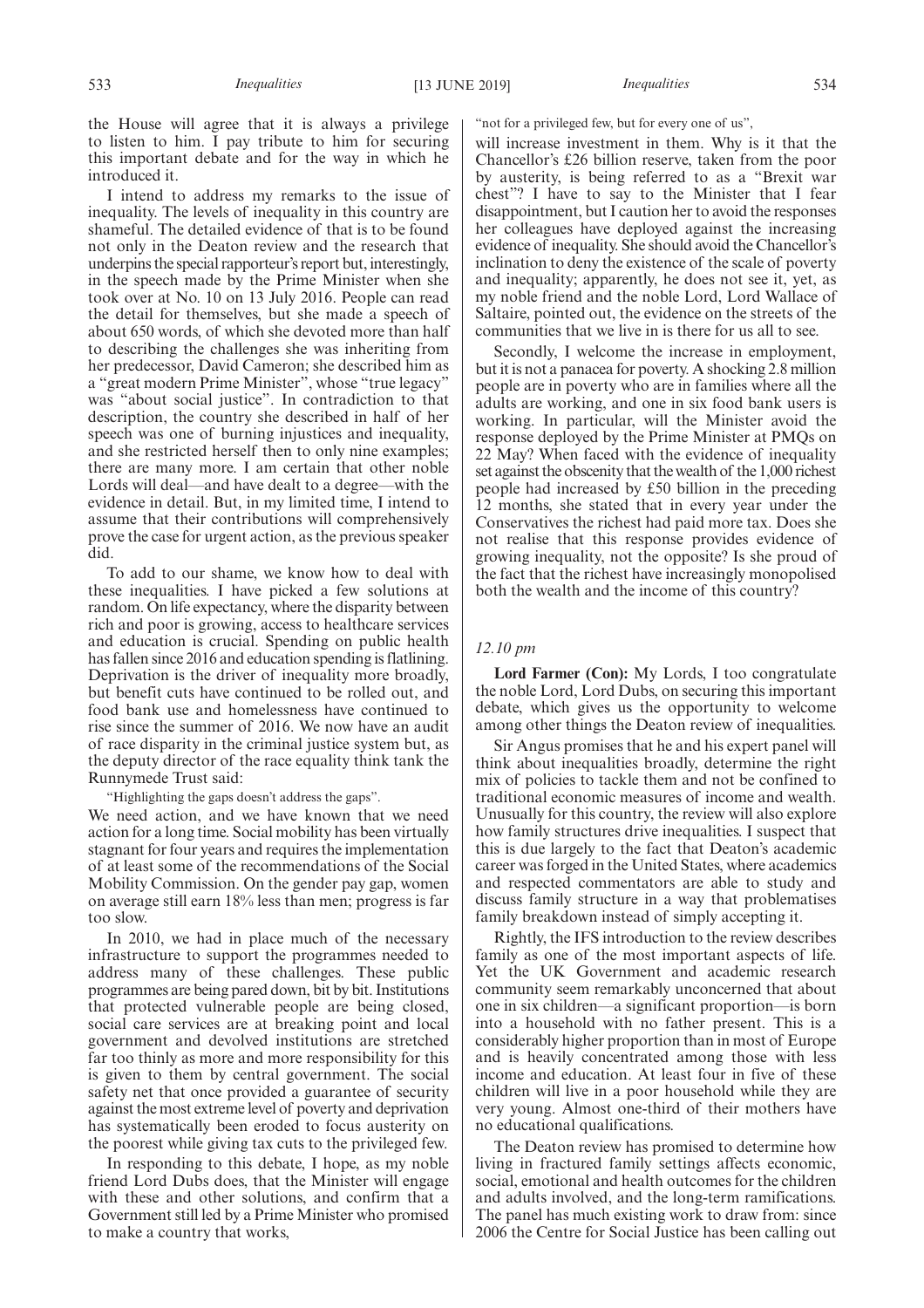the House will agree that it is always a privilege to listen to him. I pay tribute to him for securing this important debate and for the way in which he introduced it.

I intend to address my remarks to the issue of inequality. The levels of inequality in this country are shameful. The detailed evidence of that is to be found not only in the Deaton review and the research that underpins the special rapporteur's report but, interestingly, in the speech made by the Prime Minister when she took over at No. 10 on 13 July 2016. People can read the detail for themselves, but she made a speech of about 650 words, of which she devoted more than half to describing the challenges she was inheriting from her predecessor, David Cameron; she described him as a "great modern Prime Minister", whose "true legacy" was "about social justice". In contradiction to that description, the country she described in half of her speech was one of burning injustices and inequality, and she restricted herself then to only nine examples; there are many more. I am certain that other noble Lords will deal—and have dealt to a degree—with the evidence in detail. But, in my limited time, I intend to assume that their contributions will comprehensively prove the case for urgent action, as the previous speaker did.

To add to our shame, we know how to deal with these inequalities. I have picked a few solutions at random. On life expectancy, where the disparity between rich and poor is growing, access to healthcare services and education is crucial. Spending on public health has fallen since 2016 and education spending is flatlining. Deprivation is the driver of inequality more broadly, but benefit cuts have continued to be rolled out, and food bank use and homelessness have continued to rise since the summer of 2016. We now have an audit of race disparity in the criminal justice system but, as the deputy director of the race equality think tank the Runnymede Trust said:

"Highlighting the gaps doesn't address the gaps".

We need action, and we have known that we need action for a long time. Social mobility has been virtually stagnant for four years and requires the implementation of at least some of the recommendations of the Social Mobility Commission. On the gender pay gap, women on average still earn 18% less than men; progress is far too slow.

In 2010, we had in place much of the necessary infrastructure to support the programmes needed to address many of these challenges. These public programmes are being pared down, bit by bit. Institutions that protected vulnerable people are being closed, social care services are at breaking point and local government and devolved institutions are stretched far too thinly as more and more responsibility for this is given to them by central government. The social safety net that once provided a guarantee of security against the most extreme level of poverty and deprivation has systematically been eroded to focus austerity on the poorest while giving tax cuts to the privileged few.

In responding to this debate, I hope, as my noble friend Lord Dubs does, that the Minister will engage with these and other solutions, and confirm that a Government still led by a Prime Minister who promised to make a country that works,

"not for a privileged few, but for every one of us",

will increase investment in them. Why is it that the Chancellor's £26 billion reserve, taken from the poor by austerity, is being referred to as a "Brexit war chest"? I have to say to the Minister that I fear disappointment, but I caution her to avoid the responses her colleagues have deployed against the increasing evidence of inequality. She should avoid the Chancellor's inclination to deny the existence of the scale of poverty and inequality; apparently, he does not see it, yet, as my noble friend and the noble Lord, Lord Wallace of Saltaire, pointed out, the evidence on the streets of the communities that we live in is there for us all to see.

Secondly, I welcome the increase in employment, but it is not a panacea for poverty. A shocking 2.8 million people are in poverty who are in families where all the adults are working, and one in six food bank users is working. In particular, will the Minister avoid the response deployed by the Prime Minister at PMQs on 22 May? When faced with the evidence of inequality set against the obscenity that the wealth of the 1,000 richest people had increased by £50 billion in the preceding 12 months, she stated that in every year under the Conservatives the richest had paid more tax. Does she not realise that this response provides evidence of growing inequality, not the opposite? Is she proud of the fact that the richest have increasingly monopolised both the wealth and the income of this country?

*12.10 pm*

**Lord Farmer (Con):** My Lords, I too congratulate the noble Lord, Lord Dubs, on securing this important debate, which gives us the opportunity to welcome among other things the Deaton review of inequalities.

Sir Angus promises that he and his expert panel will think about inequalities broadly, determine the right mix of policies to tackle them and not be confined to traditional economic measures of income and wealth. Unusually for this country, the review will also explore how family structures drive inequalities. I suspect that this is due largely to the fact that Deaton's academic career was forged in the United States, where academics and respected commentators are able to study and discuss family structure in a way that problematises family breakdown instead of simply accepting it.

Rightly, the IFS introduction to the review describes family as one of the most important aspects of life. Yet the UK Government and academic research community seem remarkably unconcerned that about one in six children—a significant proportion—is born into a household with no father present. This is a considerably higher proportion than in most of Europe and is heavily concentrated among those with less income and education. At least four in five of these children will live in a poor household while they are very young. Almost one-third of their mothers have no educational qualifications.

The Deaton review has promised to determine how living in fractured family settings affects economic, social, emotional and health outcomes for the children and adults involved, and the long-term ramifications. The panel has much existing work to draw from: since 2006 the Centre for Social Justice has been calling out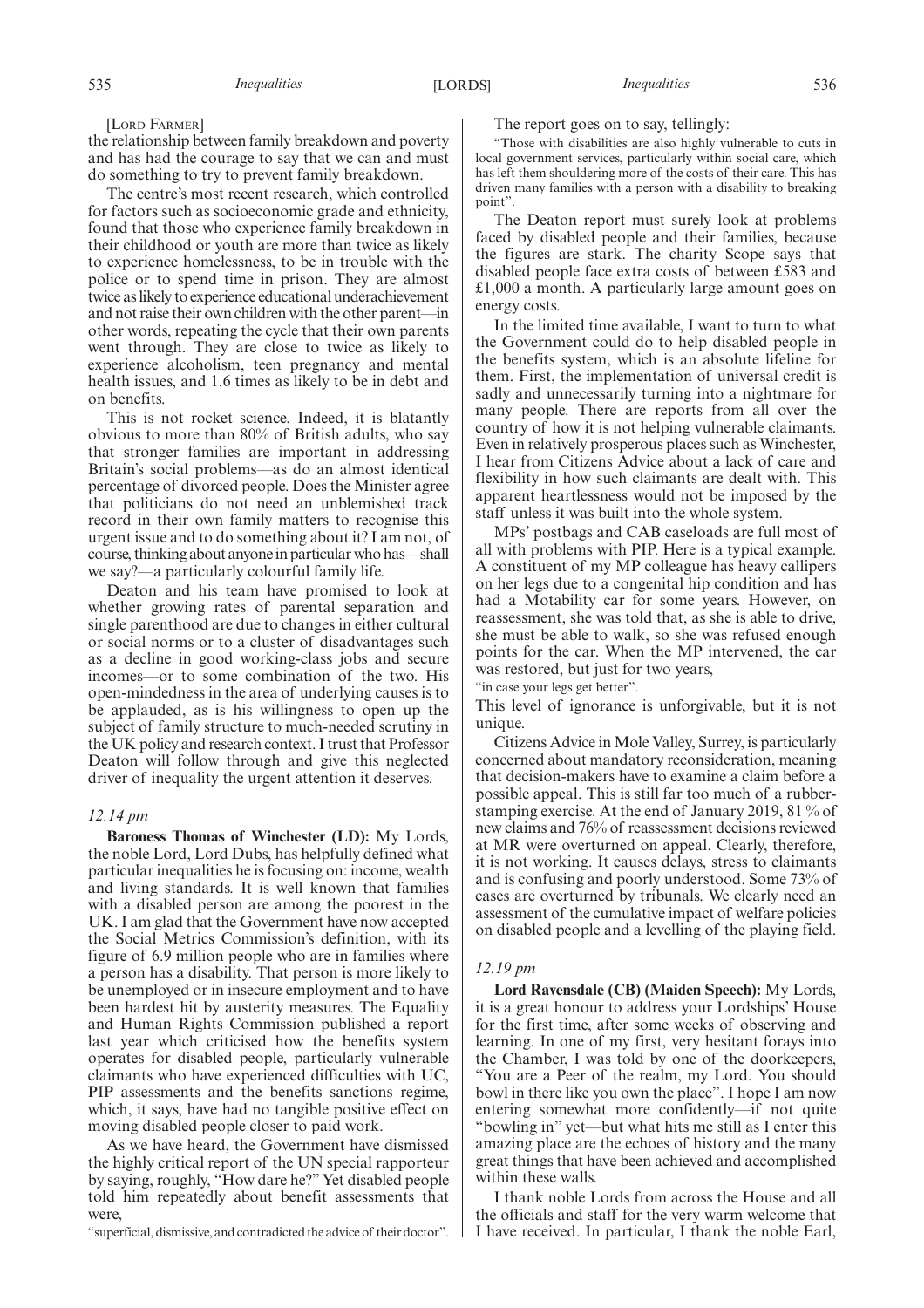[LORD FARMER]

the relationship between family breakdown and poverty and has had the courage to say that we can and must do something to try to prevent family breakdown.

The centre's most recent research, which controlled for factors such as socioeconomic grade and ethnicity, found that those who experience family breakdown in their childhood or youth are more than twice as likely to experience homelessness, to be in trouble with the police or to spend time in prison. They are almost twice as likely to experience educational underachievement and not raise their own children with the other parent—in other words, repeating the cycle that their own parents went through. They are close to twice as likely to experience alcoholism, teen pregnancy and mental health issues, and 1.6 times as likely to be in debt and on benefits.

This is not rocket science. Indeed, it is blatantly obvious to more than 80% of British adults, who say that stronger families are important in addressing Britain's social problems—as do an almost identical percentage of divorced people. Does the Minister agree that politicians do not need an unblemished track record in their own family matters to recognise this urgent issue and to do something about it? I am not, of course, thinking about anyone in particular who has—shall we say?—a particularly colourful family life.

Deaton and his team have promised to look at whether growing rates of parental separation and single parenthood are due to changes in either cultural or social norms or to a cluster of disadvantages such as a decline in good working-class jobs and secure incomes—or to some combination of the two. His open-mindedness in the area of underlying causes is to be applauded, as is his willingness to open up the subject of family structure to much-needed scrutiny in the UK policy and research context. I trust that Professor Deaton will follow through and give this neglected driver of inequality the urgent attention it deserves.

*12.14 pm*

**Baroness Thomas of Winchester (LD):** My Lords, the noble Lord, Lord Dubs, has helpfully defined what particular inequalities he is focusing on: income, wealth and living standards. It is well known that families with a disabled person are among the poorest in the UK. I am glad that the Government have now accepted the Social Metrics Commission's definition, with its figure of 6.9 million people who are in families where a person has a disability. That person is more likely to be unemployed or in insecure employment and to have been hardest hit by austerity measures. The Equality and Human Rights Commission published a report last year which criticised how the benefits system operates for disabled people, particularly vulnerable claimants who have experienced difficulties with UC, PIP assessments and the benefits sanctions regime, which, it says, have had no tangible positive effect on moving disabled people closer to paid work.

As we have heard, the Government have dismissed the highly critical report of the UN special rapporteur by saying, roughly, "How dare he?" Yet disabled people told him repeatedly about benefit assessments that were,

"superficial, dismissive, and contradicted the advice of their doctor".

The report goes on to say, tellingly:

"Those with disabilities are also highly vulnerable to cuts in local government services, particularly within social care, which has left them shouldering more of the costs of their care. This has driven many families with a person with a disability to breaking point".

The Deaton report must surely look at problems faced by disabled people and their families, because the figures are stark. The charity Scope says that disabled people face extra costs of between £583 and £1,000 a month. A particularly large amount goes on energy costs.

In the limited time available, I want to turn to what the Government could do to help disabled people in the benefits system, which is an absolute lifeline for them. First, the implementation of universal credit is sadly and unnecessarily turning into a nightmare for many people. There are reports from all over the country of how it is not helping vulnerable claimants. Even in relatively prosperous places such as Winchester, I hear from Citizens Advice about a lack of care and flexibility in how such claimants are dealt with. This apparent heartlessness would not be imposed by the staff unless it was built into the whole system.

MPs' postbags and CAB caseloads are full most of all with problems with PIP. Here is a typical example. A constituent of my MP colleague has heavy callipers on her legs due to a congenital hip condition and has had a Motability car for some years. However, on reassessment, she was told that, as she is able to drive, she must be able to walk, so she was refused enough points for the car. When the MP intervened, the car was restored, but just for two years,

"in case your legs get better".

This level of ignorance is unforgivable, but it is not unique.

Citizens Advice in Mole Valley, Surrey, is particularly concerned about mandatory reconsideration, meaning that decision-makers have to examine a claim before a possible appeal. This is still far too much of a rubber-stamping exercise. At the end of January 2019, 81 % of new claims and 76% of reassessment decisions reviewed at MR were overturned on appeal. Clearly, therefore, it is not working. It causes delays, stress to claimants and is confusing and poorly understood. Some 73% of cases are overturned by tribunals. We clearly need an assessment of the cumulative impact of welfare policies on disabled people and a levelling of the playing field.

*12.19 pm*

**Lord Ravensdale (CB) (Maiden Speech):** My Lords, it is a great honour to address your Lordships' House for the first time, after some weeks of observing and learning. In one of my first, very hesitant forays into the Chamber, I was told by one of the doorkeepers, "You are a Peer of the realm, my Lord. You should bowl in there like you own the place". I hope I am now entering somewhat more confidently—if not quite "bowling in" yet—but what hits me still as I enter this amazing place are the echoes of history and the many great things that have been achieved and accomplished within these walls.

I thank noble Lords from across the House and all the officials and staff for the very warm welcome that I have received. In particular, I thank the noble Earl,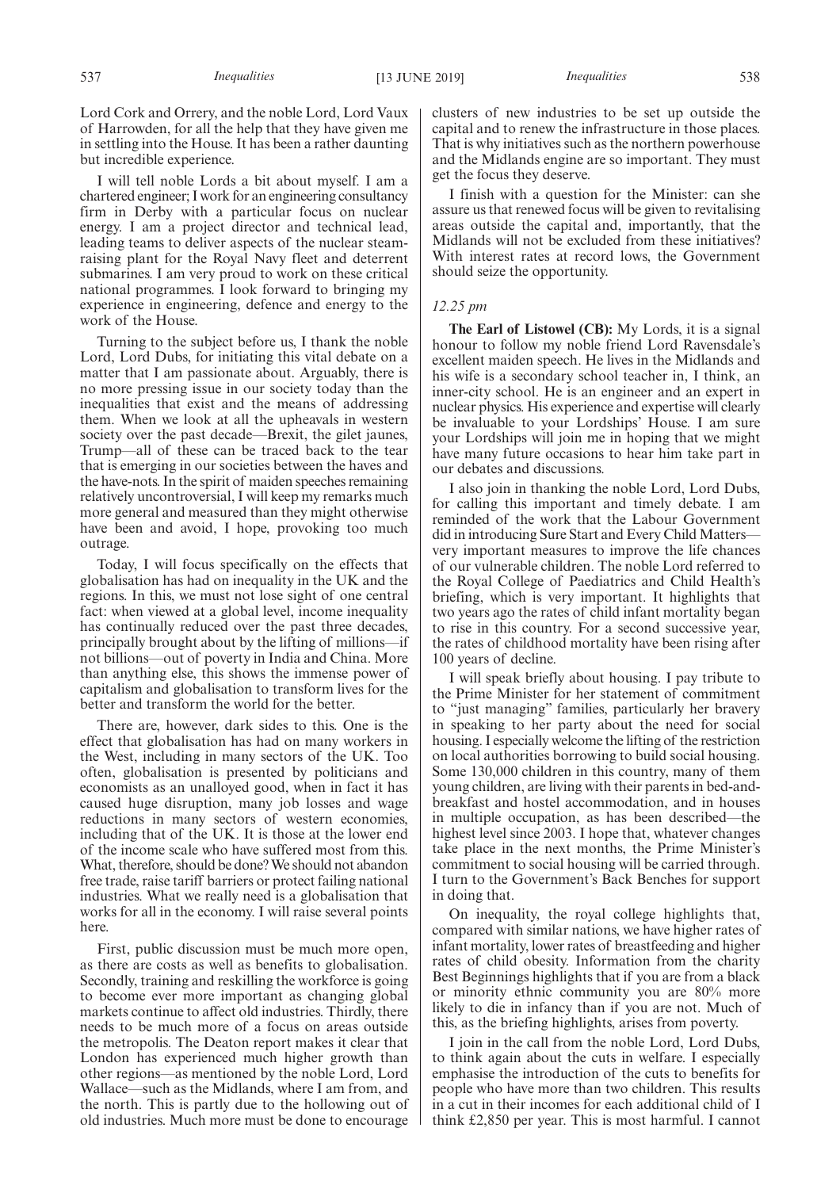Lord Cork and Orrery, and the noble Lord, Lord Vaux of Harrowden, for all the help that they have given me in settling into the House. It has been a rather daunting but incredible experience.

I will tell noble Lords a bit about myself. I am a chartered engineer; I work for an engineering consultancy firm in Derby with a particular focus on nuclear energy. I am a project director and technical lead, leading teams to deliver aspects of the nuclear steam-raising plant for the Royal Navy fleet and deterrent submarines. I am very proud to work on these critical national programmes. I look forward to bringing my experience in engineering, defence and energy to the work of the House.

Turning to the subject before us, I thank the noble Lord, Lord Dubs, for initiating this vital debate on a matter that I am passionate about. Arguably, there is no more pressing issue in our society today than the inequalities that exist and the means of addressing them. When we look at all the upheavals in western society over the past decade—Brexit, the gilet jaunes, Trump—all of these can be traced back to the tear that is emerging in our societies between the haves and the have-nots. In the spirit of maiden speeches remaining relatively uncontroversial, I will keep my remarks much more general and measured than they might otherwise have been and avoid, I hope, provoking too much outrage.

Today, I will focus specifically on the effects that globalisation has had on inequality in the UK and the regions. In this, we must not lose sight of one central fact: when viewed at a global level, income inequality has continually reduced over the past three decades, principally brought about by the lifting of millions—if not billions—out of poverty in India and China. More than anything else, this shows the immense power of capitalism and globalisation to transform lives for the better and transform the world for the better.

There are, however, dark sides to this. One is the effect that globalisation has had on many workers in the West, including in many sectors of the UK. Too often, globalisation is presented by politicians and economists as an unalloyed good, when in fact it has caused huge disruption, many job losses and wage reductions in many sectors of western economies, including that of the UK. It is those at the lower end of the income scale who have suffered most from this. What, therefore, should be done? We should not abandon free trade, raise tariff barriers or protect failing national industries. What we really need is a globalisation that works for all in the economy. I will raise several points here.

First, public discussion must be much more open, as there are costs as well as benefits to globalisation. Secondly, training and reskilling the workforce is going to become ever more important as changing global markets continue to affect old industries. Thirdly, there needs to be much more of a focus on areas outside the metropolis. The Deaton report makes it clear that London has experienced much higher growth than other regions—as mentioned by the noble Lord, Lord Wallace—such as the Midlands, where I am from, and the north. This is partly due to the hollowing out of old industries. Much more must be done to encourage clusters of new industries to be set up outside the capital and to renew the infrastructure in those places. That is why initiatives such as the northern powerhouse and the Midlands engine are so important. They must get the focus they deserve.

I finish with a question for the Minister: can she assure us that renewed focus will be given to revitalising areas outside the capital and, importantly, that the Midlands will not be excluded from these initiatives? With interest rates at record lows, the Government should seize the opportunity.

*12.25 pm*

**The Earl of Listowel (CB):** My Lords, it is a signal honour to follow my noble friend Lord Ravensdale's excellent maiden speech. He lives in the Midlands and his wife is a secondary school teacher in, I think, an inner-city school. He is an engineer and an expert in nuclear physics. His experience and expertise will clearly be invaluable to your Lordships' House. I am sure your Lordships will join me in hoping that we might have many future occasions to hear him take part in our debates and discussions.

I also join in thanking the noble Lord, Lord Dubs, for calling this important and timely debate. I am reminded of the work that the Labour Government did in introducing Sure Start and Every Child Matters—very important measures to improve the life chances of our vulnerable children. The noble Lord referred to the Royal College of Paediatrics and Child Health's briefing, which is very important. It highlights that two years ago the rates of child infant mortality began to rise in this country. For a second successive year, the rates of childhood mortality have been rising after 100 years of decline.

I will speak briefly about housing. I pay tribute to the Prime Minister for her statement of commitment to "just managing" families, particularly her bravery in speaking to her party about the need for social housing. I especially welcome the lifting of the restriction on local authorities borrowing to build social housing. Some 130,000 children in this country, many of them young children, are living with their parents in bed-and-breakfast and hostel accommodation, and in houses in multiple occupation, as has been described—the highest level since 2003. I hope that, whatever changes take place in the next months, the Prime Minister's commitment to social housing will be carried through. I turn to the Government's Back Benches for support in doing that.

On inequality, the royal college highlights that, compared with similar nations, we have higher rates of infant mortality, lower rates of breastfeeding and higher rates of child obesity. Information from the charity Best Beginnings highlights that if you are from a black or minority ethnic community you are 80% more likely to die in infancy than if you are not. Much of this, as the briefing highlights, arises from poverty.

I join in the call from the noble Lord, Lord Dubs, to think again about the cuts in welfare. I especially emphasise the introduction of the cuts to benefits for people who have more than two children. This results in a cut in their incomes for each additional child of I think £2,850 per year. This is most harmful. I cannot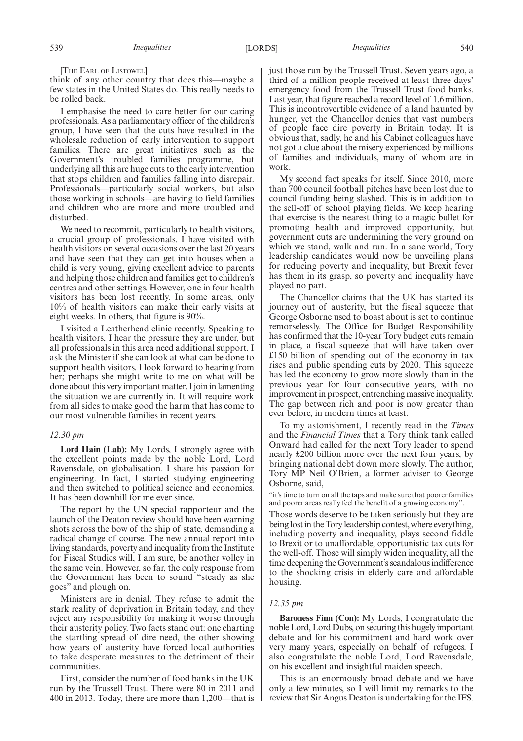[THE EARL OF LISTOWEL]

think of any other country that does this—maybe a few states in the United States do. This really needs to be rolled back.

I emphasise the need to care better for our caring professionals. As a parliamentary officer of the children's group, I have seen that the cuts have resulted in the wholesale reduction of early intervention to support families. There are great initiatives such as the Government's troubled families programme, but underlying all this are huge cuts to the early intervention that stops children and families falling into disrepair. Professionals—particularly social workers, but also those working in schools—are having to field families and children who are more and more troubled and disturbed.

We need to recommit, particularly to health visitors, a crucial group of professionals. I have visited with health visitors on several occasions over the last 20 years and have seen that they can get into houses when a child is very young, giving excellent advice to parents and helping those children and families get to children's centres and other settings. However, one in four health visitors has been lost recently. In some areas, only 10% of health visitors can make their early visits at eight weeks. In others, that figure is 90%.

I visited a Leatherhead clinic recently. Speaking to health visitors, I hear the pressure they are under, but all professionals in this area need additional support. I ask the Minister if she can look at what can be done to support health visitors. I look forward to hearing from her; perhaps she might write to me on what will be done about this very important matter. I join in lamenting the situation we are currently in. It will require work from all sides to make good the harm that has come to our most vulnerable families in recent years.

*12.30 pm*

**Lord Hain (Lab):** My Lords, I strongly agree with the excellent points made by the noble Lord, Lord Ravensdale, on globalisation. I share his passion for engineering. In fact, I started studying engineering and then switched to political science and economics. It has been downhill for me ever since.

The report by the UN special rapporteur and the launch of the Deaton review should have been warning shots across the bow of the ship of state, demanding a radical change of course. The new annual report into living standards, poverty and inequality from the Institute for Fiscal Studies will, I am sure, be another volley in the same vein. However, so far, the only response from the Government has been to sound "steady as she goes" and plough on.

Ministers are in denial. They refuse to admit the stark reality of deprivation in Britain today, and they reject any responsibility for making it worse through their austerity policy. Two facts stand out: one charting the startling spread of dire need, the other showing how years of austerity have forced local authorities to take desperate measures to the detriment of their communities.

First, consider the number of food banks in the UK run by the Trussell Trust. There were 80 in 2011 and 400 in 2013. Today, there are more than 1,200—that is just those run by the Trussell Trust. Seven years ago, a third of a million people received at least three days' emergency food from the Trussell Trust food banks. Last year, that figure reached a record level of 1.6 million. This is incontrovertible evidence of a land haunted by hunger, yet the Chancellor denies that vast numbers of people face dire poverty in Britain today. It is obvious that, sadly, he and his Cabinet colleagues have not got a clue about the misery experienced by millions of families and individuals, many of whom are in work.

My second fact speaks for itself. Since 2010, more than 700 council football pitches have been lost due to council funding being slashed. This is in addition to the sell-off of school playing fields. We keep hearing that exercise is the nearest thing to a magic bullet for promoting health and improved opportunity, but government cuts are undermining the very ground on which we stand, walk and run. In a sane world, Tory leadership candidates would now be unveiling plans for reducing poverty and inequality, but Brexit fever has them in its grasp, so poverty and inequality have played no part.

The Chancellor claims that the UK has started its journey out of austerity, but the fiscal squeeze that George Osborne used to boast about is set to continue remorselessly. The Office for Budget Responsibility has confirmed that the 10-year Tory budget cuts remain in place, a fiscal squeeze that will have taken over £150 billion of spending out of the economy in tax rises and public spending cuts by 2020. This squeeze has led the economy to grow more slowly than in the previous year for four consecutive years, with no improvement in prospect, entrenching massive inequality. The gap between rich and poor is now greater than ever before, in modern times at least.

To my astonishment, I recently read in the *Times* and the *Financial Times* that a Tory think tank called Onward had called for the next Tory leader to spend nearly £200 billion more over the next four years, by bringing national debt down more slowly. The author, Tory MP Neil O'Brien, a former adviser to George Osborne, said,

"it's time to turn on all the taps and make sure that poorer families and poorer areas really feel the benefit of a growing economy".

Those words deserve to be taken seriously but they are being lost in the Tory leadership contest, where everything, including poverty and inequality, plays second fiddle to Brexit or to unaffordable, opportunistic tax cuts for the well-off. Those will simply widen inequality, all the time deepening the Government's scandalous indifference to the shocking crisis in elderly care and affordable housing.

*12.35 pm*

**Baroness Finn (Con):** My Lords, I congratulate the noble Lord, Lord Dubs, on securing this hugely important debate and for his commitment and hard work over very many years, especially on behalf of refugees. I also congratulate the noble Lord, Lord Ravensdale, on his excellent and insightful maiden speech.

This is an enormously broad debate and we have only a few minutes, so I will limit my remarks to the review that Sir Angus Deaton is undertaking for the IFS.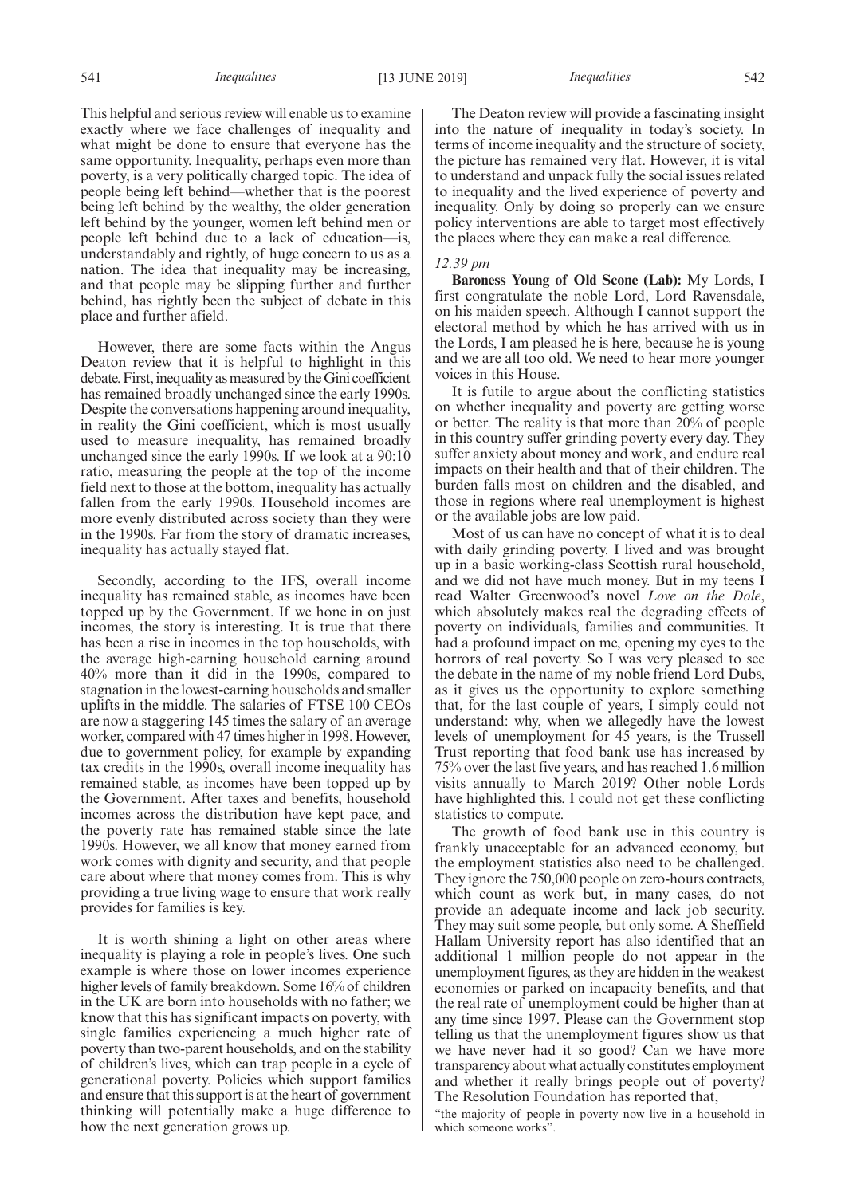This helpful and serious review will enable us to examine exactly where we face challenges of inequality and what might be done to ensure that everyone has the same opportunity. Inequality, perhaps even more than poverty, is a very politically charged topic. The idea of people being left behind—whether that is the poorest being left behind by the wealthy, the older generation left behind by the younger, women left behind men or people left behind due to a lack of education—is, understandably and rightly, of huge concern to us as a nation. The idea that inequality may be increasing, and that people may be slipping further and further behind, has rightly been the subject of debate in this place and further afield.

However, there are some facts within the Angus Deaton review that it is helpful to highlight in this debate. First, inequality as measured by the Gini coefficient has remained broadly unchanged since the early 1990s. Despite the conversations happening around inequality, in reality the Gini coefficient, which is most usually used to measure inequality, has remained broadly unchanged since the early 1990s. If we look at a 90:10 ratio, measuring the people at the top of the income field next to those at the bottom, inequality has actually fallen from the early 1990s. Household incomes are more evenly distributed across society than they were in the 1990s. Far from the story of dramatic increases, inequality has actually stayed flat.

Secondly, according to the IFS, overall income inequality has remained stable, as incomes have been topped up by the Government. If we hone in on just incomes, the story is interesting. It is true that there has been a rise in incomes in the top households, with the average high-earning household earning around 40% more than it did in the 1990s, compared to stagnation in the lowest-earning households and smaller uplifts in the middle. The salaries of FTSE 100 CEOs are now a staggering 145 times the salary of an average worker, compared with 47 times higher in 1998. However, due to government policy, for example by expanding tax credits in the 1990s, overall income inequality has remained stable, as incomes have been topped up by the Government. After taxes and benefits, household incomes across the distribution have kept pace, and the poverty rate has remained stable since the late 1990s. However, we all know that money earned from work comes with dignity and security, and that people care about where that money comes from. This is why providing a true living wage to ensure that work really provides for families is key.

It is worth shining a light on other areas where inequality is playing a role in people's lives. One such example is where those on lower incomes experience higher levels of family breakdown. Some 16% of children in the UK are born into households with no father; we know that this has significant impacts on poverty, with single families experiencing a much higher rate of poverty than two-parent households, and on the stability of children's lives, which can trap people in a cycle of generational poverty. Policies which support families and ensure that this support is at the heart of government thinking will potentially make a huge difference to how the next generation grows up.

The Deaton review will provide a fascinating insight into the nature of inequality in today's society. In terms of income inequality and the structure of society, the picture has remained very flat. However, it is vital to understand and unpack fully the social issues related to inequality and the lived experience of poverty and inequality. Only by doing so properly can we ensure policy interventions are able to target most effectively the places where they can make a real difference.

*12.39 pm*

**Baroness Young of Old Scone (Lab):** My Lords, I first congratulate the noble Lord, Lord Ravensdale, on his maiden speech. Although I cannot support the electoral method by which he has arrived with us in the Lords, I am pleased he is here, because he is young and we are all too old. We need to hear more younger voices in this House.

It is futile to argue about the conflicting statistics on whether inequality and poverty are getting worse or better. The reality is that more than 20% of people in this country suffer grinding poverty every day. They suffer anxiety about money and work, and endure real impacts on their health and that of their children. The burden falls most on children and the disabled, and those in regions where real unemployment is highest or the available jobs are low paid.

Most of us can have no concept of what it is to deal with daily grinding poverty. I lived and was brought up in a basic working-class Scottish rural household, and we did not have much money. But in my teens I read Walter Greenwood's novel *Love on the Dole*, which absolutely makes real the degrading effects of poverty on individuals, families and communities. It had a profound impact on me, opening my eyes to the horrors of real poverty. So I was very pleased to see the debate in the name of my noble friend Lord Dubs, as it gives us the opportunity to explore something that, for the last couple of years, I simply could not understand: why, when we allegedly have the lowest levels of unemployment for 45 years, is the Trussell Trust reporting that food bank use has increased by 75% over the last five years, and has reached 1.6 million visits annually to March 2019? Other noble Lords have highlighted this. I could not get these conflicting statistics to compute.

The growth of food bank use in this country is frankly unacceptable for an advanced economy, but the employment statistics also need to be challenged. They ignore the 750,000 people on zero-hours contracts, which count as work but, in many cases, do not provide an adequate income and lack job security. They may suit some people, but only some. A Sheffield Hallam University report has also identified that an additional 1 million people do not appear in the unemployment figures, as they are hidden in the weakest economies or parked on incapacity benefits, and that the real rate of unemployment could be higher than at any time since 1997. Please can the Government stop telling us that the unemployment figures show us that we have never had it so good? Can we have more transparency about what actually constitutes employment and whether it really brings people out of poverty? The Resolution Foundation has reported that,

"the majority of people in poverty now live in a household in which someone works".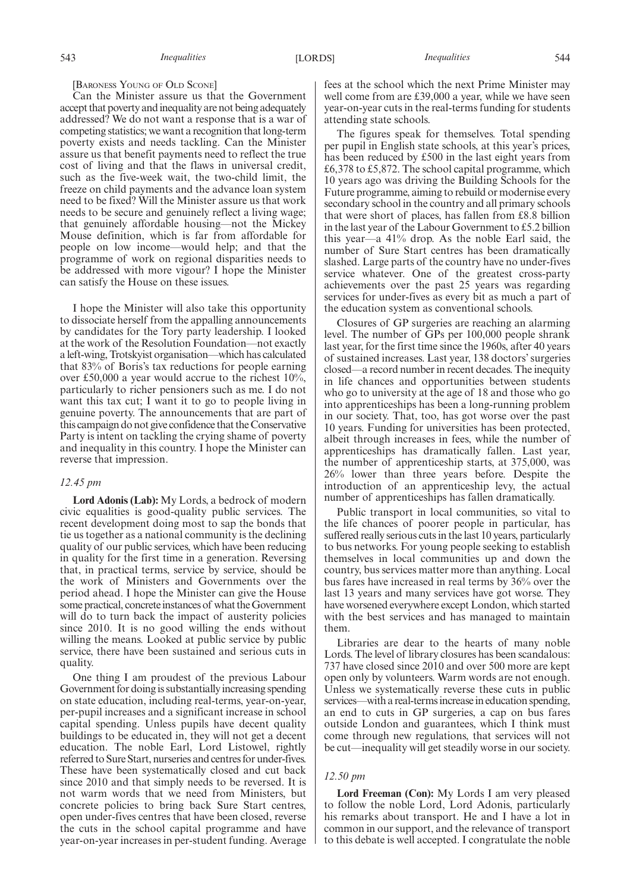[Baroness Young of Old Scone]

Can the Minister assure us that the Government accept that poverty and inequality are not being adequately addressed? We do not want a response that is a war of competing statistics; we want a recognition that long-term poverty exists and needs tackling. Can the Minister assure us that benefit payments need to reflect the true cost of living and that the flaws in universal credit, such as the five-week wait, the two-child limit, the freeze on child payments and the advance loan system need to be fixed? Will the Minister assure us that work needs to be secure and genuinely reflect a living wage; that genuinely affordable housing—not the Mickey Mouse definition, which is far from affordable for people on low income—would help; and that the programme of work on regional disparities needs to be addressed with more vigour? I hope the Minister can satisfy the House on these issues.

I hope the Minister will also take this opportunity to dissociate herself from the appalling announcements by candidates for the Tory party leadership. I looked at the work of the Resolution Foundation—not exactly a left-wing, Trotskyist organisation—which has calculated that 83% of Boris's tax reductions for people earning over £50,000 a year would accrue to the richest 10%, particularly to richer pensioners such as me. I do not want this tax cut; I want it to go to people living in genuine poverty. The announcements that are part of this campaign do not give confidence that the Conservative Party is intent on tackling the crying shame of poverty and inequality in this country. I hope the Minister can reverse that impression.

*12.45 pm*

**Lord Adonis (Lab):** My Lords, a bedrock of modern civic equalities is good-quality public services. The recent development doing most to sap the bonds that tie us together as a national community is the declining quality of our public services, which have been reducing in quality for the first time in a generation. Reversing that, in practical terms, service by service, should be the work of Ministers and Governments over the period ahead. I hope the Minister can give the House some practical, concrete instances of what the Government will do to turn back the impact of austerity policies since 2010. It is no good willing the ends without willing the means. Looked at public service by public service, there have been sustained and serious cuts in quality.

One thing I am proudest of the previous Labour Government for doing is substantially increasing spending on state education, including real-terms, year-on-year, per-pupil increases and a significant increase in school capital spending. Unless pupils have decent quality buildings to be educated in, they will not get a decent education. The noble Earl, Lord Listowel, rightly referred to Sure Start, nurseries and centres for under-fives. These have been systematically closed and cut back since 2010 and that simply needs to be reversed. It is not warm words that we need from Ministers, but concrete policies to bring back Sure Start centres, open under-fives centres that have been closed, reverse the cuts in the school capital programme and have year-on-year increases in per-student funding. Average fees at the school which the next Prime Minister may well come from are £39,000 a year, while we have seen year-on-year cuts in the real-terms funding for students attending state schools.

The figures speak for themselves. Total spending per pupil in English state schools, at this year's prices, has been reduced by £500 in the last eight years from £6,378 to £5,872. The school capital programme, which 10 years ago was driving the Building Schools for the Future programme, aiming to rebuild or modernise every secondary school in the country and all primary schools that were short of places, has fallen from £8.8 billion in the last year of the Labour Government to £5.2 billion this year—a 41% drop. As the noble Earl said, the number of Sure Start centres has been dramatically slashed. Large parts of the country have no under-fives service whatever. One of the greatest cross-party achievements over the past 25 years was regarding services for under-fives as every bit as much a part of the education system as conventional schools.

Closures of GP surgeries are reaching an alarming level. The number of GPs per 100,000 people shrank last year, for the first time since the 1960s, after 40 years of sustained increases. Last year, 138 doctors' surgeries closed—a record number in recent decades. The inequity in life chances and opportunities between students who go to university at the age of 18 and those who go into apprenticeships has been a long-running problem in our society. That, too, has got worse over the past 10 years. Funding for universities has been protected, albeit through increases in fees, while the number of apprenticeships has dramatically fallen. Last year, the number of apprenticeship starts, at 375,000, was 26% lower than three years before. Despite the introduction of an apprenticeship levy, the actual number of apprenticeships has fallen dramatically.

Public transport in local communities, so vital to the life chances of poorer people in particular, has suffered really serious cuts in the last 10 years, particularly to bus networks. For young people seeking to establish themselves in local communities up and down the country, bus services matter more than anything. Local bus fares have increased in real terms by 36% over the last 13 years and many services have got worse. They have worsened everywhere except London, which started with the best services and has managed to maintain them.

Libraries are dear to the hearts of many noble Lords. The level of library closures has been scandalous: 737 have closed since 2010 and over 500 more are kept open only by volunteers. Warm words are not enough. Unless we systematically reverse these cuts in public services—with a real-terms increase in education spending, an end to cuts in GP surgeries, a cap on bus fares outside London and guarantees, which I think must come through new regulations, that services will not be cut—inequality will get steadily worse in our society.

*12.50 pm*

**Lord Freeman (Con):** My Lords I am very pleased to follow the noble Lord, Lord Adonis, particularly his remarks about transport. He and I have a lot in common in our support, and the relevance of transport to this debate is well accepted. I congratulate the noble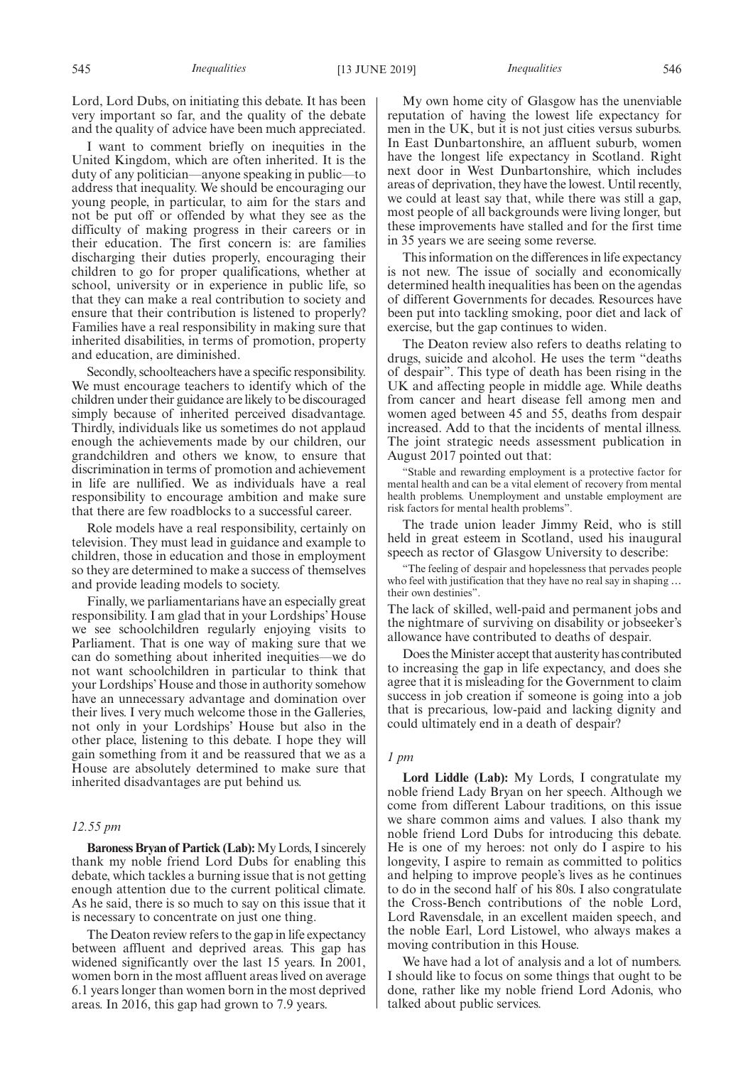Lord, Lord Dubs, on initiating this debate. It has been very important so far, and the quality of the debate and the quality of advice have been much appreciated.

I want to comment briefly on inequities in the United Kingdom, which are often inherited. It is the duty of any politician—anyone speaking in public—to address that inequality. We should be encouraging our young people, in particular, to aim for the stars and not be put off or offended by what they see as the difficulty of making progress in their careers or in their education. The first concern is: are families discharging their duties properly, encouraging their children to go for proper qualifications, whether at school, university or in experience in public life, so that they can make a real contribution to society and ensure that their contribution is listened to properly? Families have a real responsibility in making sure that inherited disabilities, in terms of promotion, property and education, are diminished.

Secondly, schoolteachers have a specific responsibility. We must encourage teachers to identify which of the children under their guidance are likely to be discouraged simply because of inherited perceived disadvantage. Thirdly, individuals like us sometimes do not applaud enough the achievements made by our children, our grandchildren and others we know, to ensure that discrimination in terms of promotion and achievement in life are nullified. We as individuals have a real responsibility to encourage ambition and make sure that there are few roadblocks to a successful career.

Role models have a real responsibility, certainly on television. They must lead in guidance and example to children, those in education and those in employment so they are determined to make a success of themselves and provide leading models to society.

Finally, we parliamentarians have an especially great responsibility. I am glad that in your Lordships' House we see schoolchildren regularly enjoying visits to Parliament. That is one way of making sure that we can do something about inherited inequities—we do not want schoolchildren in particular to think that your Lordships' House and those in authority somehow have an unnecessary advantage and domination over their lives. I very much welcome those in the Galleries, not only in your Lordships' House but also in the other place, listening to this debate. I hope they will gain something from it and be reassured that we as a House are absolutely determined to make sure that inherited disadvantages are put behind us.

*12.55 pm*

**Baroness Bryan of Partick (Lab):** My Lords, I sincerely thank my noble friend Lord Dubs for enabling this debate, which tackles a burning issue that is not getting enough attention due to the current political climate. As he said, there is so much to say on this issue that it is necessary to concentrate on just one thing.

The Deaton review refers to the gap in life expectancy between affluent and deprived areas. This gap has widened significantly over the last 15 years. In 2001, women born in the most affluent areas lived on average 6.1 years longer than women born in the most deprived areas. In 2016, this gap had grown to 7.9 years.

My own home city of Glasgow has the unenviable reputation of having the lowest life expectancy for men in the UK, but it is not just cities versus suburbs. In East Dunbartonshire, an affluent suburb, women have the longest life expectancy in Scotland. Right next door in West Dunbartonshire, which includes areas of deprivation, they have the lowest. Until recently, we could at least say that, while there was still a gap, most people of all backgrounds were living longer, but these improvements have stalled and for the first time in 35 years we are seeing some reverse.

This information on the differences in life expectancy is not new. The issue of socially and economically determined health inequalities has been on the agendas of different Governments for decades. Resources have been put into tackling smoking, poor diet and lack of exercise, but the gap continues to widen.

The Deaton review also refers to deaths relating to drugs, suicide and alcohol. He uses the term "deaths of despair". This type of death has been rising in the UK and affecting people in middle age. While deaths from cancer and heart disease fell among men and women aged between 45 and 55, deaths from despair increased. Add to that the incidents of mental illness. The joint strategic needs assessment publication in August 2017 pointed out that:

> "Stable and rewarding employment is a protective factor for mental health and can be a vital element of recovery from mental health problems. Unemployment and unstable employment are risk factors for mental health problems".

The trade union leader Jimmy Reid, who is still held in great esteem in Scotland, used his inaugural speech as rector of Glasgow University to describe:

> "The feeling of despair and hopelessness that pervades people who feel with justification that they have no real say in shaping … their own destinies".

The lack of skilled, well-paid and permanent jobs and the nightmare of surviving on disability or jobseeker's allowance have contributed to deaths of despair.

Does the Minister accept that austerity has contributed to increasing the gap in life expectancy, and does she agree that it is misleading for the Government to claim success in job creation if someone is going into a job that is precarious, low-paid and lacking dignity and could ultimately end in a death of despair?

*1 pm*

**Lord Liddle (Lab):** My Lords, I congratulate my noble friend Lady Bryan on her speech. Although we come from different Labour traditions, on this issue we share common aims and values. I also thank my noble friend Lord Dubs for introducing this debate. He is one of my heroes: not only do I aspire to his longevity, I aspire to remain as committed to politics and helping to improve people's lives as he continues to do in the second half of his 80s. I also congratulate the Cross-Bench contributions of the noble Lord, Lord Ravensdale, in an excellent maiden speech, and the noble Earl, Lord Listowel, who always makes a moving contribution in this House.

We have had a lot of analysis and a lot of numbers. I should like to focus on some things that ought to be done, rather like my noble friend Lord Adonis, who talked about public services.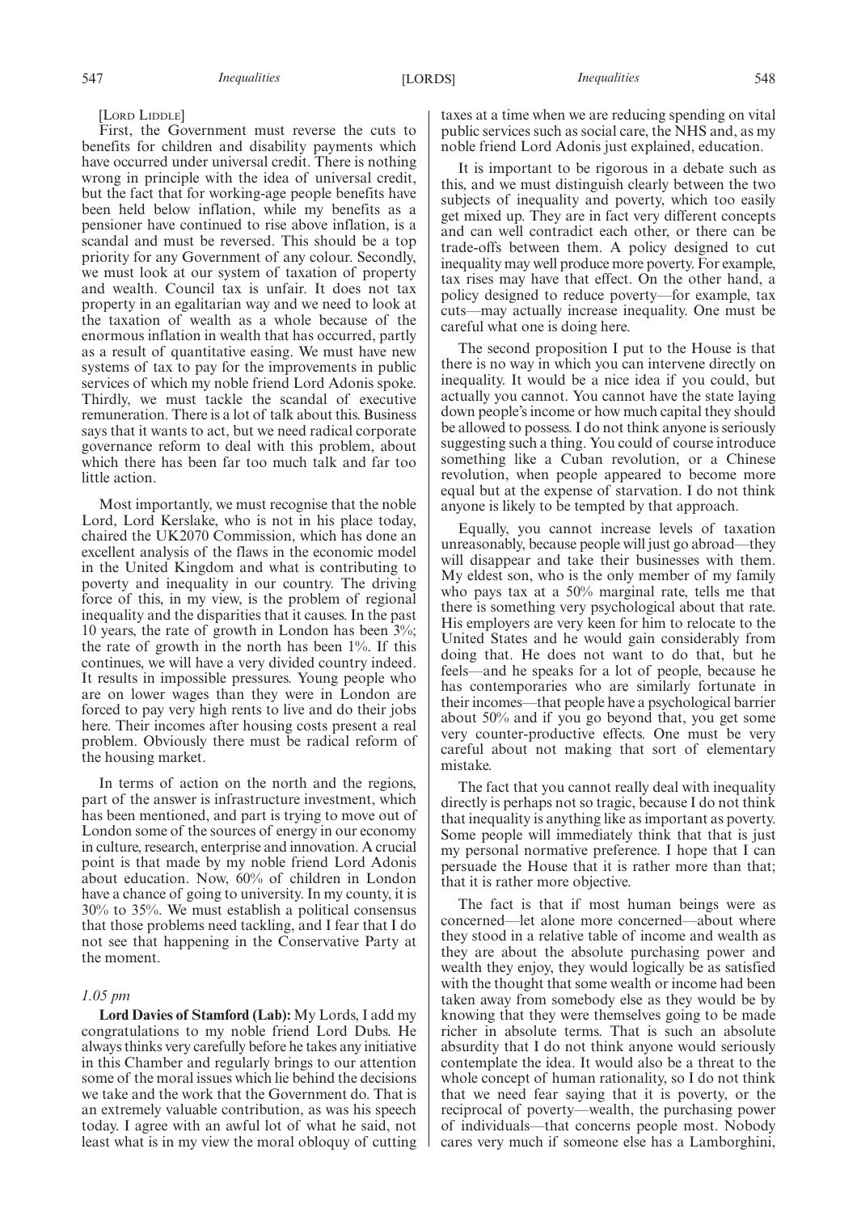[LORD LIDDLE]

First, the Government must reverse the cuts to benefits for children and disability payments which have occurred under universal credit. There is nothing wrong in principle with the idea of universal credit, but the fact that for working-age people benefits have been held below inflation, while my benefits as a pensioner have continued to rise above inflation, is a scandal and must be reversed. This should be a top priority for any Government of any colour. Secondly, we must look at our system of taxation of property and wealth. Council tax is unfair. It does not tax property in an egalitarian way and we need to look at the taxation of wealth as a whole because of the enormous inflation in wealth that has occurred, partly as a result of quantitative easing. We must have new systems of tax to pay for the improvements in public services of which my noble friend Lord Adonis spoke. Thirdly, we must tackle the scandal of executive remuneration. There is a lot of talk about this. Business says that it wants to act, but we need radical corporate governance reform to deal with this problem, about which there has been far too much talk and far too little action.

Most importantly, we must recognise that the noble Lord, Lord Kerslake, who is not in his place today, chaired the UK2070 Commission, which has done an excellent analysis of the flaws in the economic model in the United Kingdom and what is contributing to poverty and inequality in our country. The driving force of this, in my view, is the problem of regional inequality and the disparities that it causes. In the past 10 years, the rate of growth in London has been 3%; the rate of growth in the north has been 1%. If this continues, we will have a very divided country indeed. It results in impossible pressures. Young people who are on lower wages than they were in London are forced to pay very high rents to live and do their jobs here. Their incomes after housing costs present a real problem. Obviously there must be radical reform of the housing market.

In terms of action on the north and the regions, part of the answer is infrastructure investment, which has been mentioned, and part is trying to move out of London some of the sources of energy in our economy in culture, research, enterprise and innovation. A crucial point is that made by my noble friend Lord Adonis about education. Now, 60% of children in London have a chance of going to university. In my county, it is 30% to 35%. We must establish a political consensus that those problems need tackling, and I fear that I do not see that happening in the Conservative Party at the moment.

*1.05 pm*

**Lord Davies of Stamford (Lab):** My Lords, I add my congratulations to my noble friend Lord Dubs. He always thinks very carefully before he takes any initiative in this Chamber and regularly brings to our attention some of the moral issues which lie behind the decisions we take and the work that the Government do. That is an extremely valuable contribution, as was his speech today. I agree with an awful lot of what he said, not least what is in my view the moral obloquy of cutting taxes at a time when we are reducing spending on vital public services such as social care, the NHS and, as my noble friend Lord Adonis just explained, education.

It is important to be rigorous in a debate such as this, and we must distinguish clearly between the two subjects of inequality and poverty, which too easily get mixed up. They are in fact very different concepts and can well contradict each other, or there can be trade-offs between them. A policy designed to cut inequality may well produce more poverty. For example, tax rises may have that effect. On the other hand, a policy designed to reduce poverty—for example, tax cuts—may actually increase inequality. One must be careful what one is doing here.

The second proposition I put to the House is that there is no way in which you can intervene directly on inequality. It would be a nice idea if you could, but actually you cannot. You cannot have the state laying down people's income or how much capital they should be allowed to possess. I do not think anyone is seriously suggesting such a thing. You could of course introduce something like a Cuban revolution, or a Chinese revolution, when people appeared to become more equal but at the expense of starvation. I do not think anyone is likely to be tempted by that approach.

Equally, you cannot increase levels of taxation unreasonably, because people will just go abroad—they will disappear and take their businesses with them. My eldest son, who is the only member of my family who pays tax at a 50% marginal rate, tells me that there is something very psychological about that rate. His employers are very keen for him to relocate to the United States and he would gain considerably from doing that. He does not want to do that, but he feels—and he speaks for a lot of people, because he has contemporaries who are similarly fortunate in their incomes—that people have a psychological barrier about 50% and if you go beyond that, you get some very counter-productive effects. One must be very careful about not making that sort of elementary mistake.

The fact that you cannot really deal with inequality directly is perhaps not so tragic, because I do not think that inequality is anything like as important as poverty. Some people will immediately think that that is just my personal normative preference. I hope that I can persuade the House that it is rather more than that; that it is rather more objective.

The fact is that if most human beings were as concerned—let alone more concerned—about where they stood in a relative table of income and wealth as they are about the absolute purchasing power and wealth they enjoy, they would logically be as satisfied with the thought that some wealth or income had been taken away from somebody else as they would be by knowing that they were themselves going to be made richer in absolute terms. That is such an absolute absurdity that I do not think anyone would seriously contemplate the idea. It would also be a threat to the whole concept of human rationality, so I do not think that we need fear saying that it is poverty, or the reciprocal of poverty—wealth, the purchasing power of individuals—that concerns people most. Nobody cares very much if someone else has a Lamborghini,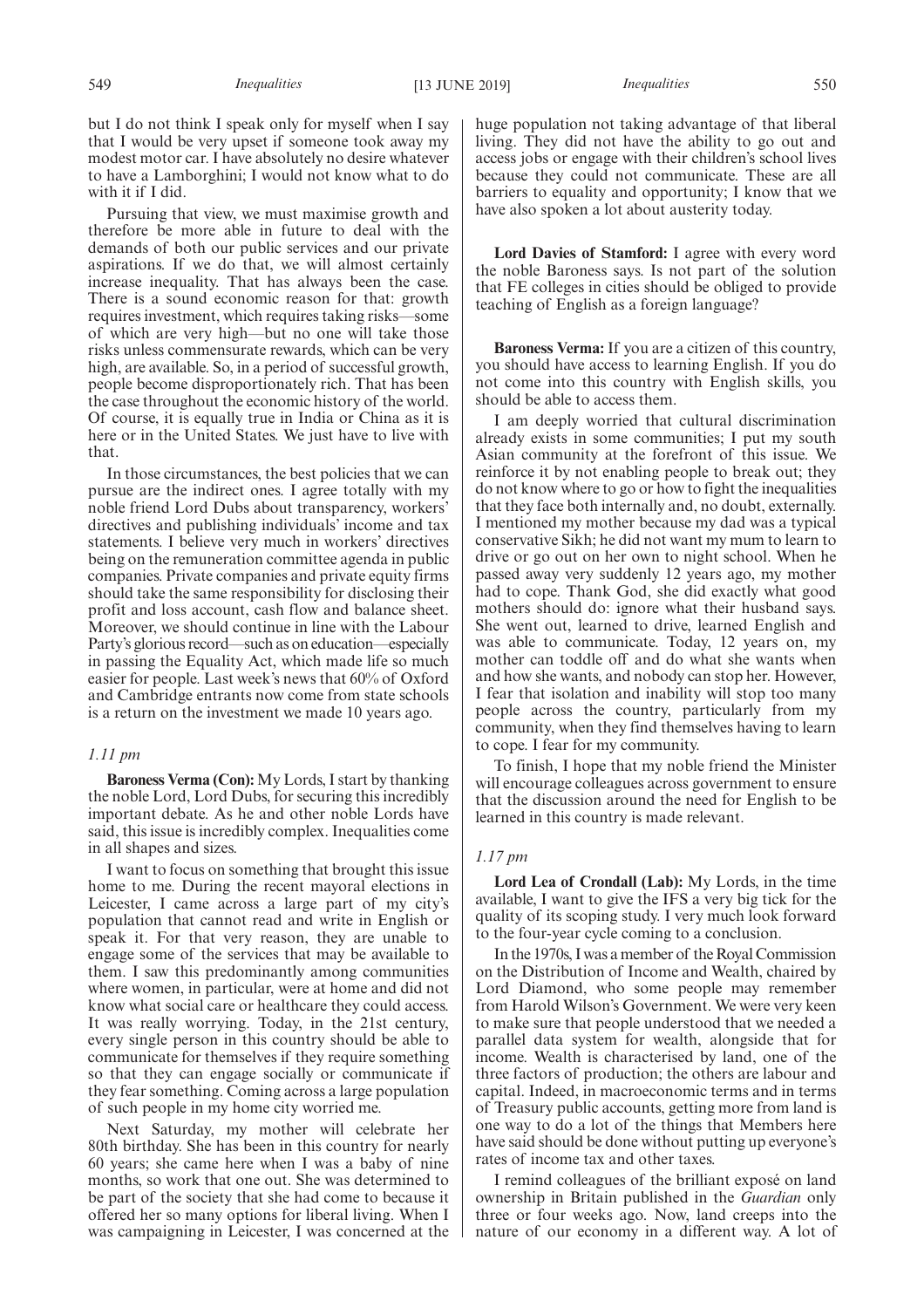but I do not think I speak only for myself when I say that I would be very upset if someone took away my modest motor car. I have absolutely no desire whatever to have a Lamborghini; I would not know what to do with it if I did.

Pursuing that view, we must maximise growth and therefore be more able in future to deal with the demands of both our public services and our private aspirations. If we do that, we will almost certainly increase inequality. That has always been the case. There is a sound economic reason for that: growth requires investment, which requires taking risks—some of which are very high—but no one will take those risks unless commensurate rewards, which can be very high, are available. So, in a period of successful growth, people become disproportionately rich. That has been the case throughout the economic history of the world. Of course, it is equally true in India or China as it is here or in the United States. We just have to live with that.

In those circumstances, the best policies that we can pursue are the indirect ones. I agree totally with my noble friend Lord Dubs about transparency, workers' directives and publishing individuals' income and tax statements. I believe very much in workers' directives being on the remuneration committee agenda in public companies. Private companies and private equity firms should take the same responsibility for disclosing their profit and loss account, cash flow and balance sheet. Moreover, we should continue in line with the Labour Party's glorious record—such as on education—especially in passing the Equality Act, which made life so much easier for people. Last week's news that 60% of Oxford and Cambridge entrants now come from state schools is a return on the investment we made 10 years ago.

*1.11 pm*

**Baroness Verma (Con):** My Lords, I start by thanking the noble Lord, Lord Dubs, for securing this incredibly important debate. As he and other noble Lords have said, this issue is incredibly complex. Inequalities come in all shapes and sizes.

I want to focus on something that brought this issue home to me. During the recent mayoral elections in Leicester, I came across a large part of my city's population that cannot read and write in English or speak it. For that very reason, they are unable to engage some of the services that may be available to them. I saw this predominantly among communities where women, in particular, were at home and did not know what social care or healthcare they could access. It was really worrying. Today, in the 21st century, every single person in this country should be able to communicate for themselves if they require something so that they can engage socially or communicate if they fear something. Coming across a large population of such people in my home city worried me.

Next Saturday, my mother will celebrate her 80th birthday. She has been in this country for nearly 60 years; she came here when I was a baby of nine months, so work that one out. She was determined to be part of the society that she had come to because it offered her so many options for liberal living. When I was campaigning in Leicester, I was concerned at the huge population not taking advantage of that liberal living. They did not have the ability to go out and access jobs or engage with their children's school lives because they could not communicate. These are all barriers to equality and opportunity; I know that we have also spoken a lot about austerity today.

**Lord Davies of Stamford:** I agree with every word the noble Baroness says. Is not part of the solution that FE colleges in cities should be obliged to provide teaching of English as a foreign language?

**Baroness Verma:** If you are a citizen of this country, you should have access to learning English. If you do not come into this country with English skills, you should be able to access them.

I am deeply worried that cultural discrimination already exists in some communities; I put my south Asian community at the forefront of this issue. We reinforce it by not enabling people to break out; they do not know where to go or how to fight the inequalities that they face both internally and, no doubt, externally. I mentioned my mother because my dad was a typical conservative Sikh; he did not want my mum to learn to drive or go out on her own to night school. When he passed away very suddenly 12 years ago, my mother had to cope. Thank God, she did exactly what good mothers should do: ignore what their husband says. She went out, learned to drive, learned English and was able to communicate. Today, 12 years on, my mother can toddle off and do what she wants when and how she wants, and nobody can stop her. However, I fear that isolation and inability will stop too many people across the country, particularly from my community, when they find themselves having to learn to cope. I fear for my community.

To finish, I hope that my noble friend the Minister will encourage colleagues across government to ensure that the discussion around the need for English to be learned in this country is made relevant.

*1.17 pm*

**Lord Lea of Crondall (Lab):** My Lords, in the time available, I want to give the IFS a very big tick for the quality of its scoping study. I very much look forward to the four-year cycle coming to a conclusion.

In the 1970s, I was a member of the Royal Commission on the Distribution of Income and Wealth, chaired by Lord Diamond, who some people may remember from Harold Wilson's Government. We were very keen to make sure that people understood that we needed a parallel data system for wealth, alongside that for income. Wealth is characterised by land, one of the three factors of production; the others are labour and capital. Indeed, in macroeconomic terms and in terms of Treasury public accounts, getting more from land is one way to do a lot of the things that Members here have said should be done without putting up everyone's rates of income tax and other taxes.

I remind colleagues of the brilliant exposé on land ownership in Britain published in the *Guardian* only three or four weeks ago. Now, land creeps into the nature of our economy in a different way. A lot of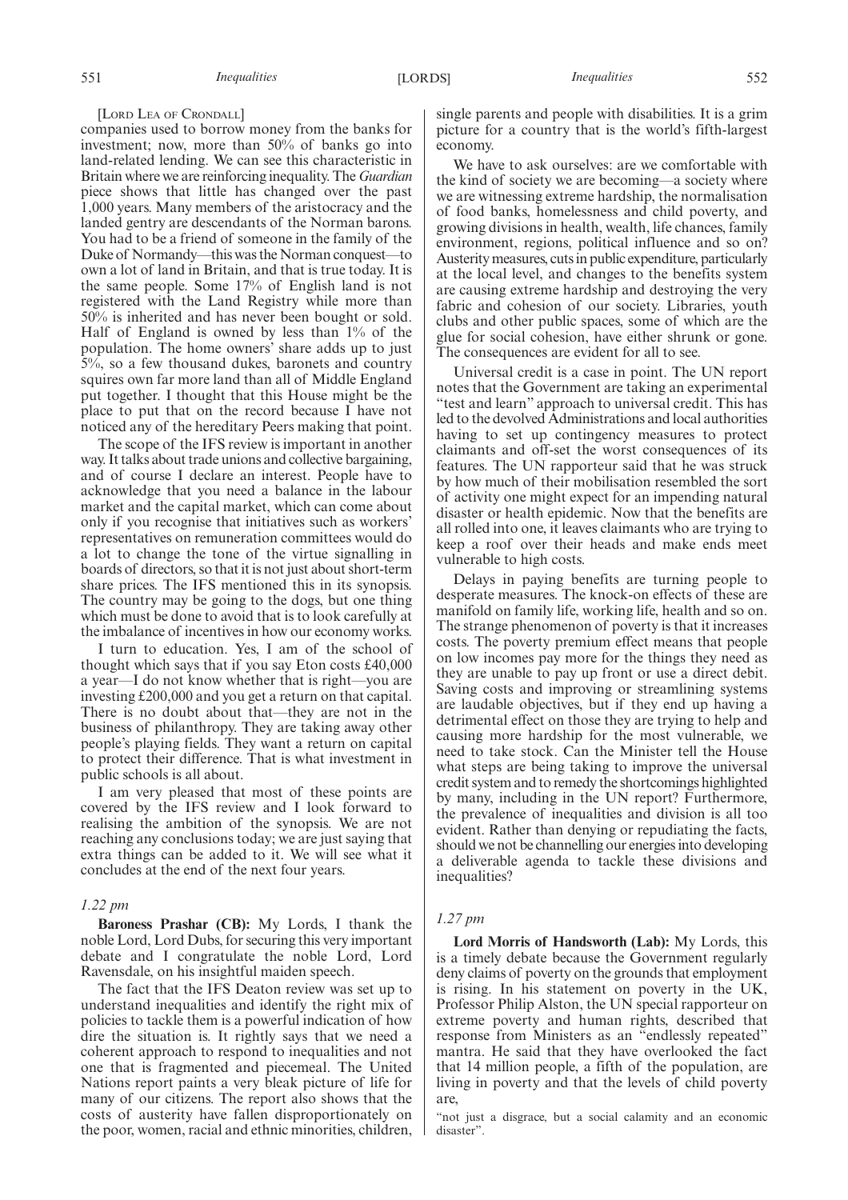[Lord Lea of Crondall]

companies used to borrow money from the banks for investment; now, more than 50% of banks go into land-related lending. We can see this characteristic in Britain where we are reinforcing inequality. The *Guardian* piece shows that little has changed over the past 1,000 years. Many members of the aristocracy and the landed gentry are descendants of the Norman barons. You had to be a friend of someone in the family of the Duke of Normandy—this was the Norman conquest—to own a lot of land in Britain, and that is true today. It is the same people. Some 17% of English land is not registered with the Land Registry while more than 50% is inherited and has never been bought or sold. Half of England is owned by less than 1% of the population. The home owners' share adds up to just 5%, so a few thousand dukes, baronets and country squires own far more land than all of Middle England put together. I thought that this House might be the place to put that on the record because I have not noticed any of the hereditary Peers making that point.

The scope of the IFS review is important in another way. It talks about trade unions and collective bargaining, and of course I declare an interest. People have to acknowledge that you need a balance in the labour market and the capital market, which can come about only if you recognise that initiatives such as workers' representatives on remuneration committees would do a lot to change the tone of the virtue signalling in boards of directors, so that it is not just about short-term share prices. The IFS mentioned this in its synopsis. The country may be going to the dogs, but one thing which must be done to avoid that is to look carefully at the imbalance of incentives in how our economy works.

I turn to education. Yes, I am of the school of thought which says that if you say Eton costs £40,000 a year—I do not know whether that is right—you are investing £200,000 and you get a return on that capital. There is no doubt about that—they are not in the business of philanthropy. They are taking away other people's playing fields. They want a return on capital to protect their difference. That is what investment in public schools is all about.

I am very pleased that most of these points are covered by the IFS review and I look forward to realising the ambition of the synopsis. We are not reaching any conclusions today; we are just saying that extra things can be added to it. We will see what it concludes at the end of the next four years.

*1.22 pm*

**Baroness Prashar (CB):** My Lords, I thank the noble Lord, Lord Dubs, for securing this very important debate and I congratulate the noble Lord, Lord Ravensdale, on his insightful maiden speech.

The fact that the IFS Deaton review was set up to understand inequalities and identify the right mix of policies to tackle them is a powerful indication of how dire the situation is. It rightly says that we need a coherent approach to respond to inequalities and not one that is fragmented and piecemeal. The United Nations report paints a very bleak picture of life for many of our citizens. The report also shows that the costs of austerity have fallen disproportionately on the poor, women, racial and ethnic minorities, children, single parents and people with disabilities. It is a grim picture for a country that is the world's fifth-largest economy.

We have to ask ourselves: are we comfortable with the kind of society we are becoming—a society where we are witnessing extreme hardship, the normalisation of food banks, homelessness and child poverty, and growing divisions in health, wealth, life chances, family environment, regions, political influence and so on? Austerity measures, cuts in public expenditure, particularly at the local level, and changes to the benefits system are causing extreme hardship and destroying the very fabric and cohesion of our society. Libraries, youth clubs and other public spaces, some of which are the glue for social cohesion, have either shrunk or gone. The consequences are evident for all to see.

Universal credit is a case in point. The UN report notes that the Government are taking an experimental "test and learn" approach to universal credit. This has led to the devolved Administrations and local authorities having to set up contingency measures to protect claimants and off-set the worst consequences of its features. The UN rapporteur said that he was struck by how much of their mobilisation resembled the sort of activity one might expect for an impending natural disaster or health epidemic. Now that the benefits are all rolled into one, it leaves claimants who are trying to keep a roof over their heads and make ends meet vulnerable to high costs.

Delays in paying benefits are turning people to desperate measures. The knock-on effects of these are manifold on family life, working life, health and so on. The strange phenomenon of poverty is that it increases costs. The poverty premium effect means that people on low incomes pay more for the things they need as they are unable to pay up front or use a direct debit. Saving costs and improving or streamlining systems are laudable objectives, but if they end up having a detrimental effect on those they are trying to help and causing more hardship for the most vulnerable, we need to take stock. Can the Minister tell the House what steps are being taking to improve the universal credit system and to remedy the shortcomings highlighted by many, including in the UN report? Furthermore, the prevalence of inequalities and division is all too evident. Rather than denying or repudiating the facts, should we not be channelling our energies into developing a deliverable agenda to tackle these divisions and inequalities?

*1.27 pm*

**Lord Morris of Handsworth (Lab):** My Lords, this is a timely debate because the Government regularly deny claims of poverty on the grounds that employment is rising. In his statement on poverty in the UK, Professor Philip Alston, the UN special rapporteur on extreme poverty and human rights, described that response from Ministers as an "endlessly repeated" mantra. He said that they have overlooked the fact that 14 million people, a fifth of the population, are living in poverty and that the levels of child poverty are,

"not just a disgrace, but a social calamity and an economic disaster".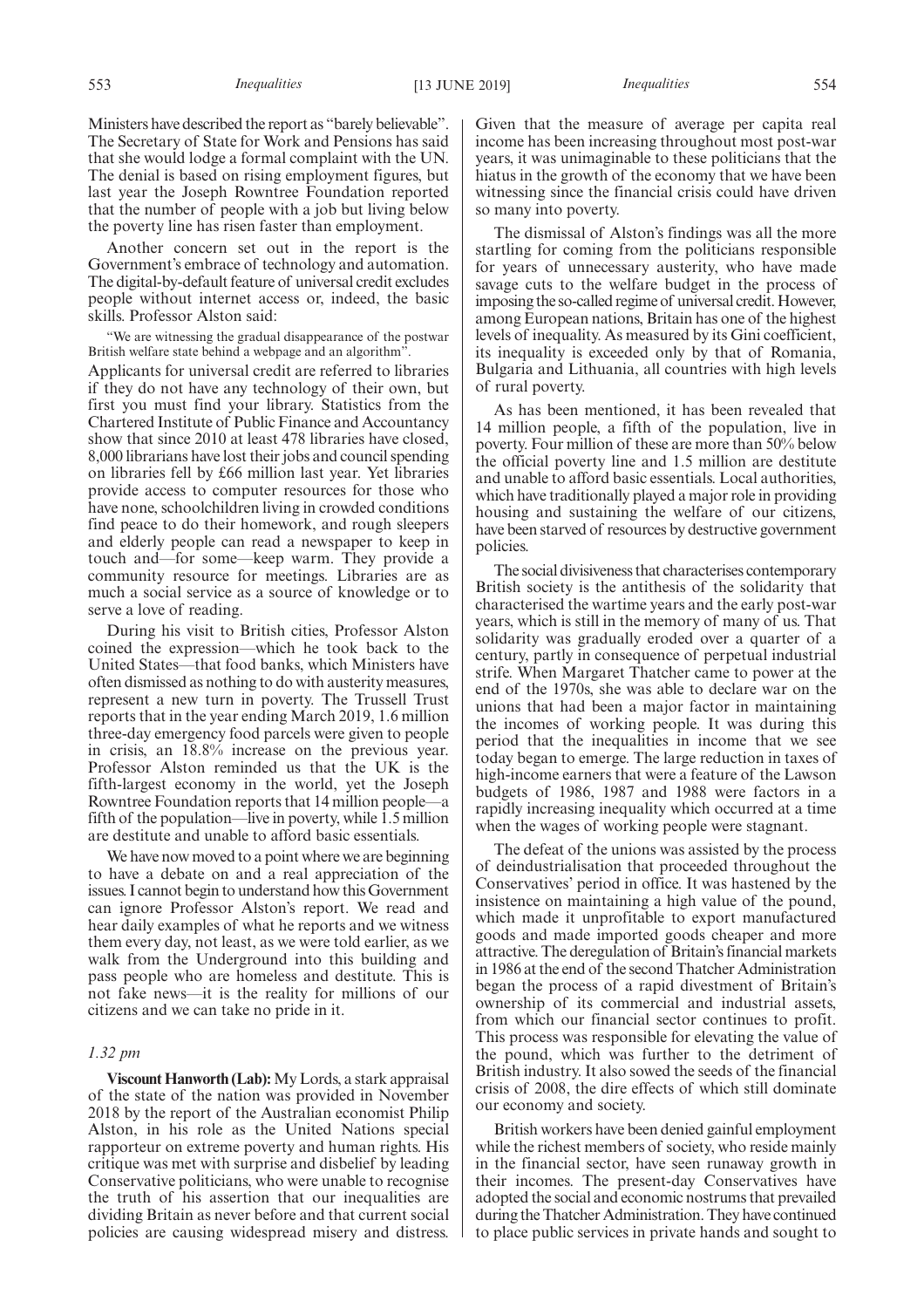Ministers have described the report as "barely believable". The Secretary of State for Work and Pensions has said that she would lodge a formal complaint with the UN. The denial is based on rising employment figures, but last year the Joseph Rowntree Foundation reported that the number of people with a job but living below the poverty line has risen faster than employment.

Another concern set out in the report is the Government's embrace of technology and automation. The digital-by-default feature of universal credit excludes people without internet access or, indeed, the basic skills. Professor Alston said:

"We are witnessing the gradual disappearance of the postwar British welfare state behind a webpage and an algorithm".

Applicants for universal credit are referred to libraries if they do not have any technology of their own, but first you must find your library. Statistics from the Chartered Institute of Public Finance and Accountancy show that since 2010 at least 478 libraries have closed, 8,000 librarians have lost their jobs and council spending on libraries fell by £66 million last year. Yet libraries provide access to computer resources for those who have none, schoolchildren living in crowded conditions find peace to do their homework, and rough sleepers and elderly people can read a newspaper to keep in touch and—for some—keep warm. They provide a community resource for meetings. Libraries are as much a social service as a source of knowledge or to serve a love of reading.

During his visit to British cities, Professor Alston coined the expression—which he took back to the United States—that food banks, which Ministers have often dismissed as nothing to do with austerity measures, represent a new turn in poverty. The Trussell Trust reports that in the year ending March 2019, 1.6 million three-day emergency food parcels were given to people in crisis, an 18.8% increase on the previous year. Professor Alston reminded us that the UK is the fifth-largest economy in the world, yet the Joseph Rowntree Foundation reports that 14 million people—a fifth of the population—live in poverty, while 1.5 million are destitute and unable to afford basic essentials.

We have now moved to a point where we are beginning to have a debate on and a real appreciation of the issues. I cannot begin to understand how this Government can ignore Professor Alston's report. We read and hear daily examples of what he reports and we witness them every day, not least, as we were told earlier, as we walk from the Underground into this building and pass people who are homeless and destitute. This is not fake news—it is the reality for millions of our citizens and we can take no pride in it.

*1.32 pm*

**Viscount Hanworth (Lab):** My Lords, a stark appraisal of the state of the nation was provided in November 2018 by the report of the Australian economist Philip Alston, in his role as the United Nations special rapporteur on extreme poverty and human rights. His critique was met with surprise and disbelief by leading Conservative politicians, who were unable to recognise the truth of his assertion that our inequalities are dividing Britain as never before and that current social policies are causing widespread misery and distress. Given that the measure of average per capita real income has been increasing throughout most post-war years, it was unimaginable to these politicians that the hiatus in the growth of the economy that we have been witnessing since the financial crisis could have driven so many into poverty.

The dismissal of Alston's findings was all the more startling for coming from the politicians responsible for years of unnecessary austerity, who have made savage cuts to the welfare budget in the process of imposing the so-called regime of universal credit. However, among European nations, Britain has one of the highest levels of inequality. As measured by its Gini coefficient, its inequality is exceeded only by that of Romania, Bulgaria and Lithuania, all countries with high levels of rural poverty.

As has been mentioned, it has been revealed that 14 million people, a fifth of the population, live in poverty. Four million of these are more than 50% below the official poverty line and 1.5 million are destitute and unable to afford basic essentials. Local authorities, which have traditionally played a major role in providing housing and sustaining the welfare of our citizens, have been starved of resources by destructive government policies.

The social divisiveness that characterises contemporary British society is the antithesis of the solidarity that characterised the wartime years and the early post-war years, which is still in the memory of many of us. That solidarity was gradually eroded over a quarter of a century, partly in consequence of perpetual industrial strife. When Margaret Thatcher came to power at the end of the 1970s, she was able to declare war on the unions that had been a major factor in maintaining the incomes of working people. It was during this period that the inequalities in income that we see today began to emerge. The large reduction in taxes of high-income earners that were a feature of the Lawson budgets of 1986, 1987 and 1988 were factors in a rapidly increasing inequality which occurred at a time when the wages of working people were stagnant.

The defeat of the unions was assisted by the process of deindustrialisation that proceeded throughout the Conservatives' period in office. It was hastened by the insistence on maintaining a high value of the pound, which made it unprofitable to export manufactured goods and made imported goods cheaper and more attractive. The deregulation of Britain's financial markets in 1986 at the end of the second Thatcher Administration began the process of a rapid divestment of Britain's ownership of its commercial and industrial assets, from which our financial sector continues to profit. This process was responsible for elevating the value of the pound, which was further to the detriment of British industry. It also sowed the seeds of the financial crisis of 2008, the dire effects of which still dominate our economy and society.

British workers have been denied gainful employment while the richest members of society, who reside mainly in the financial sector, have seen runaway growth in their incomes. The present-day Conservatives have adopted the social and economic nostrums that prevailed during the Thatcher Administration. They have continued to place public services in private hands and sought to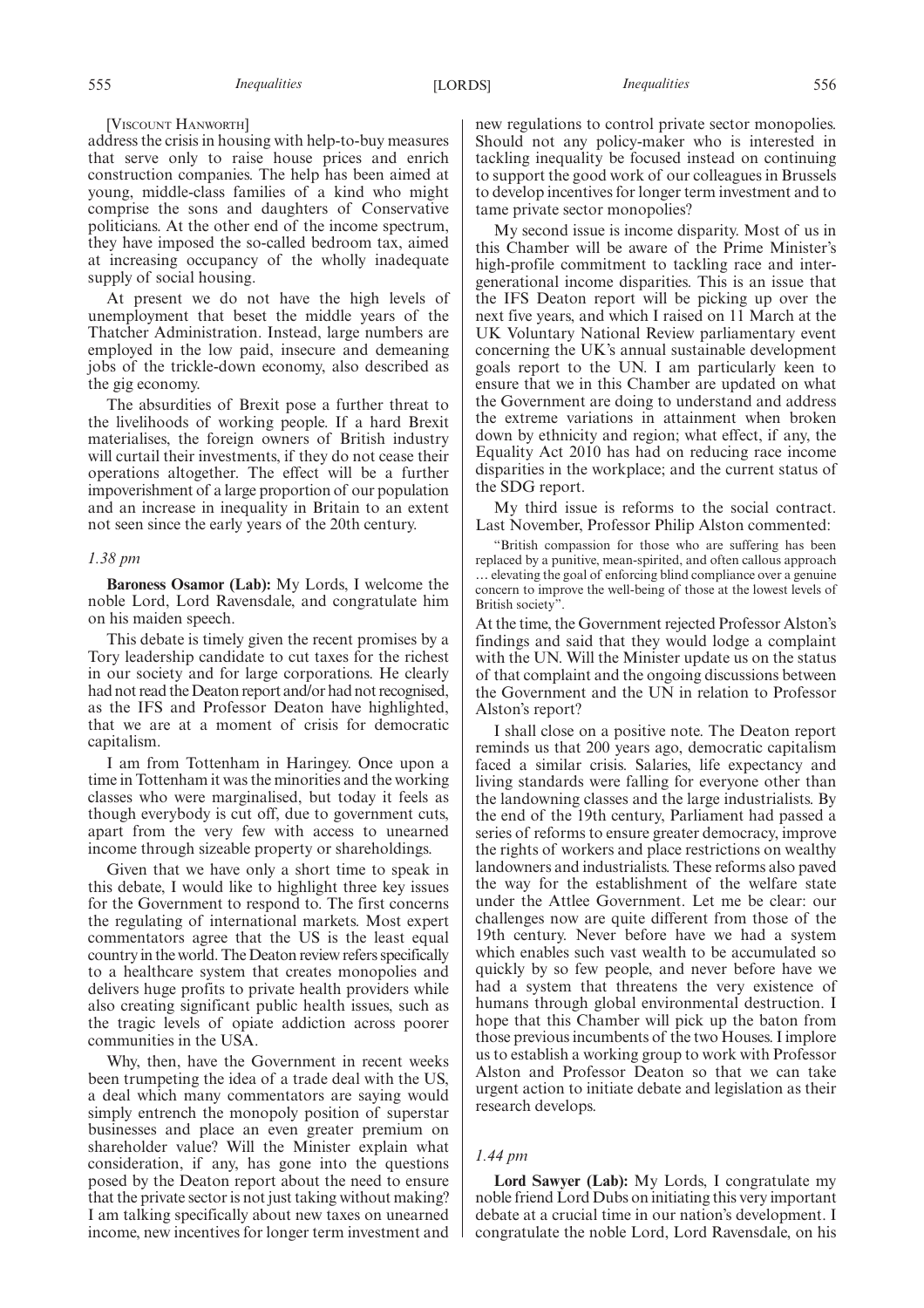[VISCOUNT HANWORTH]

address the crisis in housing with help-to-buy measures that serve only to raise house prices and enrich construction companies. The help has been aimed at young, middle-class families of a kind who might comprise the sons and daughters of Conservative politicians. At the other end of the income spectrum, they have imposed the so-called bedroom tax, aimed at increasing occupancy of the wholly inadequate supply of social housing.

At present we do not have the high levels of unemployment that beset the middle years of the Thatcher Administration. Instead, large numbers are employed in the low paid, insecure and demeaning jobs of the trickle-down economy, also described as the gig economy.

The absurdities of Brexit pose a further threat to the livelihoods of working people. If a hard Brexit materialises, the foreign owners of British industry will curtail their investments, if they do not cease their operations altogether. The effect will be a further impoverishment of a large proportion of our population and an increase in inequality in Britain to an extent not seen since the early years of the 20th century.

*1.38 pm*

**Baroness Osamor (Lab):** My Lords, I welcome the noble Lord, Lord Ravensdale, and congratulate him on his maiden speech.

This debate is timely given the recent promises by a Tory leadership candidate to cut taxes for the richest in our society and for large corporations. He clearly had not read the Deaton report and/or had not recognised, as the IFS and Professor Deaton have highlighted, that we are at a moment of crisis for democratic capitalism.

I am from Tottenham in Haringey. Once upon a time in Tottenham it was the minorities and the working classes who were marginalised, but today it feels as though everybody is cut off, due to government cuts, apart from the very few with access to unearned income through sizeable property or shareholdings.

Given that we have only a short time to speak in this debate, I would like to highlight three key issues for the Government to respond to. The first concerns the regulating of international markets. Most expert commentators agree that the US is the least equal country in the world. The Deaton review refers specifically to a healthcare system that creates monopolies and delivers huge profits to private health providers while also creating significant public health issues, such as the tragic levels of opiate addiction across poorer communities in the USA.

Why, then, have the Government in recent weeks been trumpeting the idea of a trade deal with the US, a deal which many commentators are saying would simply entrench the monopoly position of superstar businesses and place an even greater premium on shareholder value? Will the Minister explain what consideration, if any, has gone into the questions posed by the Deaton report about the need to ensure that the private sector is not just taking without making? I am talking specifically about new taxes on unearned income, new incentives for longer term investment and new regulations to control private sector monopolies. Should not any policy-maker who is interested in tackling inequality be focused instead on continuing to support the good work of our colleagues in Brussels to develop incentives for longer term investment and to tame private sector monopolies?

My second issue is income disparity. Most of us in this Chamber will be aware of the Prime Minister's high-profile commitment to tackling race and inter-generational income disparities. This is an issue that the IFS Deaton report will be picking up over the next five years, and which I raised on 11 March at the UK Voluntary National Review parliamentary event concerning the UK's annual sustainable development goals report to the UN. I am particularly keen to ensure that we in this Chamber are updated on what the Government are doing to understand and address the extreme variations in attainment when broken down by ethnicity and region; what effect, if any, the Equality Act 2010 has had on reducing race income disparities in the workplace; and the current status of the SDG report.

My third issue is reforms to the social contract. Last November, Professor Philip Alston commented:

"British compassion for those who are suffering has been replaced by a punitive, mean-spirited, and often callous approach … elevating the goal of enforcing blind compliance over a genuine concern to improve the well-being of those at the lowest levels of British society".

At the time, the Government rejected Professor Alston's findings and said that they would lodge a complaint with the UN. Will the Minister update us on the status of that complaint and the ongoing discussions between the Government and the UN in relation to Professor Alston's report?

I shall close on a positive note. The Deaton report reminds us that 200 years ago, democratic capitalism faced a similar crisis. Salaries, life expectancy and living standards were falling for everyone other than the landowning classes and the large industrialists. By the end of the 19th century, Parliament had passed a series of reforms to ensure greater democracy, improve the rights of workers and place restrictions on wealthy landowners and industrialists. These reforms also paved the way for the establishment of the welfare state under the Attlee Government. Let me be clear: our challenges now are quite different from those of the 19th century. Never before have we had a system which enables such vast wealth to be accumulated so quickly by so few people, and never before have we had a system that threatens the very existence of humans through global environmental destruction. I hope that this Chamber will pick up the baton from those previous incumbents of the two Houses. I implore us to establish a working group to work with Professor Alston and Professor Deaton so that we can take urgent action to initiate debate and legislation as their research develops.

*1.44 pm*

**Lord Sawyer (Lab):** My Lords, I congratulate my noble friend Lord Dubs on initiating this very important debate at a crucial time in our nation's development. I congratulate the noble Lord, Lord Ravensdale, on his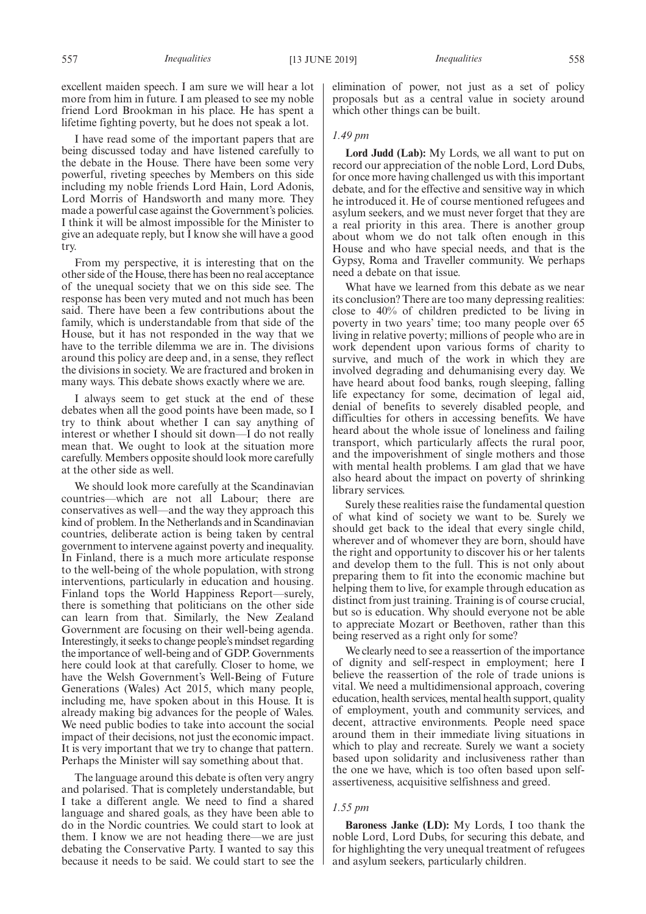excellent maiden speech. I am sure we will hear a lot more from him in future. I am pleased to see my noble friend Lord Brookman in his place. He has spent a lifetime fighting poverty, but he does not speak a lot.

I have read some of the important papers that are being discussed today and have listened carefully to the debate in the House. There have been some very powerful, riveting speeches by Members on this side including my noble friends Lord Hain, Lord Adonis, Lord Morris of Handsworth and many more. They made a powerful case against the Government's policies. I think it will be almost impossible for the Minister to give an adequate reply, but I know she will have a good try.

From my perspective, it is interesting that on the other side of the House, there has been no real acceptance of the unequal society that we on this side see. The response has been very muted and not much has been said. There have been a few contributions about the family, which is understandable from that side of the House, but it has not responded in the way that we have to the terrible dilemma we are in. The divisions around this policy are deep and, in a sense, they reflect the divisions in society. We are fractured and broken in many ways. This debate shows exactly where we are.

I always seem to get stuck at the end of these debates when all the good points have been made, so I try to think about whether I can say anything of interest or whether I should sit down—I do not really mean that. We ought to look at the situation more carefully. Members opposite should look more carefully at the other side as well.

We should look more carefully at the Scandinavian countries—which are not all Labour; there are conservatives as well—and the way they approach this kind of problem. In the Netherlands and in Scandinavian countries, deliberate action is being taken by central government to intervene against poverty and inequality. In Finland, there is a much more articulate response to the well-being of the whole population, with strong interventions, particularly in education and housing. Finland tops the World Happiness Report—surely, there is something that politicians on the other side can learn from that. Similarly, the New Zealand Government are focusing on their well-being agenda. Interestingly, it seeks to change people's mindset regarding the importance of well-being and of GDP. Governments here could look at that carefully. Closer to home, we have the Welsh Government's Well-Being of Future Generations (Wales) Act 2015, which many people, including me, have spoken about in this House. It is already making big advances for the people of Wales. We need public bodies to take into account the social impact of their decisions, not just the economic impact. It is very important that we try to change that pattern. Perhaps the Minister will say something about that.

The language around this debate is often very angry and polarised. That is completely understandable, but I take a different angle. We need to find a shared language and shared goals, as they have been able to do in the Nordic countries. We could start to look at them. I know we are not heading there—we are just debating the Conservative Party. I wanted to say this because it needs to be said. We could start to see the elimination of power, not just as a set of policy proposals but as a central value in society around which other things can be built.

*1.49 pm*

**Lord Judd (Lab):** My Lords, we all want to put on record our appreciation of the noble Lord, Lord Dubs, for once more having challenged us with this important debate, and for the effective and sensitive way in which he introduced it. He of course mentioned refugees and asylum seekers, and we must never forget that they are a real priority in this area. There is another group about whom we do not talk often enough in this House and who have special needs, and that is the Gypsy, Roma and Traveller community. We perhaps need a debate on that issue.

What have we learned from this debate as we near its conclusion? There are too many depressing realities: close to 40% of children predicted to be living in poverty in two years' time; too many people over 65 living in relative poverty; millions of people who are in work dependent upon various forms of charity to survive, and much of the work in which they are involved degrading and dehumanising every day. We have heard about food banks, rough sleeping, falling life expectancy for some, decimation of legal aid, denial of benefits to severely disabled people, and difficulties for others in accessing benefits. We have heard about the whole issue of loneliness and failing transport, which particularly affects the rural poor, and the impoverishment of single mothers and those with mental health problems. I am glad that we have also heard about the impact on poverty of shrinking library services.

Surely these realities raise the fundamental question of what kind of society we want to be. Surely we should get back to the ideal that every single child, wherever and of whomever they are born, should have the right and opportunity to discover his or her talents and develop them to the full. This is not only about preparing them to fit into the economic machine but helping them to live, for example through education as distinct from just training. Training is of course crucial, but so is education. Why should everyone not be able to appreciate Mozart or Beethoven, rather than this being reserved as a right only for some?

We clearly need to see a reassertion of the importance of dignity and self-respect in employment; here I believe the reassertion of the role of trade unions is vital. We need a multidimensional approach, covering education, health services, mental health support, quality of employment, youth and community services, and decent, attractive environments. People need space around them in their immediate living situations in which to play and recreate. Surely we want a society based upon solidarity and inclusiveness rather than the one we have, which is too often based upon self-assertiveness, acquisitive selfishness and greed.

*1.55 pm*

**Baroness Janke (LD):** My Lords, I too thank the noble Lord, Lord Dubs, for securing this debate, and for highlighting the very unequal treatment of refugees and asylum seekers, particularly children.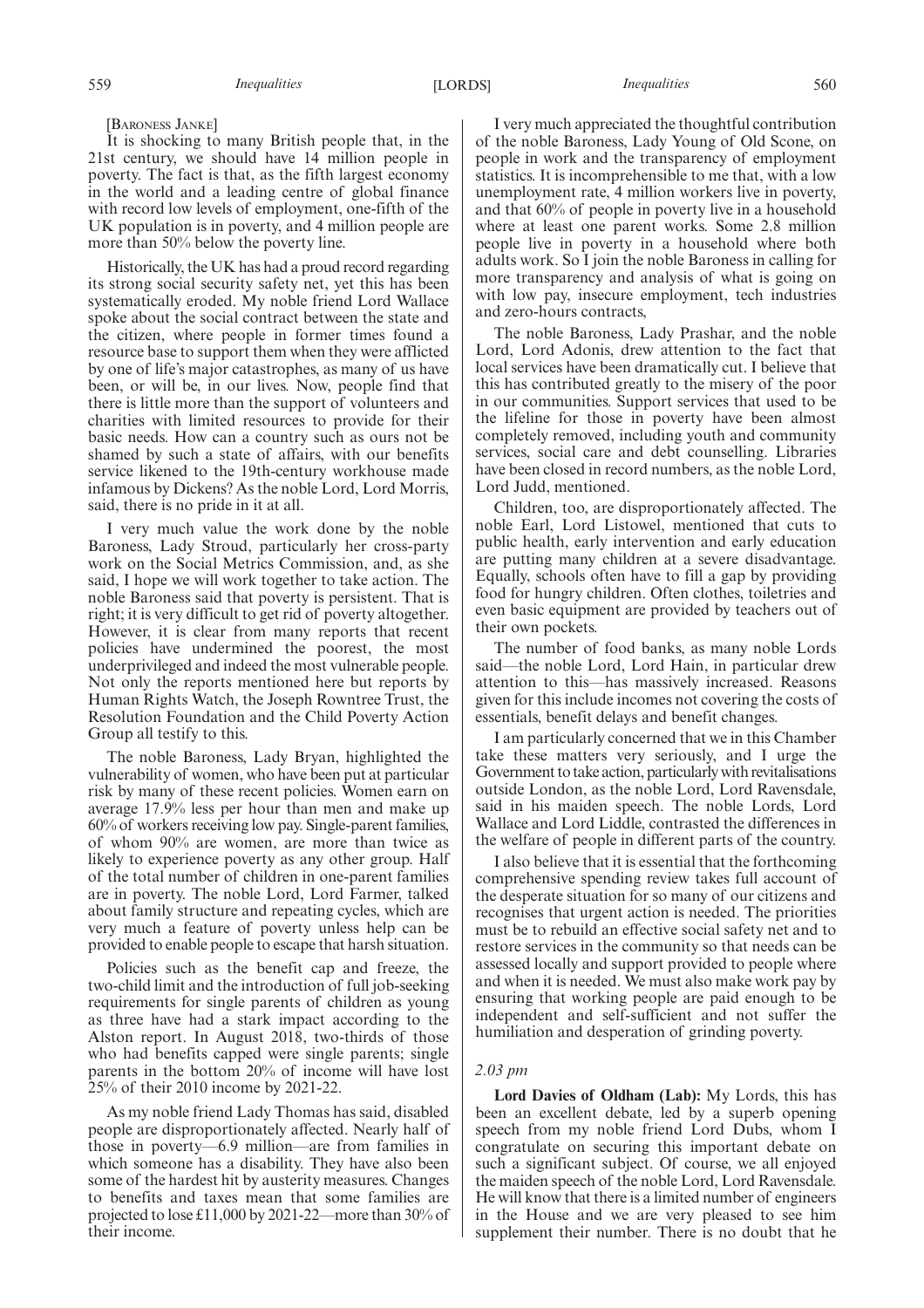[Baroness Janke]

It is shocking to many British people that, in the 21st century, we should have 14 million people in poverty. The fact is that, as the fifth largest economy in the world and a leading centre of global finance with record low levels of employment, one-fifth of the UK population is in poverty, and 4 million people are more than 50% below the poverty line.

Historically, the UK has had a proud record regarding its strong social security safety net, yet this has been systematically eroded. My noble friend Lord Wallace spoke about the social contract between the state and the citizen, where people in former times found a resource base to support them when they were afflicted by one of life's major catastrophes, as many of us have been, or will be, in our lives. Now, people find that there is little more than the support of volunteers and charities with limited resources to provide for their basic needs. How can a country such as ours not be shamed by such a state of affairs, with our benefits service likened to the 19th-century workhouse made infamous by Dickens? As the noble Lord, Lord Morris, said, there is no pride in it at all.

I very much value the work done by the noble Baroness, Lady Stroud, particularly her cross-party work on the Social Metrics Commission, and, as she said, I hope we will work together to take action. The noble Baroness said that poverty is persistent. That is right; it is very difficult to get rid of poverty altogether. However, it is clear from many reports that recent policies have undermined the poorest, the most underprivileged and indeed the most vulnerable people. Not only the reports mentioned here but reports by Human Rights Watch, the Joseph Rowntree Trust, the Resolution Foundation and the Child Poverty Action Group all testify to this.

The noble Baroness, Lady Bryan, highlighted the vulnerability of women, who have been put at particular risk by many of these recent policies. Women earn on average 17.9% less per hour than men and make up 60% of workers receiving low pay. Single-parent families, of whom 90% are women, are more than twice as likely to experience poverty as any other group. Half of the total number of children in one-parent families are in poverty. The noble Lord, Lord Farmer, talked about family structure and repeating cycles, which are very much a feature of poverty unless help can be provided to enable people to escape that harsh situation.

Policies such as the benefit cap and freeze, the two-child limit and the introduction of full job-seeking requirements for single parents of children as young as three have had a stark impact according to the Alston report. In August 2018, two-thirds of those who had benefits capped were single parents; single parents in the bottom 20% of income will have lost 25% of their 2010 income by 2021-22.

As my noble friend Lady Thomas has said, disabled people are disproportionately affected. Nearly half of those in poverty—6.9 million—are from families in which someone has a disability. They have also been some of the hardest hit by austerity measures. Changes to benefits and taxes mean that some families are projected to lose £11,000 by 2021-22—more than 30% of their income.

I very much appreciated the thoughtful contribution of the noble Baroness, Lady Young of Old Scone, on people in work and the transparency of employment statistics. It is incomprehensible to me that, with a low unemployment rate, 4 million workers live in poverty, and that 60% of people in poverty live in a household where at least one parent works. Some 2.8 million people live in poverty in a household where both adults work. So I join the noble Baroness in calling for more transparency and analysis of what is going on with low pay, insecure employment, tech industries and zero-hours contracts,

The noble Baroness, Lady Prashar, and the noble Lord, Lord Adonis, drew attention to the fact that local services have been dramatically cut. I believe that this has contributed greatly to the misery of the poor in our communities. Support services that used to be the lifeline for those in poverty have been almost completely removed, including youth and community services, social care and debt counselling. Libraries have been closed in record numbers, as the noble Lord, Lord Judd, mentioned.

Children, too, are disproportionately affected. The noble Earl, Lord Listowel, mentioned that cuts to public health, early intervention and early education are putting many children at a severe disadvantage. Equally, schools often have to fill a gap by providing food for hungry children. Often clothes, toiletries and even basic equipment are provided by teachers out of their own pockets.

The number of food banks, as many noble Lords said—the noble Lord, Lord Hain, in particular drew attention to this—has massively increased. Reasons given for this include incomes not covering the costs of essentials, benefit delays and benefit changes.

I am particularly concerned that we in this Chamber take these matters very seriously, and I urge the Government to take action, particularly with revitalisations outside London, as the noble Lord, Lord Ravensdale, said in his maiden speech. The noble Lords, Lord Wallace and Lord Liddle, contrasted the differences in the welfare of people in different parts of the country.

I also believe that it is essential that the forthcoming comprehensive spending review takes full account of the desperate situation for so many of our citizens and recognises that urgent action is needed. The priorities must be to rebuild an effective social safety net and to restore services in the community so that needs can be assessed locally and support provided to people where and when it is needed. We must also make work pay by ensuring that working people are paid enough to be independent and self-sufficient and not suffer the humiliation and desperation of grinding poverty.

*2.03 pm*

**Lord Davies of Oldham (Lab):** My Lords, this has been an excellent debate, led by a superb opening speech from my noble friend Lord Dubs, whom I congratulate on securing this important debate on such a significant subject. Of course, we all enjoyed the maiden speech of the noble Lord, Lord Ravensdale. He will know that there is a limited number of engineers in the House and we are very pleased to see him supplement their number. There is no doubt that he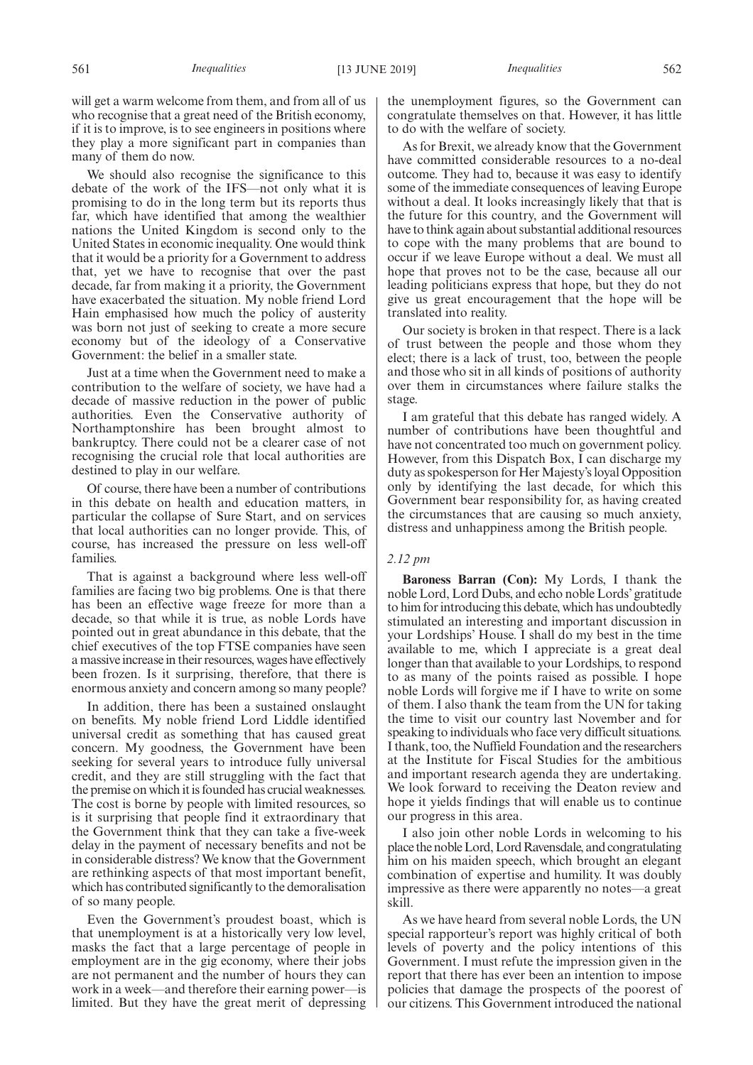will get a warm welcome from them, and from all of us who recognise that a great need of the British economy, if it is to improve, is to see engineers in positions where they play a more significant part in companies than many of them do now.

We should also recognise the significance to this debate of the work of the IFS—not only what it is promising to do in the long term but its reports thus far, which have identified that among the wealthier nations the United Kingdom is second only to the United States in economic inequality. One would think that it would be a priority for a Government to address that, yet we have to recognise that over the past decade, far from making it a priority, the Government have exacerbated the situation. My noble friend Lord Hain emphasised how much the policy of austerity was born not just of seeking to create a more secure economy but of the ideology of a Conservative Government: the belief in a smaller state.

Just at a time when the Government need to make a contribution to the welfare of society, we have had a decade of massive reduction in the power of public authorities. Even the Conservative authority of Northamptonshire has been brought almost to bankruptcy. There could not be a clearer case of not recognising the crucial role that local authorities are destined to play in our welfare.

Of course, there have been a number of contributions in this debate on health and education matters, in particular the collapse of Sure Start, and on services that local authorities can no longer provide. This, of course, has increased the pressure on less well-off families.

That is against a background where less well-off families are facing two big problems. One is that there has been an effective wage freeze for more than a decade, so that while it is true, as noble Lords have pointed out in great abundance in this debate, that the chief executives of the top FTSE companies have seen a massive increase in their resources, wages have effectively been frozen. Is it surprising, therefore, that there is enormous anxiety and concern among so many people?

In addition, there has been a sustained onslaught on benefits. My noble friend Lord Liddle identified universal credit as something that has caused great concern. My goodness, the Government have been seeking for several years to introduce fully universal credit, and they are still struggling with the fact that the premise on which it is founded has crucial weaknesses. The cost is borne by people with limited resources, so is it surprising that people find it extraordinary that the Government think that they can take a five-week delay in the payment of necessary benefits and not be in considerable distress? We know that the Government are rethinking aspects of that most important benefit, which has contributed significantly to the demoralisation of so many people.

Even the Government's proudest boast, which is that unemployment is at a historically very low level, masks the fact that a large percentage of people in employment are in the gig economy, where their jobs are not permanent and the number of hours they can work in a week—and therefore their earning power—is limited. But they have the great merit of depressing the unemployment figures, so the Government can congratulate themselves on that. However, it has little to do with the welfare of society.

As for Brexit, we already know that the Government have committed considerable resources to a no-deal outcome. They had to, because it was easy to identify some of the immediate consequences of leaving Europe without a deal. It looks increasingly likely that that is the future for this country, and the Government will have to think again about substantial additional resources to cope with the many problems that are bound to occur if we leave Europe without a deal. We must all hope that proves not to be the case, because all our leading politicians express that hope, but they do not give us great encouragement that the hope will be translated into reality.

Our society is broken in that respect. There is a lack of trust between the people and those whom they elect; there is a lack of trust, too, between the people and those who sit in all kinds of positions of authority over them in circumstances where failure stalks the stage.

I am grateful that this debate has ranged widely. A number of contributions have been thoughtful and have not concentrated too much on government policy. However, from this Dispatch Box, I can discharge my duty as spokesperson for Her Majesty's loyal Opposition only by identifying the last decade, for which this Government bear responsibility for, as having created the circumstances that are causing so much anxiety, distress and unhappiness among the British people.

*2.12 pm*

**Baroness Barran (Con):** My Lords, I thank the noble Lord, Lord Dubs, and echo noble Lords' gratitude to him for introducing this debate, which has undoubtedly stimulated an interesting and important discussion in your Lordships' House. I shall do my best in the time available to me, which I appreciate is a great deal longer than that available to your Lordships, to respond to as many of the points raised as possible. I hope noble Lords will forgive me if I have to write on some of them. I also thank the team from the UN for taking the time to visit our country last November and for speaking to individuals who face very difficult situations. I thank, too, the Nuffield Foundation and the researchers at the Institute for Fiscal Studies for the ambitious and important research agenda they are undertaking. We look forward to receiving the Deaton review and hope it yields findings that will enable us to continue our progress in this area.

I also join other noble Lords in welcoming to his place the noble Lord, Lord Ravensdale, and congratulating him on his maiden speech, which brought an elegant combination of expertise and humility. It was doubly impressive as there were apparently no notes—a great skill.

As we have heard from several noble Lords, the UN special rapporteur's report was highly critical of both levels of poverty and the policy intentions of this Government. I must refute the impression given in the report that there has ever been an intention to impose policies that damage the prospects of the poorest of our citizens. This Government introduced the national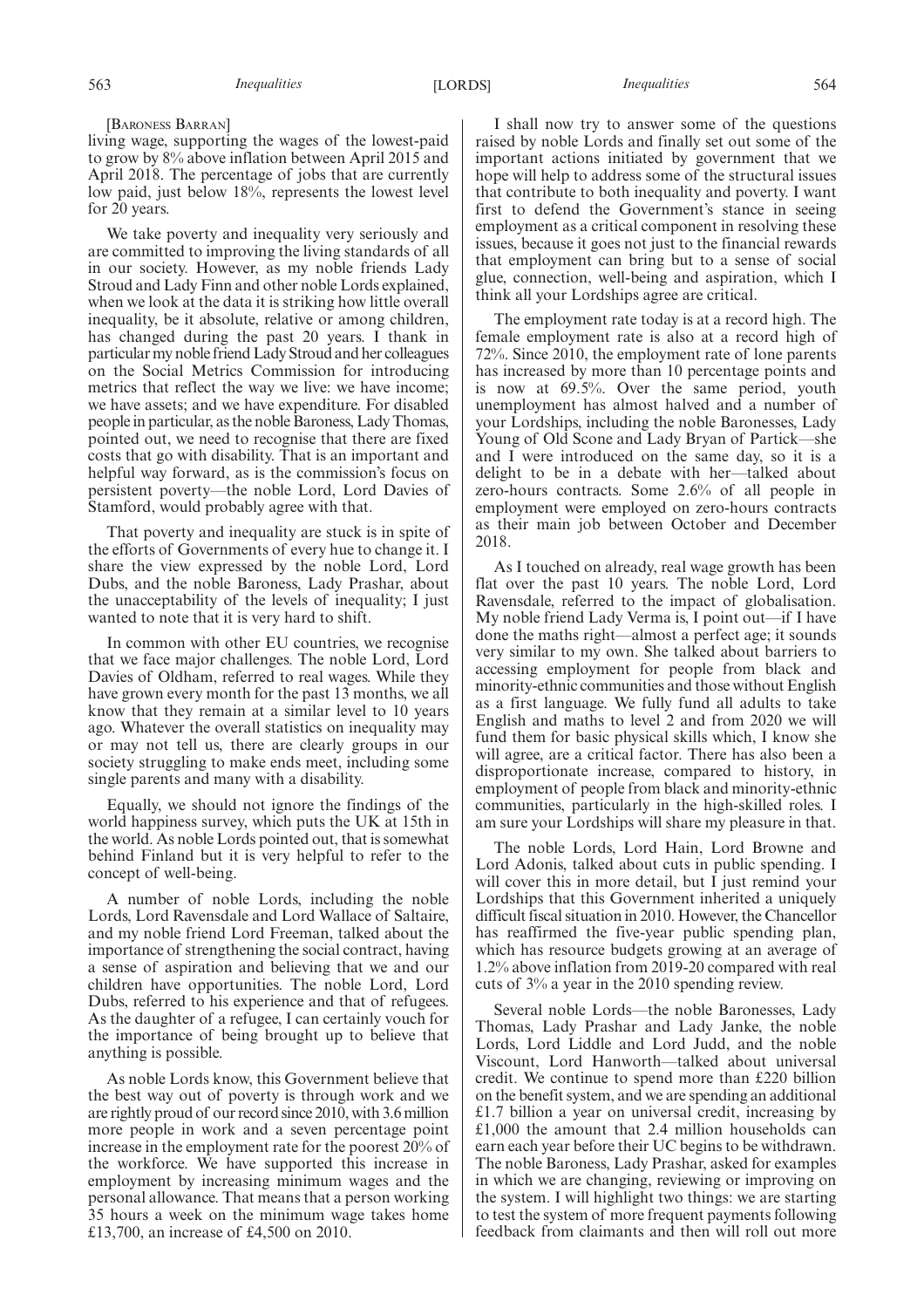[Baroness Barran]

living wage, supporting the wages of the lowest-paid to grow by 8% above inflation between April 2015 and April 2018. The percentage of jobs that are currently low paid, just below 18%, represents the lowest level for 20 years.

We take poverty and inequality very seriously and are committed to improving the living standards of all in our society. However, as my noble friends Lady Stroud and Lady Finn and other noble Lords explained, when we look at the data it is striking how little overall inequality, be it absolute, relative or among children, has changed during the past 20 years. I thank in particular my noble friend Lady Stroud and her colleagues on the Social Metrics Commission for introducing metrics that reflect the way we live: we have income; we have assets; and we have expenditure. For disabled people in particular, as the noble Baroness, Lady Thomas, pointed out, we need to recognise that there are fixed costs that go with disability. That is an important and helpful way forward, as is the commission's focus on persistent poverty—the noble Lord, Lord Davies of Stamford, would probably agree with that.

That poverty and inequality are stuck is in spite of the efforts of Governments of every hue to change it. I share the view expressed by the noble Lord, Lord Dubs, and the noble Baroness, Lady Prashar, about the unacceptability of the levels of inequality; I just wanted to note that it is very hard to shift.

In common with other EU countries, we recognise that we face major challenges. The noble Lord, Lord Davies of Oldham, referred to real wages. While they have grown every month for the past 13 months, we all know that they remain at a similar level to 10 years ago. Whatever the overall statistics on inequality may or may not tell us, there are clearly groups in our society struggling to make ends meet, including some single parents and many with a disability.

Equally, we should not ignore the findings of the world happiness survey, which puts the UK at 15th in the world. As noble Lords pointed out, that is somewhat behind Finland but it is very helpful to refer to the concept of well-being.

A number of noble Lords, including the noble Lords, Lord Ravensdale and Lord Wallace of Saltaire, and my noble friend Lord Freeman, talked about the importance of strengthening the social contract, having a sense of aspiration and believing that we and our children have opportunities. The noble Lord, Lord Dubs, referred to his experience and that of refugees. As the daughter of a refugee, I can certainly vouch for the importance of being brought up to believe that anything is possible.

As noble Lords know, this Government believe that the best way out of poverty is through work and we are rightly proud of our record since 2010, with 3.6 million more people in work and a seven percentage point increase in the employment rate for the poorest 20% of the workforce. We have supported this increase in employment by increasing minimum wages and the personal allowance. That means that a person working 35 hours a week on the minimum wage takes home £13,700, an increase of £4,500 on 2010.

I shall now try to answer some of the questions raised by noble Lords and finally set out some of the important actions initiated by government that we hope will help to address some of the structural issues that contribute to both inequality and poverty. I want first to defend the Government's stance in seeing employment as a critical component in resolving these issues, because it goes not just to the financial rewards that employment can bring but to a sense of social glue, connection, well-being and aspiration, which I think all your Lordships agree are critical.

The employment rate today is at a record high. The female employment rate is also at a record high of 72%. Since 2010, the employment rate of lone parents has increased by more than 10 percentage points and is now at 69.5%. Over the same period, youth unemployment has almost halved and a number of your Lordships, including the noble Baronesses, Lady Young of Old Scone and Lady Bryan of Partick—she and I were introduced on the same day, so it is a delight to be in a debate with her—talked about zero-hours contracts. Some 2.6% of all people in employment were employed on zero-hours contracts as their main job between October and December 2018.

As I touched on already, real wage growth has been flat over the past 10 years. The noble Lord, Lord Ravensdale, referred to the impact of globalisation. My noble friend Lady Verma is, I point out—if I have done the maths right—almost a perfect age; it sounds very similar to my own. She talked about barriers to accessing employment for people from black and minority-ethnic communities and those without English as a first language. We fully fund all adults to take English and maths to level 2 and from 2020 we will fund them for basic physical skills which, I know she will agree, are a critical factor. There has also been a disproportionate increase, compared to history, in employment of people from black and minority-ethnic communities, particularly in the high-skilled roles. I am sure your Lordships will share my pleasure in that.

The noble Lords, Lord Hain, Lord Browne and Lord Adonis, talked about cuts in public spending. I will cover this in more detail, but I just remind your Lordships that this Government inherited a uniquely difficult fiscal situation in 2010. However, the Chancellor has reaffirmed the five-year public spending plan, which has resource budgets growing at an average of 1.2% above inflation from 2019-20 compared with real cuts of 3% a year in the 2010 spending review.

Several noble Lords—the noble Baronesses, Lady Thomas, Lady Prashar and Lady Janke, the noble Lords, Lord Liddle and Lord Judd, and the noble Viscount, Lord Hanworth—talked about universal credit. We continue to spend more than £220 billion on the benefit system, and we are spending an additional £1.7 billion a year on universal credit, increasing by £1,000 the amount that 2.4 million households can earn each year before their UC begins to be withdrawn. The noble Baroness, Lady Prashar, asked for examples in which we are changing, reviewing or improving on the system. I will highlight two things: we are starting to test the system of more frequent payments following feedback from claimants and then will roll out more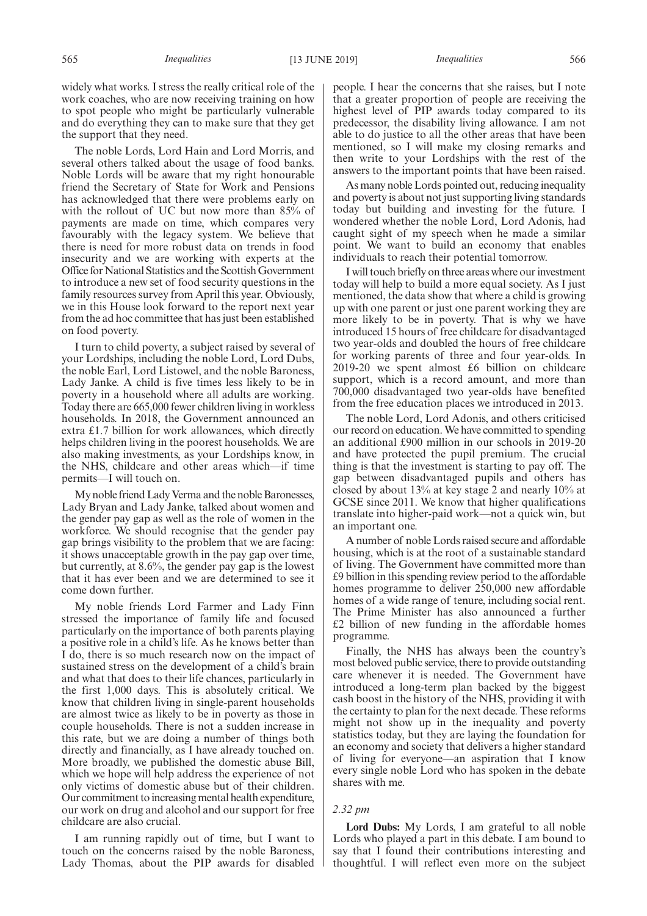widely what works. I stress the really critical role of the work coaches, who are now receiving training on how to spot people who might be particularly vulnerable and do everything they can to make sure that they get the support that they need.

The noble Lords, Lord Hain and Lord Morris, and several others talked about the usage of food banks. Noble Lords will be aware that my right honourable friend the Secretary of State for Work and Pensions has acknowledged that there were problems early on with the rollout of UC but now more than 85% of payments are made on time, which compares very favourably with the legacy system. We believe that there is need for more robust data on trends in food insecurity and we are working with experts at the Office for National Statistics and the Scottish Government to introduce a new set of food security questions in the family resources survey from April this year. Obviously, we in this House look forward to the report next year from the ad hoc committee that has just been established on food poverty.

I turn to child poverty, a subject raised by several of your Lordships, including the noble Lord, Lord Dubs, the noble Earl, Lord Listowel, and the noble Baroness, Lady Janke. A child is five times less likely to be in poverty in a household where all adults are working. Today there are 665,000 fewer children living in workless households. In 2018, the Government announced an extra £1.7 billion for work allowances, which directly helps children living in the poorest households. We are also making investments, as your Lordships know, in the NHS, childcare and other areas which—if time permits—I will touch on.

My noble friend Lady Verma and the noble Baronesses, Lady Bryan and Lady Janke, talked about women and the gender pay gap as well as the role of women in the workforce. We should recognise that the gender pay gap brings visibility to the problem that we are facing: it shows unacceptable growth in the pay gap over time, but currently, at 8.6%, the gender pay gap is the lowest that it has ever been and we are determined to see it come down further.

My noble friends Lord Farmer and Lady Finn stressed the importance of family life and focused particularly on the importance of both parents playing a positive role in a child's life. As he knows better than I do, there is so much research now on the impact of sustained stress on the development of a child's brain and what that does to their life chances, particularly in the first 1,000 days. This is absolutely critical. We know that children living in single-parent households are almost twice as likely to be in poverty as those in couple households. There is not a sudden increase in this rate, but we are doing a number of things both directly and financially, as I have already touched on. More broadly, we published the domestic abuse Bill, which we hope will help address the experience of not only victims of domestic abuse but of their children. Our commitment to increasing mental health expenditure, our work on drug and alcohol and our support for free childcare are also crucial.

I am running rapidly out of time, but I want to touch on the concerns raised by the noble Baroness, Lady Thomas, about the PIP awards for disabled people. I hear the concerns that she raises, but I note that a greater proportion of people are receiving the highest level of PIP awards today compared to its predecessor, the disability living allowance. I am not able to do justice to all the other areas that have been mentioned, so I will make my closing remarks and then write to your Lordships with the rest of the answers to the important points that have been raised.

As many noble Lords pointed out, reducing inequality and poverty is about not just supporting living standards today but building and investing for the future. I wondered whether the noble Lord, Lord Adonis, had caught sight of my speech when he made a similar point. We want to build an economy that enables individuals to reach their potential tomorrow.

I will touch briefly on three areas where our investment today will help to build a more equal society. As I just mentioned, the data show that where a child is growing up with one parent or just one parent working they are more likely to be in poverty. That is why we have introduced 15 hours of free childcare for disadvantaged two year-olds and doubled the hours of free childcare for working parents of three and four year-olds. In 2019-20 we spent almost £6 billion on childcare support, which is a record amount, and more than 700,000 disadvantaged two year-olds have benefited from the free education places we introduced in 2013.

The noble Lord, Lord Adonis, and others criticised our record on education. We have committed to spending an additional £900 million in our schools in 2019-20 and have protected the pupil premium. The crucial thing is that the investment is starting to pay off. The gap between disadvantaged pupils and others has closed by about 13% at key stage 2 and nearly 10% at GCSE since 2011. We know that higher qualifications translate into higher-paid work—not a quick win, but an important one.

A number of noble Lords raised secure and affordable housing, which is at the root of a sustainable standard of living. The Government have committed more than £9 billion in this spending review period to the affordable homes programme to deliver 250,000 new affordable homes of a wide range of tenure, including social rent. The Prime Minister has also announced a further £2 billion of new funding in the affordable homes programme.

Finally, the NHS has always been the country's most beloved public service, there to provide outstanding care whenever it is needed. The Government have introduced a long-term plan backed by the biggest cash boost in the history of the NHS, providing it with the certainty to plan for the next decade. These reforms might not show up in the inequality and poverty statistics today, but they are laying the foundation for an economy and society that delivers a higher standard of living for everyone—an aspiration that I know every single noble Lord who has spoken in the debate shares with me.

*2.32 pm*

**Lord Dubs:** My Lords, I am grateful to all noble Lords who played a part in this debate. I am bound to say that I found their contributions interesting and thoughtful. I will reflect even more on the subject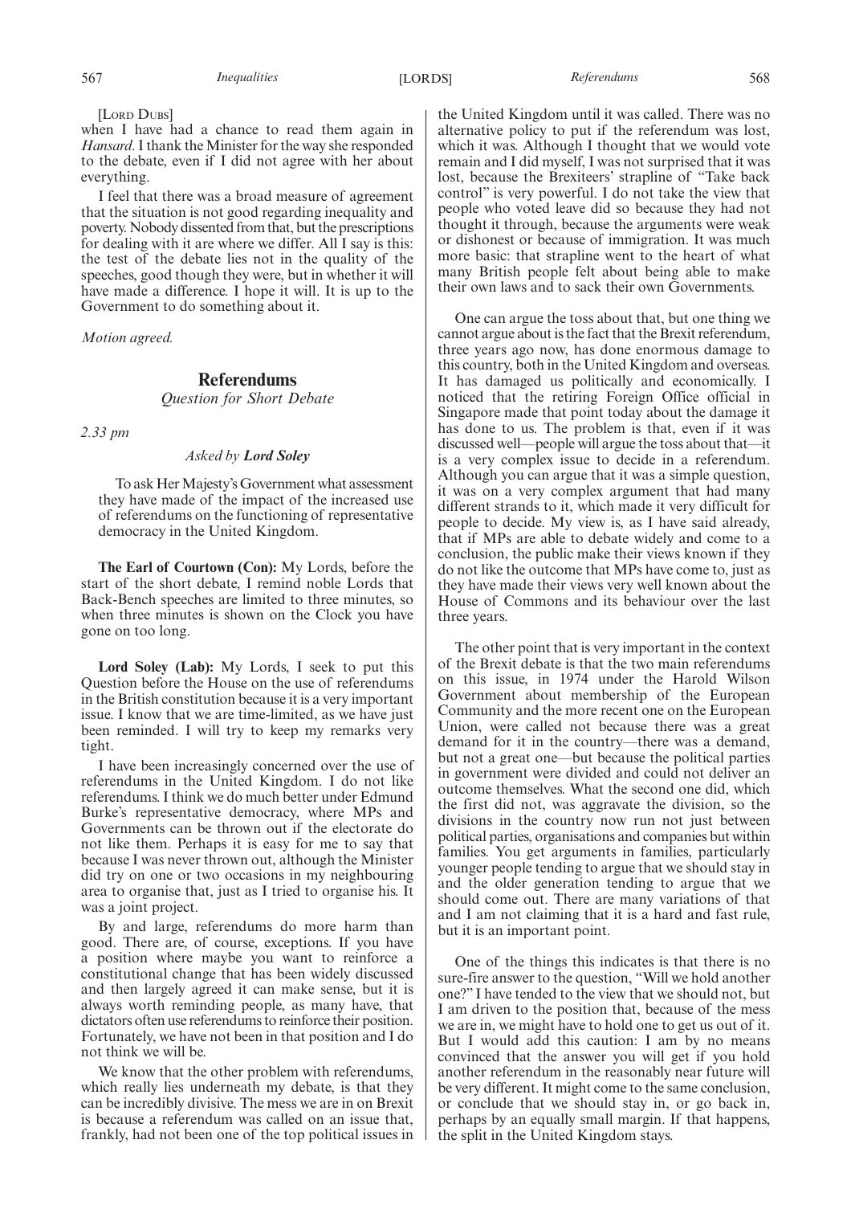[LORD DUBS]

when I have had a chance to read them again in *Hansard*. I thank the Minister for the way she responded to the debate, even if I did not agree with her about everything.

I feel that there was a broad measure of agreement that the situation is not good regarding inequality and poverty. Nobody dissented from that, but the prescriptions for dealing with it are where we differ. All I say is this: the test of the debate lies not in the quality of the speeches, good though they were, but in whether it will have made a difference. I hope it will. It is up to the Government to do something about it.

*Motion agreed.*

## Referendums

*Question for Short Debate*

*2.33 pm*

*Asked by* ***Lord Soley***

> To ask Her Majesty's Government what assessment they have made of the impact of the increased use of referendums on the functioning of representative democracy in the United Kingdom.

**The Earl of Courtown (Con):** My Lords, before the start of the short debate, I remind noble Lords that Back-Bench speeches are limited to three minutes, so when three minutes is shown on the Clock you have gone on too long.

**Lord Soley (Lab):** My Lords, I seek to put this Question before the House on the use of referendums in the British constitution because it is a very important issue. I know that we are time-limited, as we have just been reminded. I will try to keep my remarks very tight.

I have been increasingly concerned over the use of referendums in the United Kingdom. I do not like referendums. I think we do much better under Edmund Burke's representative democracy, where MPs and Governments can be thrown out if the electorate do not like them. Perhaps it is easy for me to say that because I was never thrown out, although the Minister did try on one or two occasions in my neighbouring area to organise that, just as I tried to organise his. It was a joint project.

By and large, referendums do more harm than good. There are, of course, exceptions. If you have a position where maybe you want to reinforce a constitutional change that has been widely discussed and then largely agreed it can make sense, but it is always worth reminding people, as many have, that dictators often use referendums to reinforce their position. Fortunately, we have not been in that position and I do not think we will be.

We know that the other problem with referendums, which really lies underneath my debate, is that they can be incredibly divisive. The mess we are in on Brexit is because a referendum was called on an issue that, frankly, had not been one of the top political issues in the United Kingdom until it was called. There was no alternative policy to put if the referendum was lost, which it was. Although I thought that we would vote remain and I did myself, I was not surprised that it was lost, because the Brexiteers' strapline of "Take back control" is very powerful. I do not take the view that people who voted leave did so because they had not thought it through, because the arguments were weak or dishonest or because of immigration. It was much more basic: that strapline went to the heart of what many British people felt about being able to make their own laws and to sack their own Governments.

One can argue the toss about that, but one thing we cannot argue about is the fact that the Brexit referendum, three years ago now, has done enormous damage to this country, both in the United Kingdom and overseas. It has damaged us politically and economically. I noticed that the retiring Foreign Office official in Singapore made that point today about the damage it has done to us. The problem is that, even if it was discussed well—people will argue the toss about that—it is a very complex issue to decide in a referendum. Although you can argue that it was a simple question, it was on a very complex argument that had many different strands to it, which made it very difficult for people to decide. My view is, as I have said already, that if MPs are able to debate widely and come to a conclusion, the public make their views known if they do not like the outcome that MPs have come to, just as they have made their views very well known about the House of Commons and its behaviour over the last three years.

The other point that is very important in the context of the Brexit debate is that the two main referendums on this issue, in 1974 under the Harold Wilson Government about membership of the European Community and the more recent one on the European Union, were called not because there was a great demand for it in the country—there was a demand, but not a great one—but because the political parties in government were divided and could not deliver an outcome themselves. What the second one did, which the first did not, was aggravate the division, so the divisions in the country now run not just between political parties, organisations and companies but within families. You get arguments in families, particularly younger people tending to argue that we should stay in and the older generation tending to argue that we should come out. There are many variations of that and I am not claiming that it is a hard and fast rule, but it is an important point.

One of the things this indicates is that there is no sure-fire answer to the question, "Will we hold another one?" I have tended to the view that we should not, but I am driven to the position that, because of the mess we are in, we might have to hold one to get us out of it. But I would add this caution: I am by no means convinced that the answer you will get if you hold another referendum in the reasonably near future will be very different. It might come to the same conclusion, or conclude that we should stay in, or go back in, perhaps by an equally small margin. If that happens, the split in the United Kingdom stays.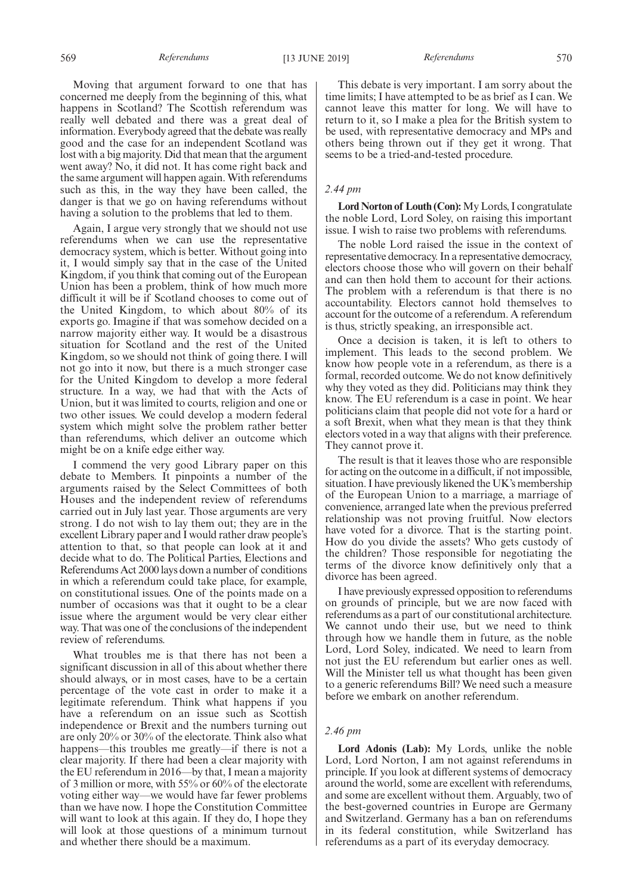Moving that argument forward to one that has concerned me deeply from the beginning of this, what happens in Scotland? The Scottish referendum was really well debated and there was a great deal of information. Everybody agreed that the debate was really good and the case for an independent Scotland was lost with a big majority. Did that mean that the argument went away? No, it did not. It has come right back and the same argument will happen again. With referendums such as this, in the way they have been called, the danger is that we go on having referendums without having a solution to the problems that led to them.

Again, I argue very strongly that we should not use referendums when we can use the representative democracy system, which is better. Without going into it, I would simply say that in the case of the United Kingdom, if you think that coming out of the European Union has been a problem, think of how much more difficult it will be if Scotland chooses to come out of the United Kingdom, to which about 80% of its exports go. Imagine if that was somehow decided on a narrow majority either way. It would be a disastrous situation for Scotland and the rest of the United Kingdom, so we should not think of going there. I will not go into it now, but there is a much stronger case for the United Kingdom to develop a more federal structure. In a way, we had that with the Acts of Union, but it was limited to courts, religion and one or two other issues. We could develop a modern federal system which might solve the problem rather better than referendums, which deliver an outcome which might be on a knife edge either way.

I commend the very good Library paper on this debate to Members. It pinpoints a number of the arguments raised by the Select Committees of both Houses and the independent review of referendums carried out in July last year. Those arguments are very strong. I do not wish to lay them out; they are in the excellent Library paper and I would rather draw people's attention to that, so that people can look at it and decide what to do. The Political Parties, Elections and Referendums Act 2000 lays down a number of conditions in which a referendum could take place, for example, on constitutional issues. One of the points made on a number of occasions was that it ought to be a clear issue where the argument would be very clear either way. That was one of the conclusions of the independent review of referendums.

What troubles me is that there has not been a significant discussion in all of this about whether there should always, or in most cases, have to be a certain percentage of the vote cast in order to make it a legitimate referendum. Think what happens if you have a referendum on an issue such as Scottish independence or Brexit and the numbers turning out are only 20% or 30% of the electorate. Think also what happens—this troubles me greatly—if there is not a clear majority. If there had been a clear majority with the EU referendum in 2016—by that, I mean a majority of 3 million or more, with 55% or 60% of the electorate voting either way—we would have far fewer problems than we have now. I hope the Constitution Committee will want to look at this again. If they do, I hope they will look at those questions of a minimum turnout and whether there should be a maximum.

This debate is very important. I am sorry about the time limits; I have attempted to be as brief as I can. We cannot leave this matter for long. We will have to return to it, so I make a plea for the British system to be used, with representative democracy and MPs and others being thrown out if they get it wrong. That seems to be a tried-and-tested procedure.

*2.44 pm*

**Lord Norton of Louth (Con):** My Lords, I congratulate the noble Lord, Lord Soley, on raising this important issue. I wish to raise two problems with referendums.

The noble Lord raised the issue in the context of representative democracy. In a representative democracy, electors choose those who will govern on their behalf and can then hold them to account for their actions. The problem with a referendum is that there is no accountability. Electors cannot hold themselves to account for the outcome of a referendum. A referendum is thus, strictly speaking, an irresponsible act.

Once a decision is taken, it is left to others to implement. This leads to the second problem. We know how people vote in a referendum, as there is a formal, recorded outcome. We do not know definitively why they voted as they did. Politicians may think they know. The EU referendum is a case in point. We hear politicians claim that people did not vote for a hard or a soft Brexit, when what they mean is that they think electors voted in a way that aligns with their preference. They cannot prove it.

The result is that it leaves those who are responsible for acting on the outcome in a difficult, if not impossible, situation. I have previously likened the UK's membership of the European Union to a marriage, a marriage of convenience, arranged late when the previous preferred relationship was not proving fruitful. Now electors have voted for a divorce. That is the starting point. How do you divide the assets? Who gets custody of the children? Those responsible for negotiating the terms of the divorce know definitively only that a divorce has been agreed.

I have previously expressed opposition to referendums on grounds of principle, but we are now faced with referendums as a part of our constitutional architecture. We cannot undo their use, but we need to think through how we handle them in future, as the noble Lord, Lord Soley, indicated. We need to learn from not just the EU referendum but earlier ones as well. Will the Minister tell us what thought has been given to a generic referendums Bill? We need such a measure before we embark on another referendum.

*2.46 pm*

**Lord Adonis (Lab):** My Lords, unlike the noble Lord, Lord Norton, I am not against referendums in principle. If you look at different systems of democracy around the world, some are excellent with referendums, and some are excellent without them. Arguably, two of the best-governed countries in Europe are Germany and Switzerland. Germany has a ban on referendums in its federal constitution, while Switzerland has referendums as a part of its everyday democracy.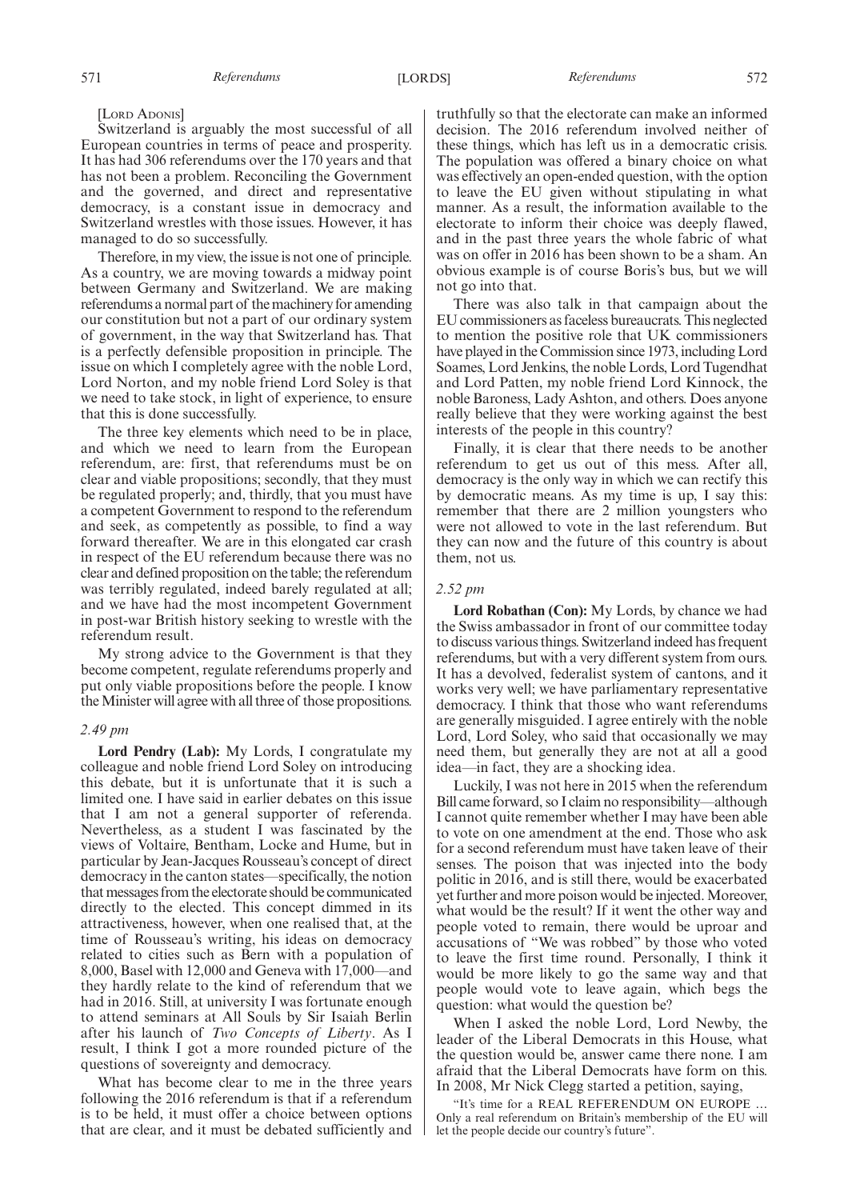[Lord Adonis]

Switzerland is arguably the most successful of all European countries in terms of peace and prosperity. It has had 306 referendums over the 170 years and that has not been a problem. Reconciling the Government and the governed, and direct and representative democracy, is a constant issue in democracy and Switzerland wrestles with those issues. However, it has managed to do so successfully.

Therefore, in my view, the issue is not one of principle. As a country, we are moving towards a midway point between Germany and Switzerland. We are making referendums a normal part of the machinery for amending our constitution but not a part of our ordinary system of government, in the way that Switzerland has. That is a perfectly defensible proposition in principle. The issue on which I completely agree with the noble Lord, Lord Norton, and my noble friend Lord Soley is that we need to take stock, in light of experience, to ensure that this is done successfully.

The three key elements which need to be in place, and which we need to learn from the European referendum, are: first, that referendums must be on clear and viable propositions; secondly, that they must be regulated properly; and, thirdly, that you must have a competent Government to respond to the referendum and seek, as competently as possible, to find a way forward thereafter. We are in this elongated car crash in respect of the EU referendum because there was no clear and defined proposition on the table; the referendum was terribly regulated, indeed barely regulated at all; and we have had the most incompetent Government in post-war British history seeking to wrestle with the referendum result.

My strong advice to the Government is that they become competent, regulate referendums properly and put only viable propositions before the people. I know the Minister will agree with all three of those propositions.

*2.49 pm*

**Lord Pendry (Lab):** My Lords, I congratulate my colleague and noble friend Lord Soley on introducing this debate, but it is unfortunate that it is such a limited one. I have said in earlier debates on this issue that I am not a general supporter of referenda. Nevertheless, as a student I was fascinated by the views of Voltaire, Bentham, Locke and Hume, but in particular by Jean-Jacques Rousseau's concept of direct democracy in the canton states—specifically, the notion that messages from the electorate should be communicated directly to the elected. This concept dimmed in its attractiveness, however, when one realised that, at the time of Rousseau's writing, his ideas on democracy related to cities such as Bern with a population of 8,000, Basel with 12,000 and Geneva with 17,000—and they hardly relate to the kind of referendum that we had in 2016. Still, at university I was fortunate enough to attend seminars at All Souls by Sir Isaiah Berlin after his launch of *Two Concepts of Liberty*. As I result, I think I got a more rounded picture of the questions of sovereignty and democracy.

What has become clear to me in the three years following the 2016 referendum is that if a referendum is to be held, it must offer a choice between options that are clear, and it must be debated sufficiently and truthfully so that the electorate can make an informed decision. The 2016 referendum involved neither of these things, which has left us in a democratic crisis. The population was offered a binary choice on what was effectively an open-ended question, with the option to leave the EU given without stipulating in what manner. As a result, the information available to the electorate to inform their choice was deeply flawed, and in the past three years the whole fabric of what was on offer in 2016 has been shown to be a sham. An obvious example is of course Boris's bus, but we will not go into that.

There was also talk in that campaign about the EU commissioners as faceless bureaucrats. This neglected to mention the positive role that UK commissioners have played in the Commission since 1973, including Lord Soames, Lord Jenkins, the noble Lords, Lord Tugendhat and Lord Patten, my noble friend Lord Kinnock, the noble Baroness, Lady Ashton, and others. Does anyone really believe that they were working against the best interests of the people in this country?

Finally, it is clear that there needs to be another referendum to get us out of this mess. After all, democracy is the only way in which we can rectify this by democratic means. As my time is up, I say this: remember that there are 2 million youngsters who were not allowed to vote in the last referendum. But they can now and the future of this country is about them, not us.

*2.52 pm*

**Lord Robathan (Con):** My Lords, by chance we had the Swiss ambassador in front of our committee today to discuss various things. Switzerland indeed has frequent referendums, but with a very different system from ours. It has a devolved, federalist system of cantons, and it works very well; we have parliamentary representative democracy. I think that those who want referendums are generally misguided. I agree entirely with the noble Lord, Lord Soley, who said that occasionally we may need them, but generally they are not at all a good idea—in fact, they are a shocking idea.

Luckily, I was not here in 2015 when the referendum Bill came forward, so I claim no responsibility—although I cannot quite remember whether I may have been able to vote on one amendment at the end. Those who ask for a second referendum must have taken leave of their senses. The poison that was injected into the body politic in 2016, and is still there, would be exacerbated yet further and more poison would be injected. Moreover, what would be the result? If it went the other way and people voted to remain, there would be uproar and accusations of "We was robbed" by those who voted to leave the first time round. Personally, I think it would be more likely to go the same way and that people would vote to leave again, which begs the question: what would the question be?

When I asked the noble Lord, Lord Newby, the leader of the Liberal Democrats in this House, what the question would be, answer came there none. I am afraid that the Liberal Democrats have form on this. In 2008, Mr Nick Clegg started a petition, saying,

> "It's time for a REAL REFERENDUM ON EUROPE … Only a real referendum on Britain's membership of the EU will let the people decide our country's future".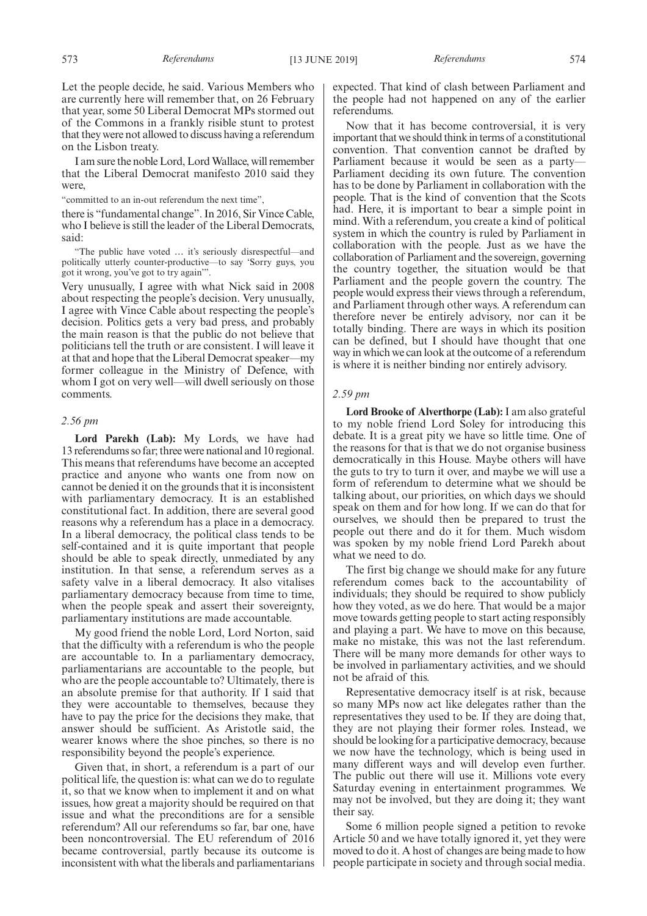Let the people decide, he said. Various Members who are currently here will remember that, on 26 February that year, some 50 Liberal Democrat MPs stormed out of the Commons in a frankly risible stunt to protest that they were not allowed to discuss having a referendum on the Lisbon treaty.

I am sure the noble Lord, Lord Wallace, will remember that the Liberal Democrat manifesto 2010 said they were,

"committed to an in-out referendum the next time",

there is "fundamental change". In 2016, Sir Vince Cable, who I believe is still the leader of the Liberal Democrats, said:

> "The public have voted … it's seriously disrespectful—and politically utterly counter-productive—to say 'Sorry guys, you got it wrong, you've got to try again'".

Very unusually, I agree with what Nick said in 2008 about respecting the people's decision. Very unusually, I agree with Vince Cable about respecting the people's decision. Politics gets a very bad press, and probably the main reason is that the public do not believe that politicians tell the truth or are consistent. I will leave it at that and hope that the Liberal Democrat speaker—my former colleague in the Ministry of Defence, with whom I got on very well—will dwell seriously on those comments.

*2.56 pm*

**Lord Parekh (Lab):** My Lords, we have had 13 referendums so far; three were national and 10 regional. This means that referendums have become an accepted practice and anyone who wants one from now on cannot be denied it on the grounds that it is inconsistent with parliamentary democracy. It is an established constitutional fact. In addition, there are several good reasons why a referendum has a place in a democracy. In a liberal democracy, the political class tends to be self-contained and it is quite important that people should be able to speak directly, unmediated by any institution. In that sense, a referendum serves as a safety valve in a liberal democracy. It also vitalises parliamentary democracy because from time to time, when the people speak and assert their sovereignty, parliamentary institutions are made accountable.

My good friend the noble Lord, Lord Norton, said that the difficulty with a referendum is who the people are accountable to. In a parliamentary democracy, parliamentarians are accountable to the people, but who are the people accountable to? Ultimately, there is an absolute premise for that authority. If I said that they were accountable to themselves, because they have to pay the price for the decisions they make, that answer should be sufficient. As Aristotle said, the wearer knows where the shoe pinches, so there is no responsibility beyond the people's experience.

Given that, in short, a referendum is a part of our political life, the question is: what can we do to regulate it, so that we know when to implement it and on what issues, how great a majority should be required on that issue and what the preconditions are for a sensible referendum? All our referendums so far, bar one, have been noncontroversial. The EU referendum of 2016 became controversial, partly because its outcome is inconsistent with what the liberals and parliamentarians expected. That kind of clash between Parliament and the people had not happened on any of the earlier referendums.

Now that it has become controversial, it is very important that we should think in terms of a constitutional convention. That convention cannot be drafted by Parliament because it would be seen as a party—Parliament deciding its own future. The convention has to be done by Parliament in collaboration with the people. That is the kind of convention that the Scots had. Here, it is important to bear a simple point in mind. With a referendum, you create a kind of political system in which the country is ruled by Parliament in collaboration with the people. Just as we have the collaboration of Parliament and the sovereign, governing the country together, the situation would be that Parliament and the people govern the country. The people would express their views through a referendum, and Parliament through other ways. A referendum can therefore never be entirely advisory, nor can it be totally binding. There are ways in which its position can be defined, but I should have thought that one way in which we can look at the outcome of a referendum is where it is neither binding nor entirely advisory.

*2.59 pm*

**Lord Brooke of Alverthorpe (Lab):** I am also grateful to my noble friend Lord Soley for introducing this debate. It is a great pity we have so little time. One of the reasons for that is that we do not organise business democratically in this House. Maybe others will have the guts to try to turn it over, and maybe we will use a form of referendum to determine what we should be talking about, our priorities, on which days we should speak on them and for how long. If we can do that for ourselves, we should then be prepared to trust the people out there and do it for them. Much wisdom was spoken by my noble friend Lord Parekh about what we need to do.

The first big change we should make for any future referendum comes back to the accountability of individuals; they should be required to show publicly how they voted, as we do here. That would be a major move towards getting people to start acting responsibly and playing a part. We have to move on this because, make no mistake, this was not the last referendum. There will be many more demands for other ways to be involved in parliamentary activities, and we should not be afraid of this.

Representative democracy itself is at risk, because so many MPs now act like delegates rather than the representatives they used to be. If they are doing that, they are not playing their former roles. Instead, we should be looking for a participative democracy, because we now have the technology, which is being used in many different ways and will develop even further. The public out there will use it. Millions vote every Saturday evening in entertainment programmes. We may not be involved, but they are doing it; they want their say.

Some 6 million people signed a petition to revoke Article 50 and we have totally ignored it, yet they were moved to do it. A host of changes are being made to how people participate in society and through social media.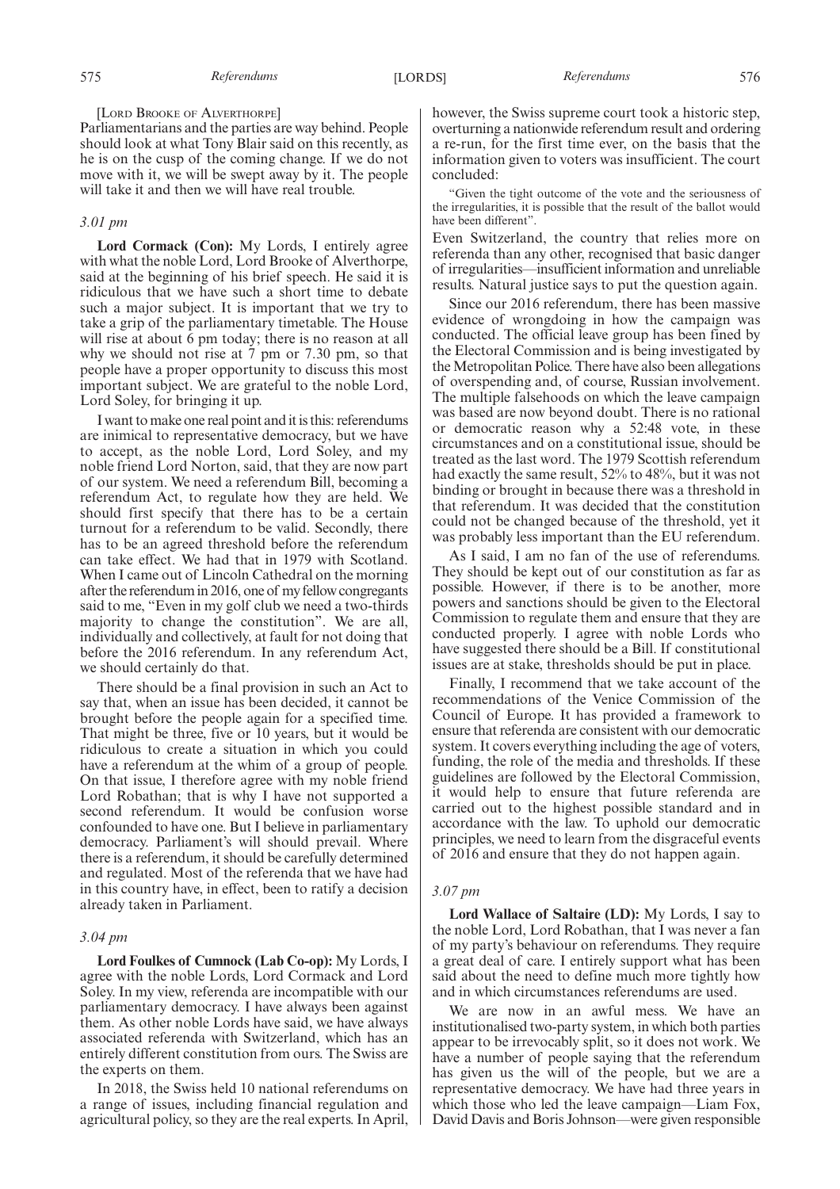[Lord Brooke of Alverthorpe]

Parliamentarians and the parties are way behind. People should look at what Tony Blair said on this recently, as he is on the cusp of the coming change. If we do not move with it, we will be swept away by it. The people will take it and then we will have real trouble.

*3.01 pm*

**Lord Cormack (Con):** My Lords, I entirely agree with what the noble Lord, Lord Brooke of Alverthorpe, said at the beginning of his brief speech. He said it is ridiculous that we have such a short time to debate such a major subject. It is important that we try to take a grip of the parliamentary timetable. The House will rise at about 6 pm today; there is no reason at all why we should not rise at 7 pm or 7.30 pm, so that people have a proper opportunity to discuss this most important subject. We are grateful to the noble Lord, Lord Soley, for bringing it up.

I want to make one real point and it is this: referendums are inimical to representative democracy, but we have to accept, as the noble Lord, Lord Soley, and my noble friend Lord Norton, said, that they are now part of our system. We need a referendum Bill, becoming a referendum Act, to regulate how they are held. We should first specify that there has to be a certain turnout for a referendum to be valid. Secondly, there has to be an agreed threshold before the referendum can take effect. We had that in 1979 with Scotland. When I came out of Lincoln Cathedral on the morning after the referendum in 2016, one of my fellow congregants said to me, "Even in my golf club we need a two-thirds majority to change the constitution". We are all, individually and collectively, at fault for not doing that before the 2016 referendum. In any referendum Act, we should certainly do that.

There should be a final provision in such an Act to say that, when an issue has been decided, it cannot be brought before the people again for a specified time. That might be three, five or 10 years, but it would be ridiculous to create a situation in which you could have a referendum at the whim of a group of people. On that issue, I therefore agree with my noble friend Lord Robathan; that is why I have not supported a second referendum. It would be confusion worse confounded to have one. But I believe in parliamentary democracy. Parliament's will should prevail. Where there is a referendum, it should be carefully determined and regulated. Most of the referenda that we have had in this country have, in effect, been to ratify a decision already taken in Parliament.

*3.04 pm*

**Lord Foulkes of Cumnock (Lab Co-op):** My Lords, I agree with the noble Lords, Lord Cormack and Lord Soley. In my view, referenda are incompatible with our parliamentary democracy. I have always been against them. As other noble Lords have said, we have always associated referenda with Switzerland, which has an entirely different constitution from ours. The Swiss are the experts on them.

In 2018, the Swiss held 10 national referendums on a range of issues, including financial regulation and agricultural policy, so they are the real experts. In April, however, the Swiss supreme court took a historic step, overturning a nationwide referendum result and ordering a re-run, for the first time ever, on the basis that the information given to voters was insufficient. The court concluded:

"Given the tight outcome of the vote and the seriousness of the irregularities, it is possible that the result of the ballot would have been different".

Even Switzerland, the country that relies more on referenda than any other, recognised that basic danger of irregularities—insufficient information and unreliable results. Natural justice says to put the question again.

Since our 2016 referendum, there has been massive evidence of wrongdoing in how the campaign was conducted. The official leave group has been fined by the Electoral Commission and is being investigated by the Metropolitan Police. There have also been allegations of overspending and, of course, Russian involvement. The multiple falsehoods on which the leave campaign was based are now beyond doubt. There is no rational or democratic reason why a 52:48 vote, in these circumstances and on a constitutional issue, should be treated as the last word. The 1979 Scottish referendum had exactly the same result, 52% to 48%, but it was not binding or brought in because there was a threshold in that referendum. It was decided that the constitution could not be changed because of the threshold, yet it was probably less important than the EU referendum.

As I said, I am no fan of the use of referendums. They should be kept out of our constitution as far as possible. However, if there is to be another, more powers and sanctions should be given to the Electoral Commission to regulate them and ensure that they are conducted properly. I agree with noble Lords who have suggested there should be a Bill. If constitutional issues are at stake, thresholds should be put in place.

Finally, I recommend that we take account of the recommendations of the Venice Commission of the Council of Europe. It has provided a framework to ensure that referenda are consistent with our democratic system. It covers everything including the age of voters, funding, the role of the media and thresholds. If these guidelines are followed by the Electoral Commission, it would help to ensure that future referenda are carried out to the highest possible standard and in accordance with the law. To uphold our democratic principles, we need to learn from the disgraceful events of 2016 and ensure that they do not happen again.

*3.07 pm*

**Lord Wallace of Saltaire (LD):** My Lords, I say to the noble Lord, Lord Robathan, that I was never a fan of my party's behaviour on referendums. They require a great deal of care. I entirely support what has been said about the need to define much more tightly how and in which circumstances referendums are used.

We are now in an awful mess. We have an institutionalised two-party system, in which both parties appear to be irrevocably split, so it does not work. We have a number of people saying that the referendum has given us the will of the people, but we are a representative democracy. We have had three years in which those who led the leave campaign—Liam Fox, David Davis and Boris Johnson—were given responsible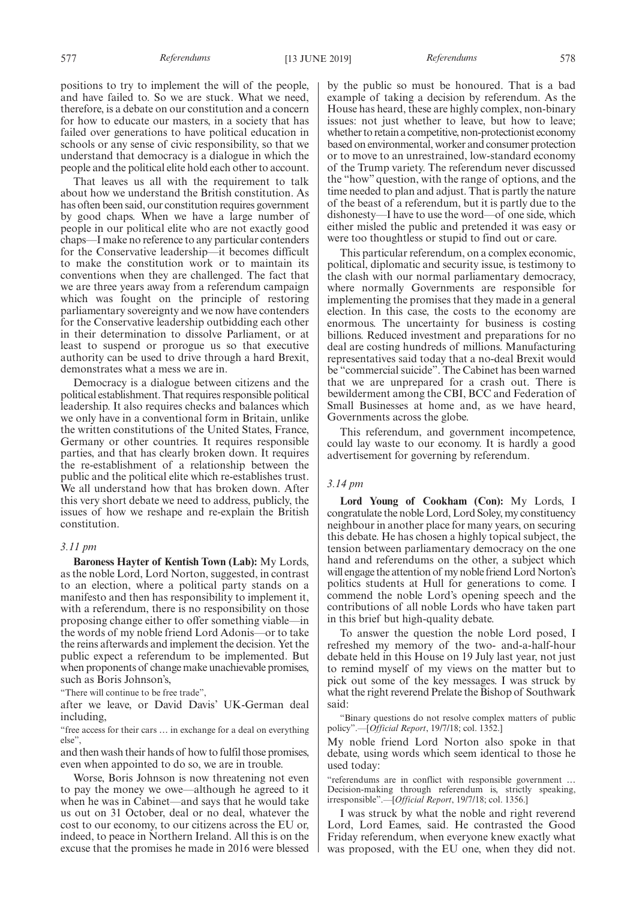positions to try to implement the will of the people, and have failed to. So we are stuck. What we need, therefore, is a debate on our constitution and a concern for how to educate our masters, in a society that has failed over generations to have political education in schools or any sense of civic responsibility, so that we understand that democracy is a dialogue in which the people and the political elite hold each other to account.

That leaves us all with the requirement to talk about how we understand the British constitution. As has often been said, our constitution requires government by good chaps. When we have a large number of people in our political elite who are not exactly good chaps—I make no reference to any particular contenders for the Conservative leadership—it becomes difficult to make the constitution work or to maintain its conventions when they are challenged. The fact that we are three years away from a referendum campaign which was fought on the principle of restoring parliamentary sovereignty and we now have contenders for the Conservative leadership outbidding each other in their determination to dissolve Parliament, or at least to suspend or prorogue us so that executive authority can be used to drive through a hard Brexit, demonstrates what a mess we are in.

Democracy is a dialogue between citizens and the political establishment. That requires responsible political leadership. It also requires checks and balances which we only have in a conventional form in Britain, unlike the written constitutions of the United States, France, Germany or other countries. It requires responsible parties, and that has clearly broken down. It requires the re-establishment of a relationship between the public and the political elite which re-establishes trust. We all understand how that has broken down. After this very short debate we need to address, publicly, the issues of how we reshape and re-explain the British constitution.

*3.11 pm*

**Baroness Hayter of Kentish Town (Lab):** My Lords, as the noble Lord, Lord Norton, suggested, in contrast to an election, where a political party stands on a manifesto and then has responsibility to implement it, with a referendum, there is no responsibility on those proposing change either to offer something viable—in the words of my noble friend Lord Adonis—or to take the reins afterwards and implement the decision. Yet the public expect a referendum to be implemented. But when proponents of change make unachievable promises, such as Boris Johnson's,

"There will continue to be free trade",

after we leave, or David Davis' UK-German deal including,

"free access for their cars … in exchange for a deal on everything else",

and then wash their hands of how to fulfil those promises, even when appointed to do so, we are in trouble.

Worse, Boris Johnson is now threatening not even to pay the money we owe—although he agreed to it when he was in Cabinet—and says that he would take us out on 31 October, deal or no deal, whatever the cost to our economy, to our citizens across the EU or, indeed, to peace in Northern Ireland. All this is on the excuse that the promises he made in 2016 were blessed by the public so must be honoured. That is a bad example of taking a decision by referendum. As the House has heard, these are highly complex, non-binary issues: not just whether to leave, but how to leave; whether to retain a competitive, non-protectionist economy based on environmental, worker and consumer protection or to move to an unrestrained, low-standard economy of the Trump variety. The referendum never discussed the "how" question, with the range of options, and the time needed to plan and adjust. That is partly the nature of the beast of a referendum, but it is partly due to the dishonesty—I have to use the word—of one side, which either misled the public and pretended it was easy or were too thoughtless or stupid to find out or care.

This particular referendum, on a complex economic, political, diplomatic and security issue, is testimony to the clash with our normal parliamentary democracy, where normally Governments are responsible for implementing the promises that they made in a general election. In this case, the costs to the economy are enormous. The uncertainty for business is costing billions. Reduced investment and preparations for no deal are costing hundreds of millions. Manufacturing representatives said today that a no-deal Brexit would be "commercial suicide". The Cabinet has been warned that we are unprepared for a crash out. There is bewilderment among the CBI, BCC and Federation of Small Businesses at home and, as we have heard, Governments across the globe.

This referendum, and government incompetence, could lay waste to our economy. It is hardly a good advertisement for governing by referendum.

*3.14 pm*

**Lord Young of Cookham (Con):** My Lords, I congratulate the noble Lord, Lord Soley, my constituency neighbour in another place for many years, on securing this debate. He has chosen a highly topical subject, the tension between parliamentary democracy on the one hand and referendums on the other, a subject which will engage the attention of my noble friend Lord Norton's politics students at Hull for generations to come. I commend the noble Lord's opening speech and the contributions of all noble Lords who have taken part in this brief but high-quality debate.

To answer the question the noble Lord posed, I refreshed my memory of the two- and-a-half-hour debate held in this House on 19 July last year, not just to remind myself of my views on the matter but to pick out some of the key messages. I was struck by what the right reverend Prelate the Bishop of Southwark said:

"Binary questions do not resolve complex matters of public policy".—[*Official Report*, 19/7/18; col. 1352.]

My noble friend Lord Norton also spoke in that debate, using words which seem identical to those he used today:

"referendums are in conflict with responsible government … Decision-making through referendum is, strictly speaking, irresponsible".—[*Official Report*, 19/7/18; col. 1356.]

I was struck by what the noble and right reverend Lord, Lord Eames, said. He contrasted the Good Friday referendum, when everyone knew exactly what was proposed, with the EU one, when they did not.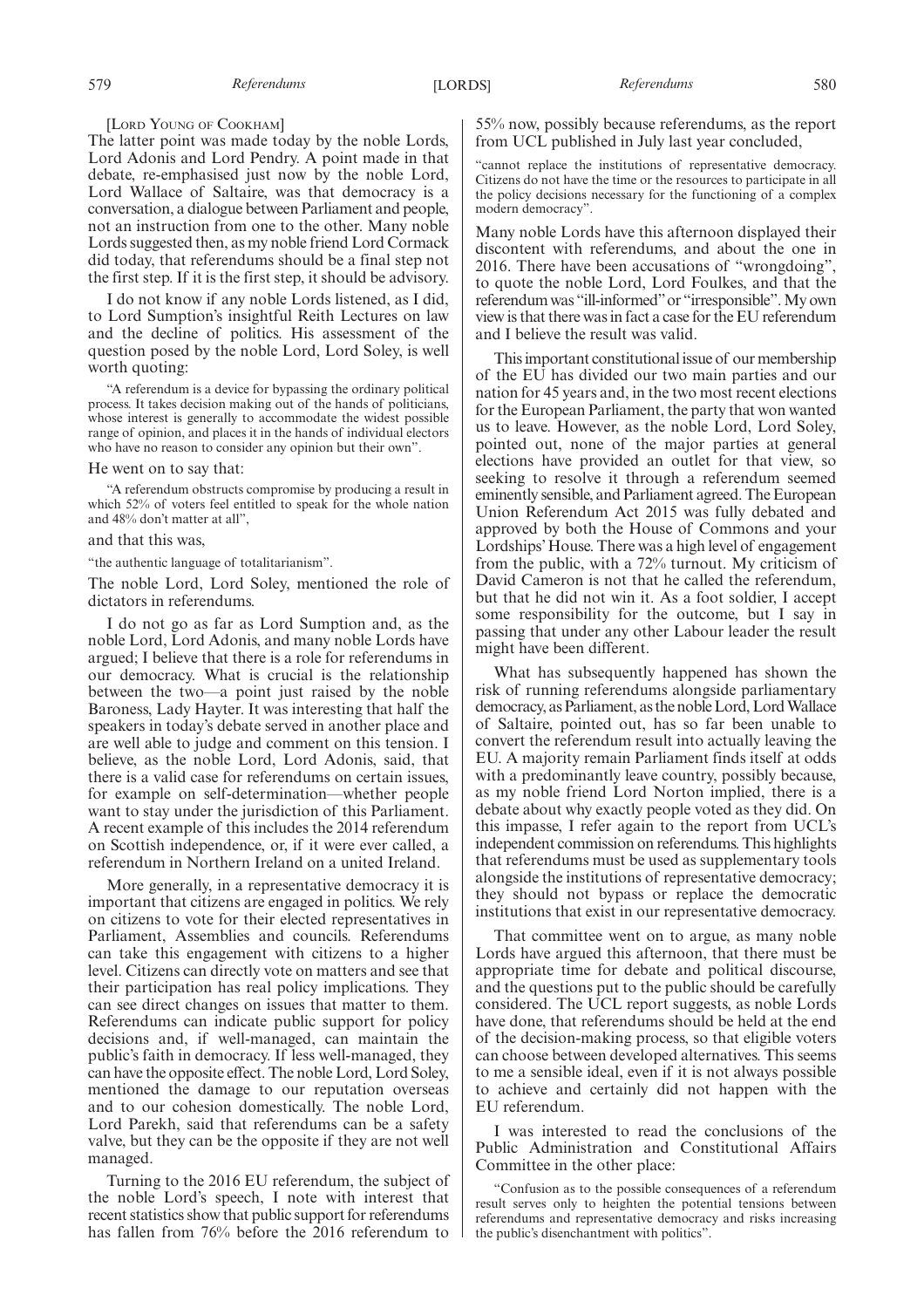[Lord Young of Cookham]

The latter point was made today by the noble Lords, Lord Adonis and Lord Pendry. A point made in that debate, re-emphasised just now by the noble Lord, Lord Wallace of Saltaire, was that democracy is a conversation, a dialogue between Parliament and people, not an instruction from one to the other. Many noble Lords suggested then, as my noble friend Lord Cormack did today, that referendums should be a final step not the first step. If it is the first step, it should be advisory.

I do not know if any noble Lords listened, as I did, to Lord Sumption's insightful Reith Lectures on law and the decline of politics. His assessment of the question posed by the noble Lord, Lord Soley, is well worth quoting:

> "A referendum is a device for bypassing the ordinary political process. It takes decision making out of the hands of politicians, whose interest is generally to accommodate the widest possible range of opinion, and places it in the hands of individual electors who have no reason to consider any opinion but their own".

He went on to say that:

> "A referendum obstructs compromise by producing a result in which 52% of voters feel entitled to speak for the whole nation and 48% don't matter at all",

and that this was,

> "the authentic language of totalitarianism".

The noble Lord, Lord Soley, mentioned the role of dictators in referendums.

I do not go as far as Lord Sumption and, as the noble Lord, Lord Adonis, and many noble Lords have argued; I believe that there is a role for referendums in our democracy. What is crucial is the relationship between the two—a point just raised by the noble Baroness, Lady Hayter. It was interesting that half the speakers in today's debate served in another place and are well able to judge and comment on this tension. I believe, as the noble Lord, Lord Adonis, said, that there is a valid case for referendums on certain issues, for example on self-determination—whether people want to stay under the jurisdiction of this Parliament. A recent example of this includes the 2014 referendum on Scottish independence, or, if it were ever called, a referendum in Northern Ireland on a united Ireland.

More generally, in a representative democracy it is important that citizens are engaged in politics. We rely on citizens to vote for their elected representatives in Parliament, Assemblies and councils. Referendums can take this engagement with citizens to a higher level. Citizens can directly vote on matters and see that their participation has real policy implications. They can see direct changes on issues that matter to them. Referendums can indicate public support for policy decisions and, if well-managed, can maintain the public's faith in democracy. If less well-managed, they can have the opposite effect. The noble Lord, Lord Soley, mentioned the damage to our reputation overseas and to our cohesion domestically. The noble Lord, Lord Parekh, said that referendums can be a safety valve, but they can be the opposite if they are not well managed.

Turning to the 2016 EU referendum, the subject of the noble Lord's speech, I note with interest that recent statistics show that public support for referendums has fallen from 76% before the 2016 referendum to 55% now, possibly because referendums, as the report from UCL published in July last year concluded,

> "cannot replace the institutions of representative democracy. Citizens do not have the time or the resources to participate in all the policy decisions necessary for the functioning of a complex modern democracy".

Many noble Lords have this afternoon displayed their discontent with referendums, and about the one in 2016. There have been accusations of "wrongdoing", to quote the noble Lord, Lord Foulkes, and that the referendum was "ill-informed" or "irresponsible". My own view is that there was in fact a case for the EU referendum and I believe the result was valid.

This important constitutional issue of our membership of the EU has divided our two main parties and our nation for 45 years and, in the two most recent elections for the European Parliament, the party that won wanted us to leave. However, as the noble Lord, Lord Soley, pointed out, none of the major parties at general elections have provided an outlet for that view, so seeking to resolve it through a referendum seemed eminently sensible, and Parliament agreed. The European Union Referendum Act 2015 was fully debated and approved by both the House of Commons and your Lordships' House. There was a high level of engagement from the public, with a 72% turnout. My criticism of David Cameron is not that he called the referendum, but that he did not win it. As a foot soldier, I accept some responsibility for the outcome, but I say in passing that under any other Labour leader the result might have been different.

What has subsequently happened has shown the risk of running referendums alongside parliamentary democracy, as Parliament, as the noble Lord, Lord Wallace of Saltaire, pointed out, has so far been unable to convert the referendum result into actually leaving the EU. A majority remain Parliament finds itself at odds with a predominantly leave country, possibly because, as my noble friend Lord Norton implied, there is a debate about why exactly people voted as they did. On this impasse, I refer again to the report from UCL's independent commission on referendums. This highlights that referendums must be used as supplementary tools alongside the institutions of representative democracy; they should not bypass or replace the democratic institutions that exist in our representative democracy.

That committee went on to argue, as many noble Lords have argued this afternoon, that there must be appropriate time for debate and political discourse, and the questions put to the public should be carefully considered. The UCL report suggests, as noble Lords have done, that referendums should be held at the end of the decision-making process, so that eligible voters can choose between developed alternatives. This seems to me a sensible ideal, even if it is not always possible to achieve and certainly did not happen with the EU referendum.

I was interested to read the conclusions of the Public Administration and Constitutional Affairs Committee in the other place:

> "Confusion as to the possible consequences of a referendum result serves only to heighten the potential tensions between referendums and representative democracy and risks increasing the public's disenchantment with politics".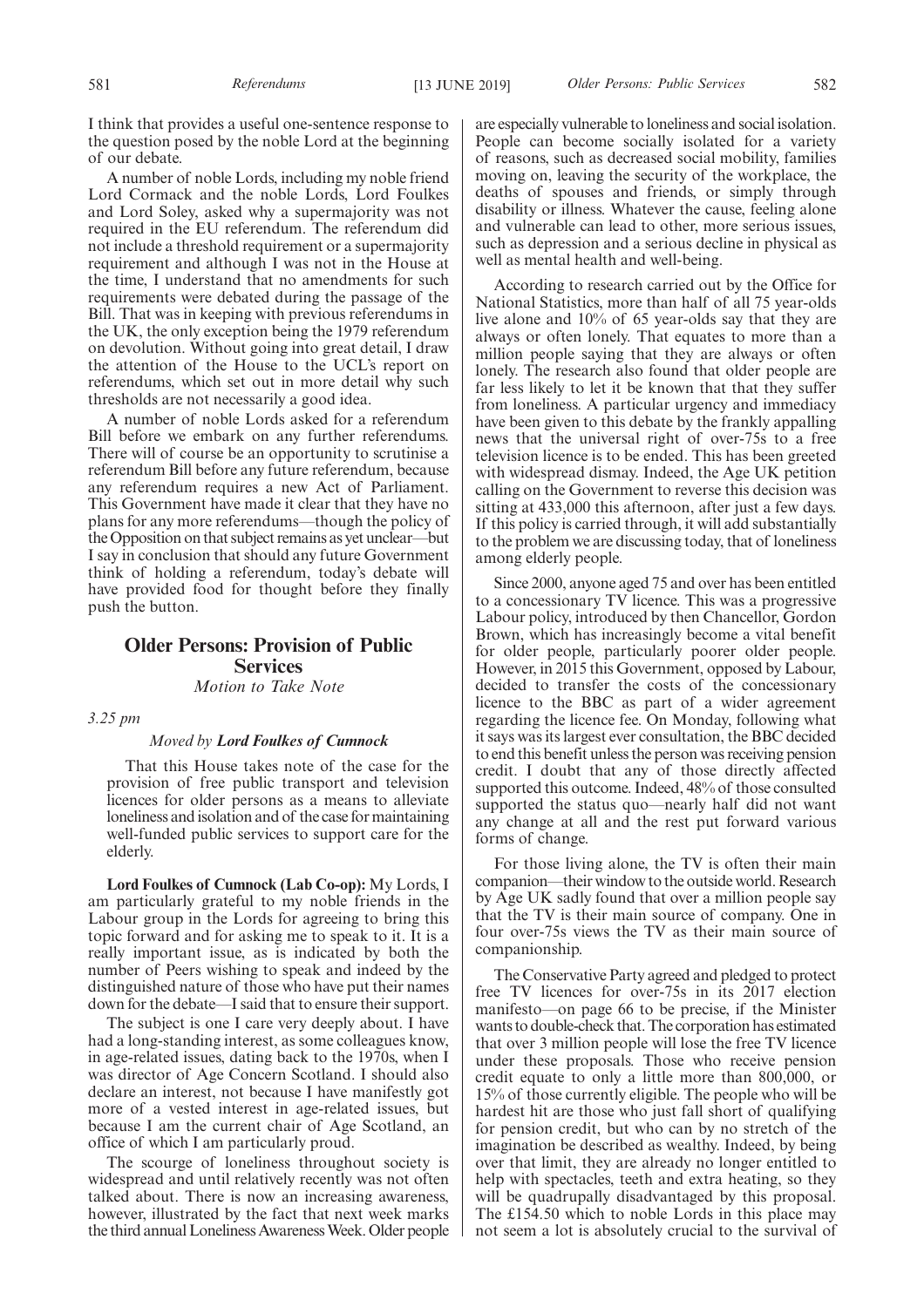I think that provides a useful one-sentence response to the question posed by the noble Lord at the beginning of our debate.

A number of noble Lords, including my noble friend Lord Cormack and the noble Lords, Lord Foulkes and Lord Soley, asked why a supermajority was not required in the EU referendum. The referendum did not include a threshold requirement or a supermajority requirement and although I was not in the House at the time, I understand that no amendments for such requirements were debated during the passage of the Bill. That was in keeping with previous referendums in the UK, the only exception being the 1979 referendum on devolution. Without going into great detail, I draw the attention of the House to the UCL's report on referendums, which set out in more detail why such thresholds are not necessarily a good idea.

A number of noble Lords asked for a referendum Bill before we embark on any further referendums. There will of course be an opportunity to scrutinise a referendum Bill before any future referendum, because any referendum requires a new Act of Parliament. This Government have made it clear that they have no plans for any more referendums—though the policy of the Opposition on that subject remains as yet unclear—but I say in conclusion that should any future Government think of holding a referendum, today's debate will have provided food for thought before they finally push the button.

## Older Persons: Provision of Public Services

*Motion to Take Note*

*3.25 pm*

*Moved by* ***Lord Foulkes of Cumnock***

That this House takes note of the case for the provision of free public transport and television licences for older persons as a means to alleviate loneliness and isolation and of the case for maintaining well-funded public services to support care for the elderly.

**Lord Foulkes of Cumnock (Lab Co-op):** My Lords, I am particularly grateful to my noble friends in the Labour group in the Lords for agreeing to bring this topic forward and for asking me to speak to it. It is a really important issue, as is indicated by both the number of Peers wishing to speak and indeed by the distinguished nature of those who have put their names down for the debate—I said that to ensure their support.

The subject is one I care very deeply about. I have had a long-standing interest, as some colleagues know, in age-related issues, dating back to the 1970s, when I was director of Age Concern Scotland. I should also declare an interest, not because I have manifestly got more of a vested interest in age-related issues, but because I am the current chair of Age Scotland, an office of which I am particularly proud.

The scourge of loneliness throughout society is widespread and until relatively recently was not often talked about. There is now an increasing awareness, however, illustrated by the fact that next week marks the third annual Loneliness Awareness Week. Older people are especially vulnerable to loneliness and social isolation. People can become socially isolated for a variety of reasons, such as decreased social mobility, families moving on, leaving the security of the workplace, the deaths of spouses and friends, or simply through disability or illness. Whatever the cause, feeling alone and vulnerable can lead to other, more serious issues, such as depression and a serious decline in physical as well as mental health and well-being.

According to research carried out by the Office for National Statistics, more than half of all 75 year-olds live alone and 10% of 65 year-olds say that they are always or often lonely. That equates to more than a million people saying that they are always or often lonely. The research also found that older people are far less likely to let it be known that that they suffer from loneliness. A particular urgency and immediacy have been given to this debate by the frankly appalling news that the universal right of over-75s to a free television licence is to be ended. This has been greeted with widespread dismay. Indeed, the Age UK petition calling on the Government to reverse this decision was sitting at 433,000 this afternoon, after just a few days. If this policy is carried through, it will add substantially to the problem we are discussing today, that of loneliness among elderly people.

Since 2000, anyone aged 75 and over has been entitled to a concessionary TV licence. This was a progressive Labour policy, introduced by then Chancellor, Gordon Brown, which has increasingly become a vital benefit for older people, particularly poorer older people. However, in 2015 this Government, opposed by Labour, decided to transfer the costs of the concessionary licence to the BBC as part of a wider agreement regarding the licence fee. On Monday, following what it says was its largest ever consultation, the BBC decided to end this benefit unless the person was receiving pension credit. I doubt that any of those directly affected supported this outcome. Indeed, 48% of those consulted supported the status quo—nearly half did not want any change at all and the rest put forward various forms of change.

For those living alone, the TV is often their main companion—their window to the outside world. Research by Age UK sadly found that over a million people say that the TV is their main source of company. One in four over-75s views the TV as their main source of companionship.

The Conservative Party agreed and pledged to protect free TV licences for over-75s in its 2017 election manifesto—on page 66 to be precise, if the Minister wants to double-check that. The corporation has estimated that over 3 million people will lose the free TV licence under these proposals. Those who receive pension credit equate to only a little more than 800,000, or 15% of those currently eligible. The people who will be hardest hit are those who just fall short of qualifying for pension credit, but who can by no stretch of the imagination be described as wealthy. Indeed, by being over that limit, they are already no longer entitled to help with spectacles, teeth and extra heating, so they will be quadruply disadvantaged by this proposal. The £154.50 which to noble Lords in this place may not seem a lot is absolutely crucial to the survival of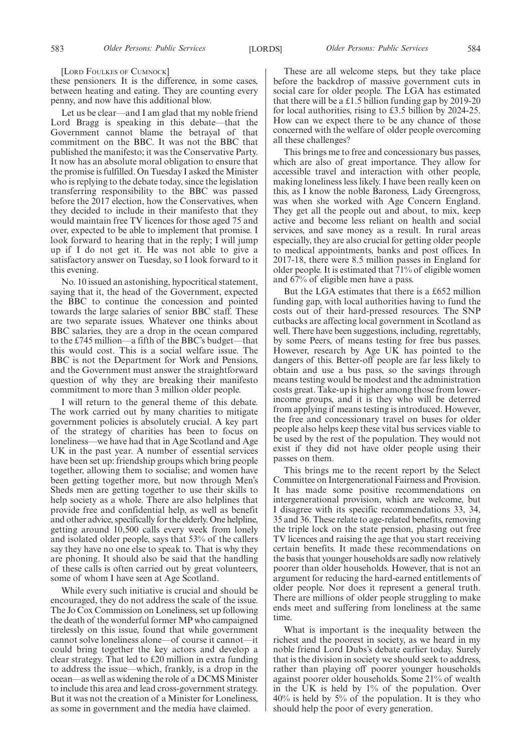[Lord Foulkes of Cumnock]

these pensioners. It is the difference, in some cases, between heating and eating. They are counting every penny, and now have this additional blow.

Let us be clear—and I am glad that my noble friend Lord Bragg is speaking in this debate—that the Government cannot blame the betrayal of that commitment on the BBC. It was not the BBC that published the manifesto; it was the Conservative Party. It now has an absolute moral obligation to ensure that the promise is fulfilled. On Tuesday I asked the Minister who is replying to the debate today, since the legislation transferring responsibility to the BBC was passed before the 2017 election, how the Conservatives, when they decided to include in their manifesto that they would maintain free TV licences for those aged 75 and over, expected to be able to implement that promise. I look forward to hearing that in the reply; I will jump up if I do not get it. He was not able to give a satisfactory answer on Tuesday, so I look forward to it this evening.

No. 10 issued an astonishing, hypocritical statement, saying that it, the head of the Government, expected the BBC to continue the concession and pointed towards the large salaries of senior BBC staff. These are two separate issues. Whatever one thinks about BBC salaries, they are a drop in the ocean compared to the £745 million—a fifth of the BBC's budget—that this would cost. This is a social welfare issue. The BBC is not the Department for Work and Pensions, and the Government must answer the straightforward question of why they are breaking their manifesto commitment to more than 3 million older people.

I will return to the general theme of this debate. The work carried out by many charities to mitigate government policies is absolutely crucial. A key part of the strategy of charities has been to focus on loneliness—we have had that in Age Scotland and Age UK in the past year. A number of essential services have been set up: friendship groups which bring people together, allowing them to socialise; and women have been getting together more, but now through Men's Sheds men are getting together to use their skills to help society as a whole. There are also helplines that provide free and confidential help, as well as benefit and other advice, specifically for the elderly. One helpline, getting around 10,500 calls every week from lonely and isolated older people, says that 53% of the callers say they have no one else to speak to. That is why they are phoning. It should also be said that the handling of these calls is often carried out by great volunteers, some of whom I have seen at Age Scotland.

While every such initiative is crucial and should be encouraged, they do not address the scale of the issue. The Jo Cox Commission on Loneliness, set up following the death of the wonderful former MP who campaigned tirelessly on this issue, found that while government cannot solve loneliness alone—of course it cannot—it could bring together the key actors and develop a clear strategy. That led to £20 million in extra funding to address the issue—which, frankly, is a drop in the ocean—as well as widening the role of a DCMS Minister to include this area and lead cross-government strategy. But it was not the creation of a Minister for Loneliness, as some in government and the media have claimed.

These are all welcome steps, but they take place before the backdrop of massive government cuts in social care for older people. The LGA has estimated that there will be a £1.5 billion funding gap by 2019-20 for local authorities, rising to £3.5 billion by 2024-25. How can we expect there to be any chance of those concerned with the welfare of older people overcoming all these challenges?

This brings me to free and concessionary bus passes, which are also of great importance. They allow for accessible travel and interaction with other people, making loneliness less likely. I have been really keen on this, as I know the noble Baroness, Lady Greengross, was when she worked with Age Concern England. They get all the people out and about, to mix, keep active and become less reliant on health and social services, and save money as a result. In rural areas especially, they are also crucial for getting older people to medical appointments, banks and post offices. In 2017-18, there were 8.5 million passes in England for older people. It is estimated that 71% of eligible women and 67% of eligible men have a pass.

But the LGA estimates that there is a £652 million funding gap, with local authorities having to fund the costs out of their hard-pressed resources. The SNP cutbacks are affecting local government in Scotland as well. There have been suggestions, including, regrettably, by some Peers, of means testing for free bus passes. However, research by Age UK has pointed to the dangers of this. Better-off people are far less likely to obtain and use a bus pass, so the savings through means testing would be modest and the administration costs great. Take-up is higher among those from lower-income groups, and it is they who will be deterred from applying if means testing is introduced. However, the free and concessionary travel on buses for older people also helps keep these vital bus services viable to be used by the rest of the population. They would not exist if they did not have older people using their passes on them.

This brings me to the recent report by the Select Committee on Intergenerational Fairness and Provision. It has made some positive recommendations on intergenerational provision, which are welcome, but I disagree with its specific recommendations 33, 34, 35 and 36. These relate to age-related benefits, removing the triple lock on the state pension, phasing out free TV licences and raising the age that you start receiving certain benefits. It made these recommendations on the basis that younger households are sadly now relatively poorer than older households. However, that is not an argument for reducing the hard-earned entitlements of older people. Nor does it represent a general truth. There are millions of older people struggling to make ends meet and suffering from loneliness at the same time.

What is important is the inequality between the richest and the poorest in society, as we heard in my noble friend Lord Dubs's debate earlier today. Surely that is the division in society we should seek to address, rather than playing off poorer younger households against poorer older households. Some 21% of wealth in the UK is held by 1% of the population. Over 40% is held by 5% of the population. It is they who should help the poor of every generation.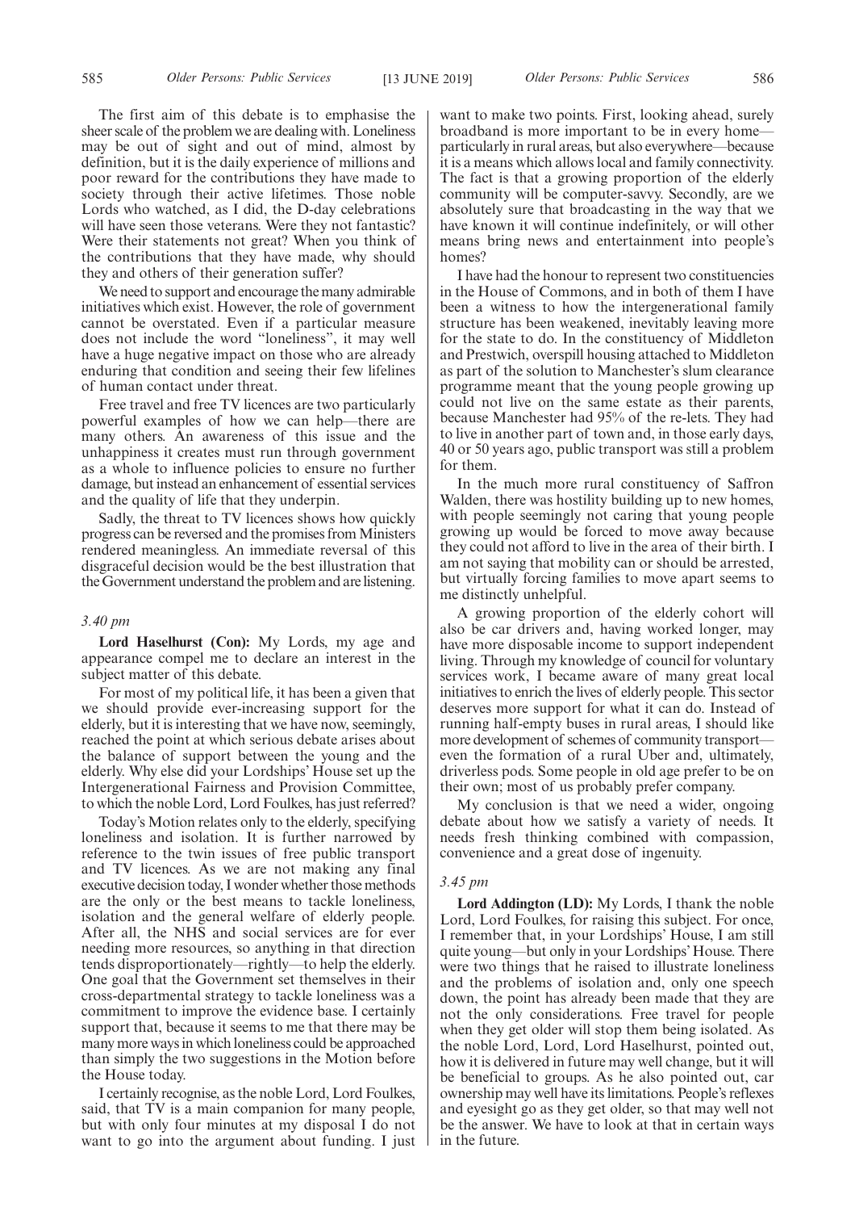The first aim of this debate is to emphasise the sheer scale of the problem we are dealing with. Loneliness may be out of sight and out of mind, almost by definition, but it is the daily experience of millions and poor reward for the contributions they have made to society through their active lifetimes. Those noble Lords who watched, as I did, the D-day celebrations will have seen those veterans. Were they not fantastic? Were their statements not great? When you think of the contributions that they have made, why should they and others of their generation suffer?

We need to support and encourage the many admirable initiatives which exist. However, the role of government cannot be overstated. Even if a particular measure does not include the word "loneliness", it may well have a huge negative impact on those who are already enduring that condition and seeing their few lifelines of human contact under threat.

Free travel and free TV licences are two particularly powerful examples of how we can help—there are many others. An awareness of this issue and the unhappiness it creates must run through government as a whole to influence policies to ensure no further damage, but instead an enhancement of essential services and the quality of life that they underpin.

Sadly, the threat to TV licences shows how quickly progress can be reversed and the promises from Ministers rendered meaningless. An immediate reversal of this disgraceful decision would be the best illustration that the Government understand the problem and are listening.

*3.40 pm*

**Lord Haselhurst (Con):** My Lords, my age and appearance compel me to declare an interest in the subject matter of this debate.

For most of my political life, it has been a given that we should provide ever-increasing support for the elderly, but it is interesting that we have now, seemingly, reached the point at which serious debate arises about the balance of support between the young and the elderly. Why else did your Lordships' House set up the Intergenerational Fairness and Provision Committee, to which the noble Lord, Lord Foulkes, has just referred?

Today's Motion relates only to the elderly, specifying loneliness and isolation. It is further narrowed by reference to the twin issues of free public transport and TV licences. As we are not making any final executive decision today, I wonder whether those methods are the only or the best means to tackle loneliness, isolation and the general welfare of elderly people. After all, the NHS and social services are for ever needing more resources, so anything in that direction tends disproportionately—rightly—to help the elderly. One goal that the Government set themselves in their cross-departmental strategy to tackle loneliness was a commitment to improve the evidence base. I certainly support that, because it seems to me that there may be many more ways in which loneliness could be approached than simply the two suggestions in the Motion before the House today.

I certainly recognise, as the noble Lord, Lord Foulkes, said, that TV is a main companion for many people, but with only four minutes at my disposal I do not want to go into the argument about funding. I just want to make two points. First, looking ahead, surely broadband is more important to be in every home—particularly in rural areas, but also everywhere—because it is a means which allows local and family connectivity. The fact is that a growing proportion of the elderly community will be computer-savvy. Secondly, are we absolutely sure that broadcasting in the way that we have known it will continue indefinitely, or will other means bring news and entertainment into people's homes?

I have had the honour to represent two constituencies in the House of Commons, and in both of them I have been a witness to how the intergenerational family structure has been weakened, inevitably leaving more for the state to do. In the constituency of Middleton and Prestwich, overspill housing attached to Middleton as part of the solution to Manchester's slum clearance programme meant that the young people growing up could not live on the same estate as their parents, because Manchester had 95% of the re-lets. They had to live in another part of town and, in those early days, 40 or 50 years ago, public transport was still a problem for them.

In the much more rural constituency of Saffron Walden, there was hostility building up to new homes, with people seemingly not caring that young people growing up would be forced to move away because they could not afford to live in the area of their birth. I am not saying that mobility can or should be arrested, but virtually forcing families to move apart seems to me distinctly unhelpful.

A growing proportion of the elderly cohort will also be car drivers and, having worked longer, may have more disposable income to support independent living. Through my knowledge of council for voluntary services work, I became aware of many great local initiatives to enrich the lives of elderly people. This sector deserves more support for what it can do. Instead of running half-empty buses in rural areas, I should like more development of schemes of community transport—even the formation of a rural Uber and, ultimately, driverless pods. Some people in old age prefer to be on their own; most of us probably prefer company.

My conclusion is that we need a wider, ongoing debate about how we satisfy a variety of needs. It needs fresh thinking combined with compassion, convenience and a great dose of ingenuity.

*3.45 pm*

**Lord Addington (LD):** My Lords, I thank the noble Lord, Lord Foulkes, for raising this subject. For once, I remember that, in your Lordships' House, I am still quite young—but only in your Lordships' House. There were two things that he raised to illustrate loneliness and the problems of isolation and, only one speech down, the point has already been made that they are not the only considerations. Free travel for people when they get older will stop them being isolated. As the noble Lord, Lord, Lord Haselhurst, pointed out, how it is delivered in future may well change, but it will be beneficial to groups. As he also pointed out, car ownership may well have its limitations. People's reflexes and eyesight go as they get older, so that may well not be the answer. We have to look at that in certain ways in the future.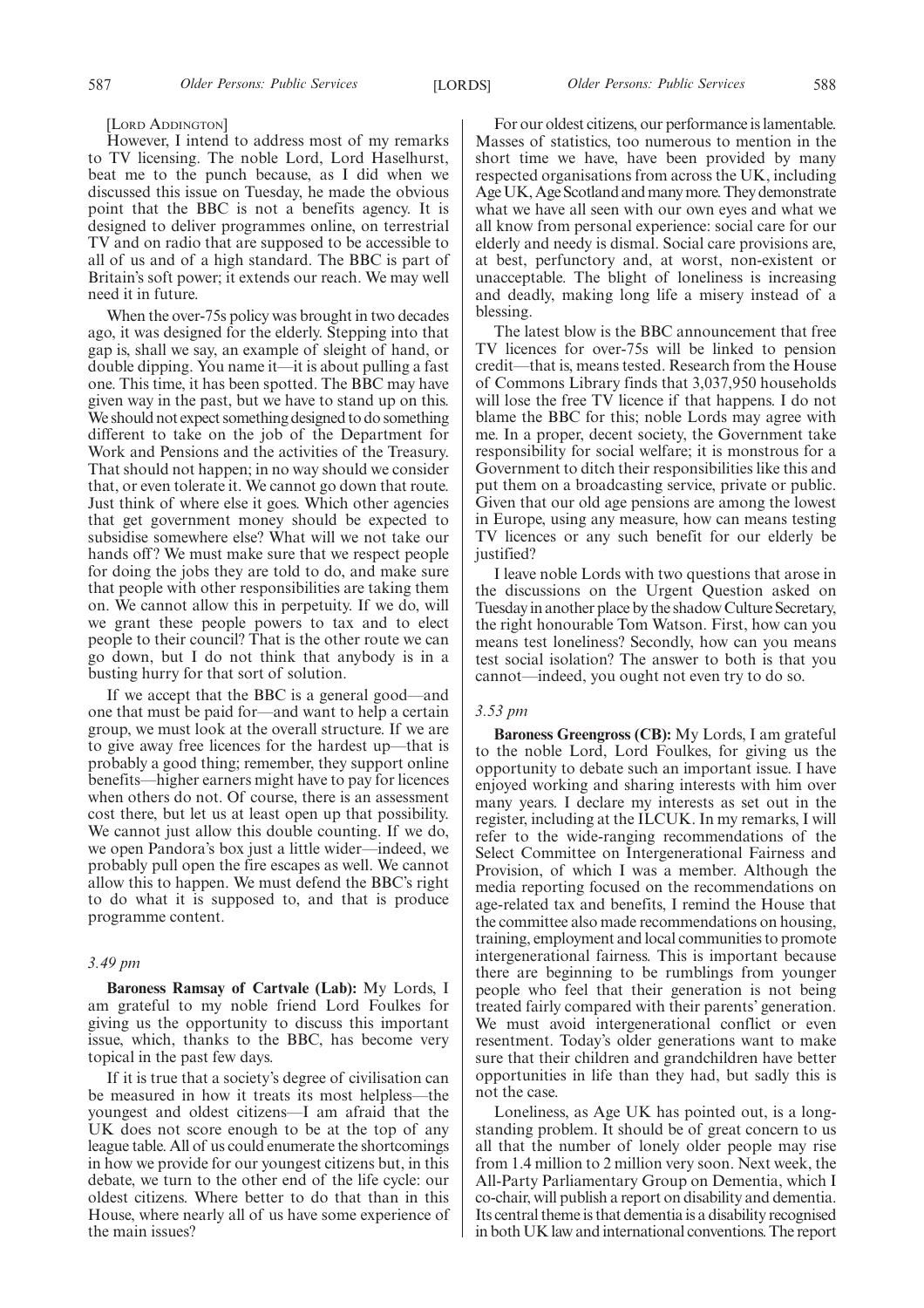[LORD ADDINGTON]

However, I intend to address most of my remarks to TV licensing. The noble Lord, Lord Haselhurst, beat me to the punch because, as I did when we discussed this issue on Tuesday, he made the obvious point that the BBC is not a benefits agency. It is designed to deliver programmes online, on terrestrial TV and on radio that are supposed to be accessible to all of us and of a high standard. The BBC is part of Britain's soft power; it extends our reach. We may well need it in future.

When the over-75s policy was brought in two decades ago, it was designed for the elderly. Stepping into that gap is, shall we say, an example of sleight of hand, or double dipping. You name it—it is about pulling a fast one. This time, it has been spotted. The BBC may have given way in the past, but we have to stand up on this. We should not expect something designed to do something different to take on the job of the Department for Work and Pensions and the activities of the Treasury. That should not happen; in no way should we consider that, or even tolerate it. We cannot go down that route. Just think of where else it goes. Which other agencies that get government money should be expected to subsidise somewhere else? What will we not take our hands off? We must make sure that we respect people for doing the jobs they are told to do, and make sure that people with other responsibilities are taking them on. We cannot allow this in perpetuity. If we do, will we grant these people powers to tax and to elect people to their council? That is the other route we can go down, but I do not think that anybody is in a busting hurry for that sort of solution.

If we accept that the BBC is a general good—and one that must be paid for—and want to help a certain group, we must look at the overall structure. If we are to give away free licences for the hardest up—that is probably a good thing; remember, they support online benefits—higher earners might have to pay for licences when others do not. Of course, there is an assessment cost there, but let us at least open up that possibility. We cannot just allow this double counting. If we do, we open Pandora's box just a little wider—indeed, we probably pull open the fire escapes as well. We cannot allow this to happen. We must defend the BBC's right to do what it is supposed to, and that is produce programme content.

*3.49 pm*

**Baroness Ramsay of Cartvale (Lab):** My Lords, I am grateful to my noble friend Lord Foulkes for giving us the opportunity to discuss this important issue, which, thanks to the BBC, has become very topical in the past few days.

If it is true that a society's degree of civilisation can be measured in how it treats its most helpless—the youngest and oldest citizens—I am afraid that the UK does not score enough to be at the top of any league table. All of us could enumerate the shortcomings in how we provide for our youngest citizens but, in this debate, we turn to the other end of the life cycle: our oldest citizens. Where better to do that than in this House, where nearly all of us have some experience of the main issues?

For our oldest citizens, our performance is lamentable. Masses of statistics, too numerous to mention in the short time we have, have been provided by many respected organisations from across the UK, including Age UK, Age Scotland and many more. They demonstrate what we have all seen with our own eyes and what we all know from personal experience: social care for our elderly and needy is dismal. Social care provisions are, at best, perfunctory and, at worst, non-existent or unacceptable. The blight of loneliness is increasing and deadly, making long life a misery instead of a blessing.

The latest blow is the BBC announcement that free TV licences for over-75s will be linked to pension credit—that is, means tested. Research from the House of Commons Library finds that 3,037,950 households will lose the free TV licence if that happens. I do not blame the BBC for this; noble Lords may agree with me. In a proper, decent society, the Government take responsibility for social welfare; it is monstrous for a Government to ditch their responsibilities like this and put them on a broadcasting service, private or public. Given that our old age pensions are among the lowest in Europe, using any measure, how can means testing TV licences or any such benefit for our elderly be justified?

I leave noble Lords with two questions that arose in the discussions on the Urgent Question asked on Tuesday in another place by the shadow Culture Secretary, the right honourable Tom Watson. First, how can you means test loneliness? Secondly, how can you means test social isolation? The answer to both is that you cannot—indeed, you ought not even try to do so.

*3.53 pm*

**Baroness Greengross (CB):** My Lords, I am grateful to the noble Lord, Lord Foulkes, for giving us the opportunity to debate such an important issue. I have enjoyed working and sharing interests with him over many years. I declare my interests as set out in the register, including at the ILCUK. In my remarks, I will refer to the wide-ranging recommendations of the Select Committee on Intergenerational Fairness and Provision, of which I was a member. Although the media reporting focused on the recommendations on age-related tax and benefits, I remind the House that the committee also made recommendations on housing, training, employment and local communities to promote intergenerational fairness. This is important because there are beginning to be rumblings from younger people who feel that their generation is not being treated fairly compared with their parents' generation. We must avoid intergenerational conflict or even resentment. Today's older generations want to make sure that their children and grandchildren have better opportunities in life than they had, but sadly this is not the case.

Loneliness, as Age UK has pointed out, is a long-standing problem. It should be of great concern to us all that the number of lonely older people may rise from 1.4 million to 2 million very soon. Next week, the All-Party Parliamentary Group on Dementia, which I co-chair, will publish a report on disability and dementia. Its central theme is that dementia is a disability recognised in both UK law and international conventions. The report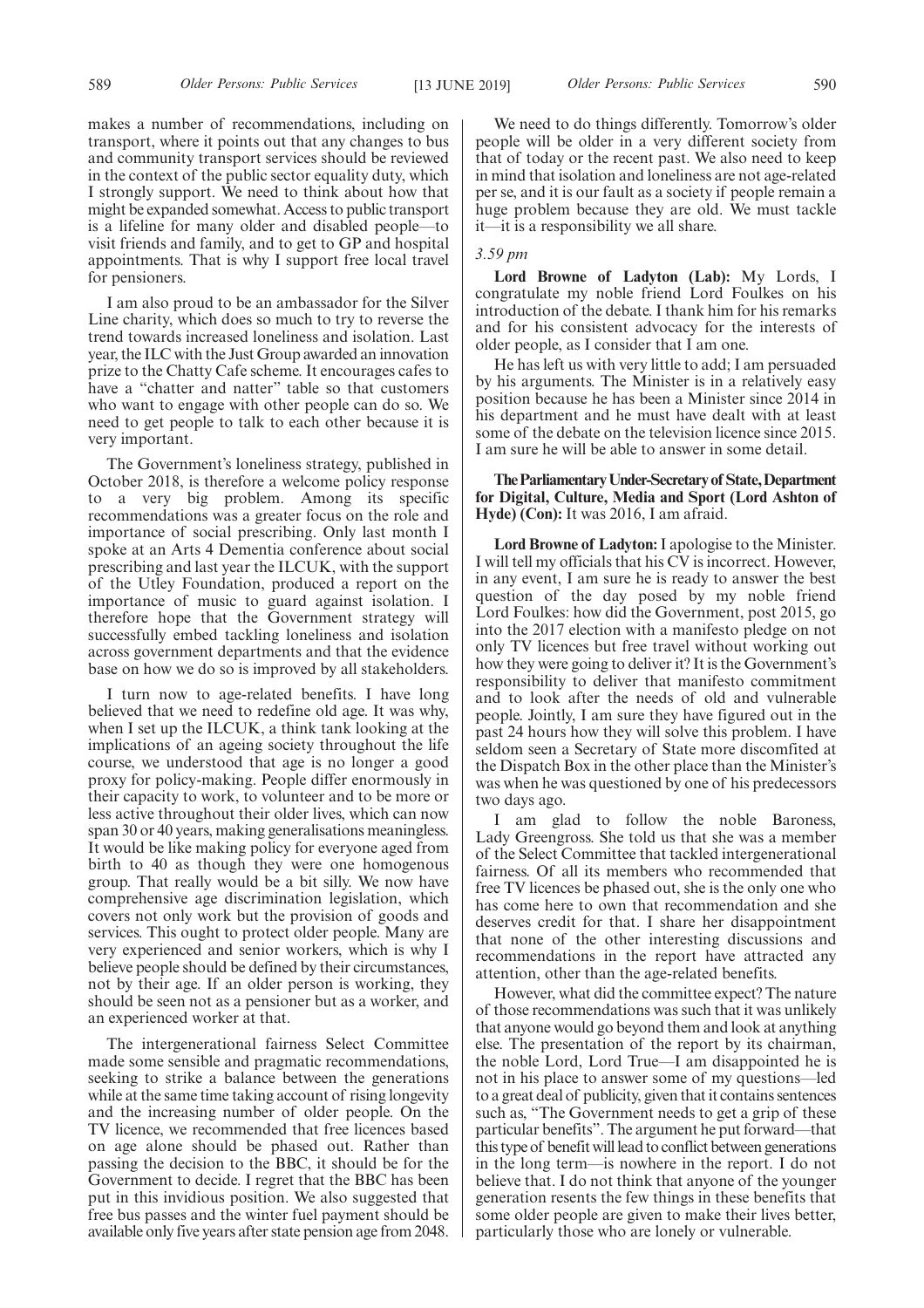makes a number of recommendations, including on transport, where it points out that any changes to bus and community transport services should be reviewed in the context of the public sector equality duty, which I strongly support. We need to think about how that might be expanded somewhat. Access to public transport is a lifeline for many older and disabled people—to visit friends and family, and to get to GP and hospital appointments. That is why I support free local travel for pensioners.

I am also proud to be an ambassador for the Silver Line charity, which does so much to try to reverse the trend towards increased loneliness and isolation. Last year, the ILC with the Just Group awarded an innovation prize to the Chatty Cafe scheme. It encourages cafes to have a "chatter and natter" table so that customers who want to engage with other people can do so. We need to get people to talk to each other because it is very important.

The Government's loneliness strategy, published in October 2018, is therefore a welcome policy response to a very big problem. Among its specific recommendations was a greater focus on the role and importance of social prescribing. Only last month I spoke at an Arts 4 Dementia conference about social prescribing and last year the ILCUK, with the support of the Utley Foundation, produced a report on the importance of music to guard against isolation. I therefore hope that the Government strategy will successfully embed tackling loneliness and isolation across government departments and that the evidence base on how we do so is improved by all stakeholders.

I turn now to age-related benefits. I have long believed that we need to redefine old age. It was why, when I set up the ILCUK, a think tank looking at the implications of an ageing society throughout the life course, we understood that age is no longer a good proxy for policy-making. People differ enormously in their capacity to work, to volunteer and to be more or less active throughout their older lives, which can now span 30 or 40 years, making generalisations meaningless. It would be like making policy for everyone aged from birth to 40 as though they were one homogenous group. That really would be a bit silly. We now have comprehensive age discrimination legislation, which covers not only work but the provision of goods and services. This ought to protect older people. Many are very experienced and senior workers, which is why I believe people should be defined by their circumstances, not by their age. If an older person is working, they should be seen not as a pensioner but as a worker, and an experienced worker at that.

The intergenerational fairness Select Committee made some sensible and pragmatic recommendations, seeking to strike a balance between the generations while at the same time taking account of rising longevity and the increasing number of older people. On the TV licence, we recommended that free licences based on age alone should be phased out. Rather than passing the decision to the BBC, it should be for the Government to decide. I regret that the BBC has been put in this invidious position. We also suggested that free bus passes and the winter fuel payment should be available only five years after state pension age from 2048.

We need to do things differently. Tomorrow's older people will be older in a very different society from that of today or the recent past. We also need to keep in mind that isolation and loneliness are not age-related per se, and it is our fault as a society if people remain a huge problem because they are old. We must tackle it—it is a responsibility we all share.

*3.59 pm*

**Lord Browne of Ladyton (Lab):** My Lords, I congratulate my noble friend Lord Foulkes on his introduction of the debate. I thank him for his remarks and for his consistent advocacy for the interests of older people, as I consider that I am one.

He has left us with very little to add; I am persuaded by his arguments. The Minister is in a relatively easy position because he has been a Minister since 2014 in his department and he must have dealt with at least some of the debate on the television licence since 2015. I am sure he will be able to answer in some detail.

**The Parliamentary Under-Secretary of State, Department for Digital, Culture, Media and Sport (Lord Ashton of Hyde) (Con):** It was 2016, I am afraid.

**Lord Browne of Ladyton:** I apologise to the Minister. I will tell my officials that his CV is incorrect. However, in any event, I am sure he is ready to answer the best question of the day posed by my noble friend Lord Foulkes: how did the Government, post 2015, go into the 2017 election with a manifesto pledge on not only TV licences but free travel without working out how they were going to deliver it? It is the Government's responsibility to deliver that manifesto commitment and to look after the needs of old and vulnerable people. Jointly, I am sure they have figured out in the past 24 hours how they will solve this problem. I have seldom seen a Secretary of State more discomfited at the Dispatch Box in the other place than the Minister's was when he was questioned by one of his predecessors two days ago.

I am glad to follow the noble Baroness, Lady Greengross. She told us that she was a member of the Select Committee that tackled intergenerational fairness. Of all its members who recommended that free TV licences be phased out, she is the only one who has come here to own that recommendation and she deserves credit for that. I share her disappointment that none of the other interesting discussions and recommendations in the report have attracted any attention, other than the age-related benefits.

However, what did the committee expect? The nature of those recommendations was such that it was unlikely that anyone would go beyond them and look at anything else. The presentation of the report by its chairman, the noble Lord, Lord True—I am disappointed he is not in his place to answer some of my questions—led to a great deal of publicity, given that it contains sentences such as, "The Government needs to get a grip of these particular benefits". The argument he put forward—that this type of benefit will lead to conflict between generations in the long term—is nowhere in the report. I do not believe that. I do not think that anyone of the younger generation resents the few things in these benefits that some older people are given to make their lives better, particularly those who are lonely or vulnerable.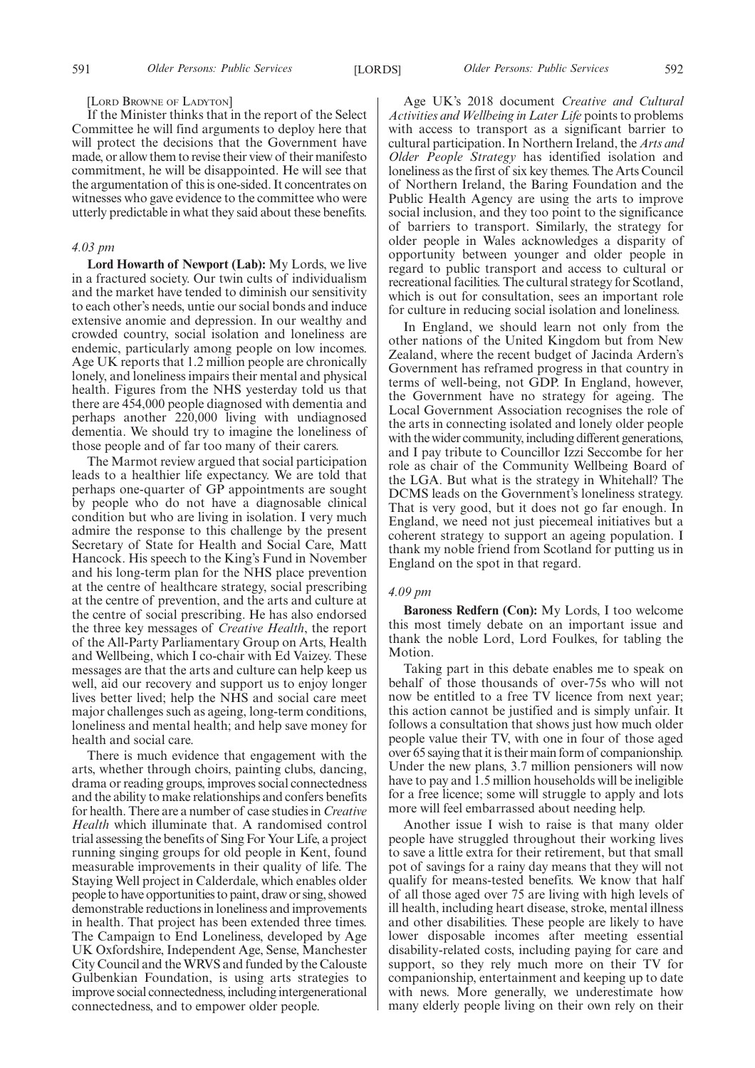[LORD BROWNE OF LADYTON]

If the Minister thinks that in the report of the Select Committee he will find arguments to deploy here that will protect the decisions that the Government have made, or allow them to revise their view of their manifesto commitment, he will be disappointed. He will see that the argumentation of this is one-sided. It concentrates on witnesses who gave evidence to the committee who were utterly predictable in what they said about these benefits.

*4.03 pm*

**Lord Howarth of Newport (Lab):** My Lords, we live in a fractured society. Our twin cults of individualism and the market have tended to diminish our sensitivity to each other's needs, untie our social bonds and induce extensive anomie and depression. In our wealthy and crowded country, social isolation and loneliness are endemic, particularly among people on low incomes. Age UK reports that 1.2 million people are chronically lonely, and loneliness impairs their mental and physical health. Figures from the NHS yesterday told us that there are 454,000 people diagnosed with dementia and perhaps another 220,000 living with undiagnosed dementia. We should try to imagine the loneliness of those people and of far too many of their carers.

The Marmot review argued that social participation leads to a healthier life expectancy. We are told that perhaps one-quarter of GP appointments are sought by people who do not have a diagnosable clinical condition but who are living in isolation. I very much admire the response to this challenge by the present Secretary of State for Health and Social Care, Matt Hancock. His speech to the King's Fund in November and his long-term plan for the NHS place prevention at the centre of healthcare strategy, social prescribing at the centre of prevention, and the arts and culture at the centre of social prescribing. He has also endorsed the three key messages of *Creative Health*, the report of the All-Party Parliamentary Group on Arts, Health and Wellbeing, which I co-chair with Ed Vaizey. These messages are that the arts and culture can help keep us well, aid our recovery and support us to enjoy longer lives better lived; help the NHS and social care meet major challenges such as ageing, long-term conditions, loneliness and mental health; and help save money for health and social care.

There is much evidence that engagement with the arts, whether through choirs, painting clubs, dancing, drama or reading groups, improves social connectedness and the ability to make relationships and confers benefits for health. There are a number of case studies in *Creative Health* which illuminate that. A randomised control trial assessing the benefits of Sing For Your Life, a project running singing groups for old people in Kent, found measurable improvements in their quality of life. The Staying Well project in Calderdale, which enables older people to have opportunities to paint, draw or sing, showed demonstrable reductions in loneliness and improvements in health. That project has been extended three times. The Campaign to End Loneliness, developed by Age UK Oxfordshire, Independent Age, Sense, Manchester City Council and the WRVS and funded by the Calouste Gulbenkian Foundation, is using arts strategies to improve social connectedness, including intergenerational connectedness, and to empower older people.

Age UK's 2018 document *Creative and Cultural Activities and Wellbeing in Later Life* points to problems with access to transport as a significant barrier to cultural participation. In Northern Ireland, the *Arts and Older People Strategy* has identified isolation and loneliness as the first of six key themes. The Arts Council of Northern Ireland, the Baring Foundation and the Public Health Agency are using the arts to improve social inclusion, and they too point to the significance of barriers to transport. Similarly, the strategy for older people in Wales acknowledges a disparity of opportunity between younger and older people in regard to public transport and access to cultural or recreational facilities. The cultural strategy for Scotland, which is out for consultation, sees an important role for culture in reducing social isolation and loneliness.

In England, we should learn not only from the other nations of the United Kingdom but from New Zealand, where the recent budget of Jacinda Ardern's Government has reframed progress in that country in terms of well-being, not GDP. In England, however, the Government have no strategy for ageing. The Local Government Association recognises the role of the arts in connecting isolated and lonely older people with the wider community, including different generations, and I pay tribute to Councillor Izzi Seccombe for her role as chair of the Community Wellbeing Board of the LGA. But what is the strategy in Whitehall? The DCMS leads on the Government's loneliness strategy. That is very good, but it does not go far enough. In England, we need not just piecemeal initiatives but a coherent strategy to support an ageing population. I thank my noble friend from Scotland for putting us in England on the spot in that regard.

*4.09 pm*

**Baroness Redfern (Con):** My Lords, I too welcome this most timely debate on an important issue and thank the noble Lord, Lord Foulkes, for tabling the Motion.

Taking part in this debate enables me to speak on behalf of those thousands of over-75s who will not now be entitled to a free TV licence from next year; this action cannot be justified and is simply unfair. It follows a consultation that shows just how much older people value their TV, with one in four of those aged over 65 saying that it is their main form of companionship. Under the new plans, 3.7 million pensioners will now have to pay and 1.5 million households will be ineligible for a free licence; some will struggle to apply and lots more will feel embarrassed about needing help.

Another issue I wish to raise is that many older people have struggled throughout their working lives to save a little extra for their retirement, but that small pot of savings for a rainy day means that they will not qualify for means-tested benefits. We know that half of all those aged over 75 are living with high levels of ill health, including heart disease, stroke, mental illness and other disabilities. These people are likely to have lower disposable incomes after meeting essential disability-related costs, including paying for care and support, so they rely much more on their TV for companionship, entertainment and keeping up to date with news. More generally, we underestimate how many elderly people living on their own rely on their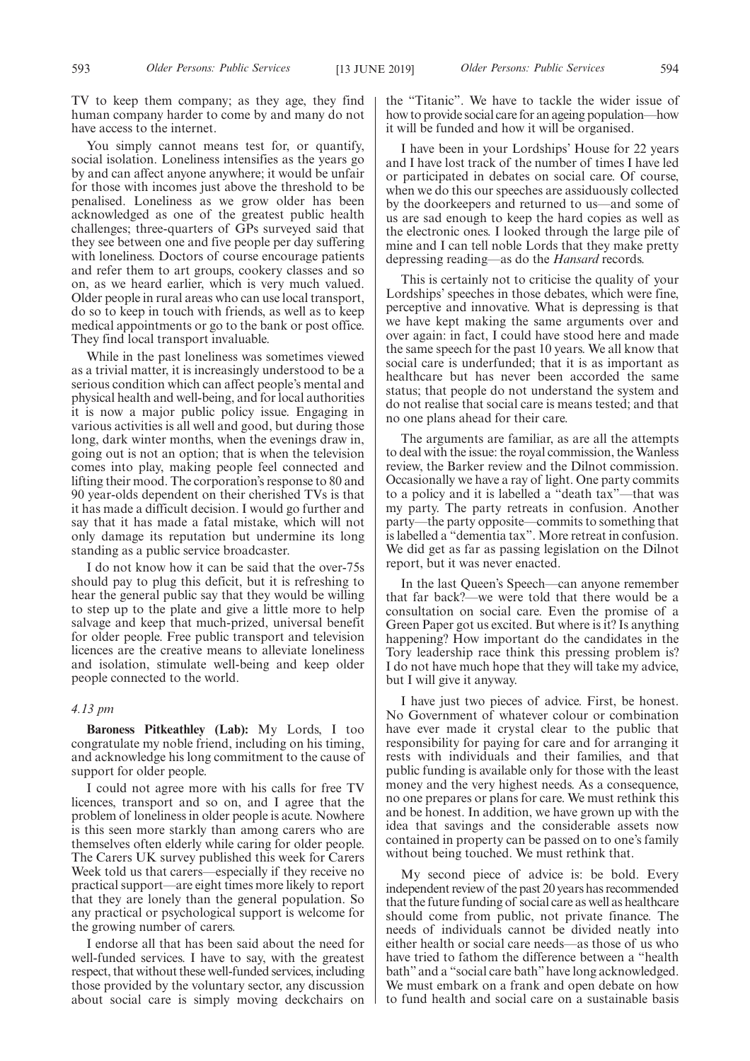TV to keep them company; as they age, they find human company harder to come by and many do not have access to the internet.

You simply cannot means test for, or quantify, social isolation. Loneliness intensifies as the years go by and can affect anyone anywhere; it would be unfair for those with incomes just above the threshold to be penalised. Loneliness as we grow older has been acknowledged as one of the greatest public health challenges; three-quarters of GPs surveyed said that they see between one and five people per day suffering with loneliness. Doctors of course encourage patients and refer them to art groups, cookery classes and so on, as we heard earlier, which is very much valued. Older people in rural areas who can use local transport, do so to keep in touch with friends, as well as to keep medical appointments or go to the bank or post office. They find local transport invaluable.

While in the past loneliness was sometimes viewed as a trivial matter, it is increasingly understood to be a serious condition which can affect people's mental and physical health and well-being, and for local authorities it is now a major public policy issue. Engaging in various activities is all well and good, but during those long, dark winter months, when the evenings draw in, going out is not an option; that is when the television comes into play, making people feel connected and lifting their mood. The corporation's response to 80 and 90 year-olds dependent on their cherished TVs is that it has made a difficult decision. I would go further and say that it has made a fatal mistake, which will not only damage its reputation but undermine its long standing as a public service broadcaster.

I do not know how it can be said that the over-75s should pay to plug this deficit, but it is refreshing to hear the general public say that they would be willing to step up to the plate and give a little more to help salvage and keep that much-prized, universal benefit for older people. Free public transport and television licences are the creative means to alleviate loneliness and isolation, stimulate well-being and keep older people connected to the world.

*4.13 pm*

**Baroness Pitkeathley (Lab):** My Lords, I too congratulate my noble friend, including on his timing, and acknowledge his long commitment to the cause of support for older people.

I could not agree more with his calls for free TV licences, transport and so on, and I agree that the problem of loneliness in older people is acute. Nowhere is this seen more starkly than among carers who are themselves often elderly while caring for older people. The Carers UK survey published this week for Carers Week told us that carers—especially if they receive no practical support—are eight times more likely to report that they are lonely than the general population. So any practical or psychological support is welcome for the growing number of carers.

I endorse all that has been said about the need for well-funded services. I have to say, with the greatest respect, that without these well-funded services, including those provided by the voluntary sector, any discussion about social care is simply moving deckchairs on the "Titanic". We have to tackle the wider issue of how to provide social care for an ageing population—how it will be funded and how it will be organised.

I have been in your Lordships' House for 22 years and I have lost track of the number of times I have led or participated in debates on social care. Of course, when we do this our speeches are assiduously collected by the doorkeepers and returned to us—and some of us are sad enough to keep the hard copies as well as the electronic ones. I looked through the large pile of mine and I can tell noble Lords that they make pretty depressing reading—as do the *Hansard* records.

This is certainly not to criticise the quality of your Lordships' speeches in those debates, which were fine, perceptive and innovative. What is depressing is that we have kept making the same arguments over and over again: in fact, I could have stood here and made the same speech for the past 10 years. We all know that social care is underfunded; that it is as important as healthcare but has never been accorded the same status; that people do not understand the system and do not realise that social care is means tested; and that no one plans ahead for their care.

The arguments are familiar, as are all the attempts to deal with the issue: the royal commission, the Wanless review, the Barker review and the Dilnot commission. Occasionally we have a ray of light. One party commits to a policy and it is labelled a "death tax"—that was my party. The party retreats in confusion. Another party—the party opposite—commits to something that is labelled a "dementia tax". More retreat in confusion. We did get as far as passing legislation on the Dilnot report, but it was never enacted.

In the last Queen's Speech—can anyone remember that far back?—we were told that there would be a consultation on social care. Even the promise of a Green Paper got us excited. But where is it? Is anything happening? How important do the candidates in the Tory leadership race think this pressing problem is? I do not have much hope that they will take my advice, but I will give it anyway.

I have just two pieces of advice. First, be honest. No Government of whatever colour or combination have ever made it crystal clear to the public that responsibility for paying for care and for arranging it rests with individuals and their families, and that public funding is available only for those with the least money and the very highest needs. As a consequence, no one prepares or plans for care. We must rethink this and be honest. In addition, we have grown up with the idea that savings and the considerable assets now contained in property can be passed on to one's family without being touched. We must rethink that.

My second piece of advice is: be bold. Every independent review of the past 20 years has recommended that the future funding of social care as well as healthcare should come from public, not private finance. The needs of individuals cannot be divided neatly into either health or social care needs—as those of us who have tried to fathom the difference between a "health bath" and a "social care bath" have long acknowledged. We must embark on a frank and open debate on how to fund health and social care on a sustainable basis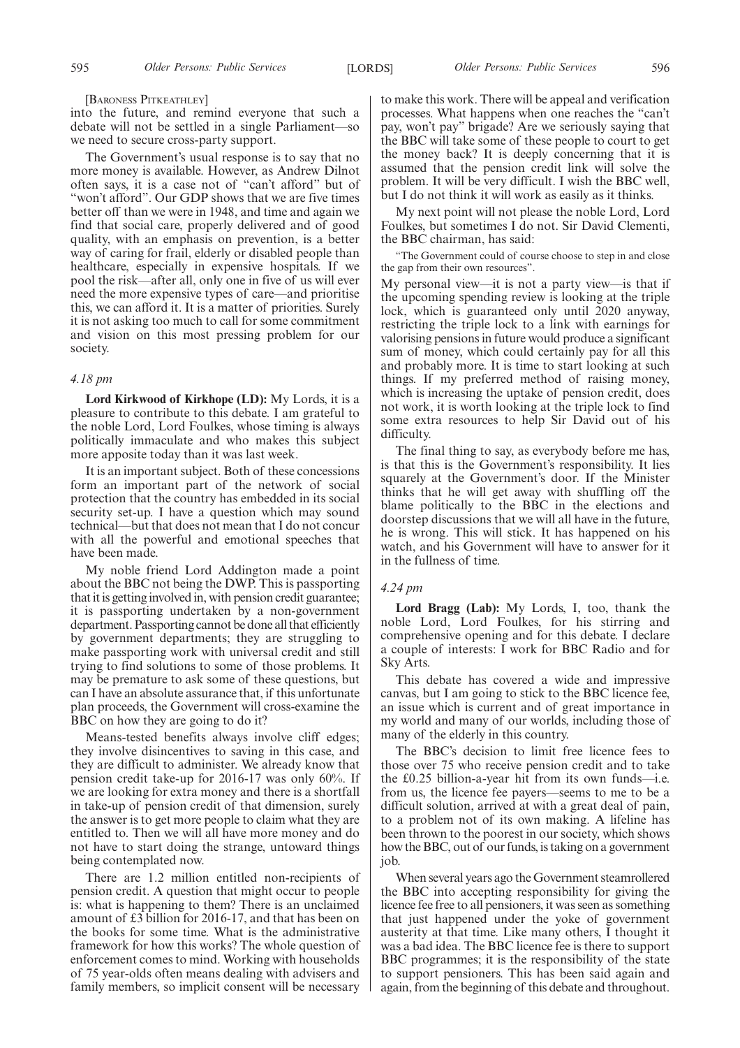[Baroness Pitkeathley]

into the future, and remind everyone that such a debate will not be settled in a single Parliament—so we need to secure cross-party support.

The Government's usual response is to say that no more money is available. However, as Andrew Dilnot often says, it is a case not of "can't afford" but of "won't afford". Our GDP shows that we are five times better off than we were in 1948, and time and again we find that social care, properly delivered and of good quality, with an emphasis on prevention, is a better way of caring for frail, elderly or disabled people than healthcare, especially in expensive hospitals. If we pool the risk—after all, only one in five of us will ever need the more expensive types of care—and prioritise this, we can afford it. It is a matter of priorities. Surely it is not asking too much to call for some commitment and vision on this most pressing problem for our society.

*4.18 pm*

**Lord Kirkwood of Kirkhope (LD):** My Lords, it is a pleasure to contribute to this debate. I am grateful to the noble Lord, Lord Foulkes, whose timing is always politically immaculate and who makes this subject more apposite today than it was last week.

It is an important subject. Both of these concessions form an important part of the network of social protection that the country has embedded in its social security set-up. I have a question which may sound technical—but that does not mean that I do not concur with all the powerful and emotional speeches that have been made.

My noble friend Lord Addington made a point about the BBC not being the DWP. This is passporting that it is getting involved in, with pension credit guarantee; it is passporting undertaken by a non-government department. Passporting cannot be done all that efficiently by government departments; they are struggling to make passporting work with universal credit and still trying to find solutions to some of those problems. It may be premature to ask some of these questions, but can I have an absolute assurance that, if this unfortunate plan proceeds, the Government will cross-examine the BBC on how they are going to do it?

Means-tested benefits always involve cliff edges; they involve disincentives to saving in this case, and they are difficult to administer. We already know that pension credit take-up for 2016-17 was only 60%. If we are looking for extra money and there is a shortfall in take-up of pension credit of that dimension, surely the answer is to get more people to claim what they are entitled to. Then we will all have more money and do not have to start doing the strange, untoward things being contemplated now.

There are 1.2 million entitled non-recipients of pension credit. A question that might occur to people is: what is happening to them? There is an unclaimed amount of £3 billion for 2016-17, and that has been on the books for some time. What is the administrative framework for how this works? The whole question of enforcement comes to mind. Working with households of 75 year-olds often means dealing with advisers and family members, so implicit consent will be necessary to make this work. There will be appeal and verification processes. What happens when one reaches the "can't pay, won't pay" brigade? Are we seriously saying that the BBC will take some of these people to court to get the money back? It is deeply concerning that it is assumed that the pension credit link will solve the problem. It will be very difficult. I wish the BBC well, but I do not think it will work as easily as it thinks.

My next point will not please the noble Lord, Lord Foulkes, but sometimes I do not. Sir David Clementi, the BBC chairman, has said:

"The Government could of course choose to step in and close the gap from their own resources".

My personal view—it is not a party view—is that if the upcoming spending review is looking at the triple lock, which is guaranteed only until 2020 anyway, restricting the triple lock to a link with earnings for valorising pensions in future would produce a significant sum of money, which could certainly pay for all this and probably more. It is time to start looking at such things. If my preferred method of raising money, which is increasing the uptake of pension credit, does not work, it is worth looking at the triple lock to find some extra resources to help Sir David out of his difficulty.

The final thing to say, as everybody before me has, is that this is the Government's responsibility. It lies squarely at the Government's door. If the Minister thinks that he will get away with shuffling off the blame politically to the BBC in the elections and doorstep discussions that we will all have in the future, he is wrong. This will stick. It has happened on his watch, and his Government will have to answer for it in the fullness of time.

*4.24 pm*

**Lord Bragg (Lab):** My Lords, I, too, thank the noble Lord, Lord Foulkes, for his stirring and comprehensive opening and for this debate. I declare a couple of interests: I work for BBC Radio and for Sky Arts.

This debate has covered a wide and impressive canvas, but I am going to stick to the BBC licence fee, an issue which is current and of great importance in my world and many of our worlds, including those of many of the elderly in this country.

The BBC's decision to limit free licence fees to those over 75 who receive pension credit and to take the £0.25 billion-a-year hit from its own funds—i.e. from us, the licence fee payers—seems to me to be a difficult solution, arrived at with a great deal of pain, to a problem not of its own making. A lifeline has been thrown to the poorest in our society, which shows how the BBC, out of our funds, is taking on a government job.

When several years ago the Government steamrollered the BBC into accepting responsibility for giving the licence fee free to all pensioners, it was seen as something that just happened under the yoke of government austerity at that time. Like many others, I thought it was a bad idea. The BBC licence fee is there to support BBC programmes; it is the responsibility of the state to support pensioners. This has been said again and again, from the beginning of this debate and throughout.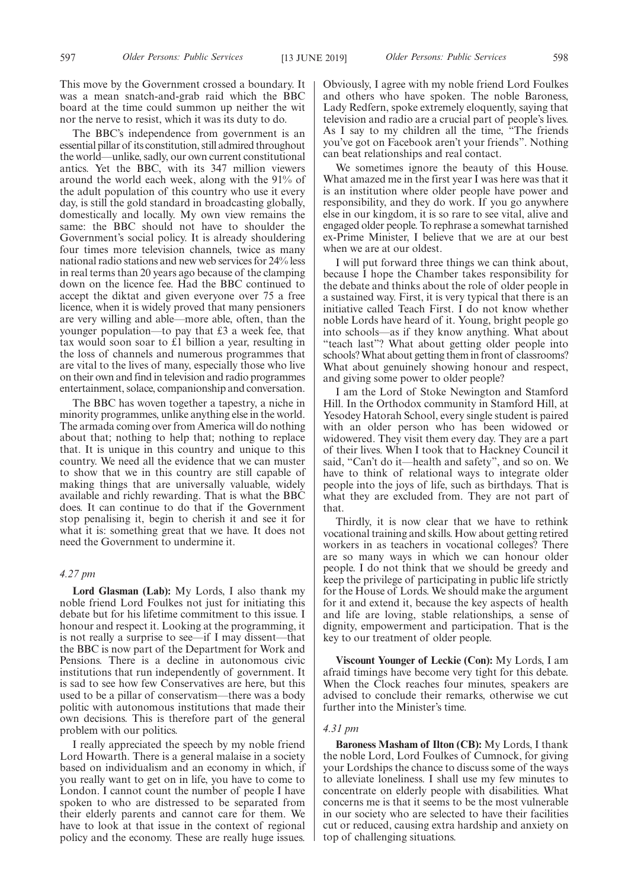This move by the Government crossed a boundary. It was a mean snatch-and-grab raid which the BBC board at the time could summon up neither the wit nor the nerve to resist, which it was its duty to do.

The BBC's independence from government is an essential pillar of its constitution, still admired throughout the world—unlike, sadly, our own current constitutional antics. Yet the BBC, with its 347 million viewers around the world each week, along with the 91% of the adult population of this country who use it every day, is still the gold standard in broadcasting globally, domestically and locally. My own view remains the same: the BBC should not have to shoulder the Government's social policy. It is already shouldering four times more television channels, twice as many national radio stations and new web services for 24% less in real terms than 20 years ago because of the clamping down on the licence fee. Had the BBC continued to accept the diktat and given everyone over 75 a free licence, when it is widely proved that many pensioners are very willing and able—more able, often, than the younger population—to pay that £3 a week fee, that tax would soon soar to £1 billion a year, resulting in the loss of channels and numerous programmes that are vital to the lives of many, especially those who live on their own and find in television and radio programmes entertainment, solace, companionship and conversation.

The BBC has woven together a tapestry, a niche in minority programmes, unlike anything else in the world. The armada coming over from America will do nothing about that; nothing to help that; nothing to replace that. It is unique in this country and unique to this country. We need all the evidence that we can muster to show that we in this country are still capable of making things that are universally valuable, widely available and richly rewarding. That is what the BBC does. It can continue to do that if the Government stop penalising it, begin to cherish it and see it for what it is: something great that we have. It does not need the Government to undermine it.

*4.27 pm*

**Lord Glasman (Lab):** My Lords, I also thank my noble friend Lord Foulkes not just for initiating this debate but for his lifetime commitment to this issue. I honour and respect it. Looking at the programming, it is not really a surprise to see—if I may dissent—that the BBC is now part of the Department for Work and Pensions. There is a decline in autonomous civic institutions that run independently of government. It is sad to see how few Conservatives are here, but this used to be a pillar of conservatism—there was a body politic with autonomous institutions that made their own decisions. This is therefore part of the general problem with our politics.

I really appreciated the speech by my noble friend Lord Howarth. There is a general malaise in a society based on individualism and an economy in which, if you really want to get on in life, you have to come to London. I cannot count the number of people I have spoken to who are distressed to be separated from their elderly parents and cannot care for them. We have to look at that issue in the context of regional policy and the economy. These are really huge issues.

Obviously, I agree with my noble friend Lord Foulkes and others who have spoken. The noble Baroness, Lady Redfern, spoke extremely eloquently, saying that television and radio are a crucial part of people's lives. As I say to my children all the time, "The friends you've got on Facebook aren't your friends". Nothing can beat relationships and real contact.

We sometimes ignore the beauty of this House. What amazed me in the first year I was here was that it is an institution where older people have power and responsibility, and they do work. If you go anywhere else in our kingdom, it is so rare to see vital, alive and engaged older people. To rephrase a somewhat tarnished ex-Prime Minister, I believe that we are at our best when we are at our oldest.

I will put forward three things we can think about, because I hope the Chamber takes responsibility for the debate and thinks about the role of older people in a sustained way. First, it is very typical that there is an initiative called Teach First. I do not know whether noble Lords have heard of it. Young, bright people go into schools—as if they know anything. What about "teach last"? What about getting older people into schools? What about getting them in front of classrooms? What about genuinely showing honour and respect, and giving some power to older people?

I am the Lord of Stoke Newington and Stamford Hill. In the Orthodox community in Stamford Hill, at Yesodey Hatorah School, every single student is paired with an older person who has been widowed or widowered. They visit them every day. They are a part of their lives. When I took that to Hackney Council it said, "Can't do it—health and safety", and so on. We have to think of relational ways to integrate older people into the joys of life, such as birthdays. That is what they are excluded from. They are not part of that.

Thirdly, it is now clear that we have to rethink vocational training and skills. How about getting retired workers in as teachers in vocational colleges? There are so many ways in which we can honour older people. I do not think that we should be greedy and keep the privilege of participating in public life strictly for the House of Lords. We should make the argument for it and extend it, because the key aspects of health and life are loving, stable relationships, a sense of dignity, empowerment and participation. That is the key to our treatment of older people.

**Viscount Younger of Leckie (Con):** My Lords, I am afraid timings have become very tight for this debate. When the Clock reaches four minutes, speakers are advised to conclude their remarks, otherwise we cut further into the Minister's time.

*4.31 pm*

**Baroness Masham of Ilton (CB):** My Lords, I thank the noble Lord, Lord Foulkes of Cumnock, for giving your Lordships the chance to discuss some of the ways to alleviate loneliness. I shall use my few minutes to concentrate on elderly people with disabilities. What concerns me is that it seems to be the most vulnerable in our society who are selected to have their facilities cut or reduced, causing extra hardship and anxiety on top of challenging situations.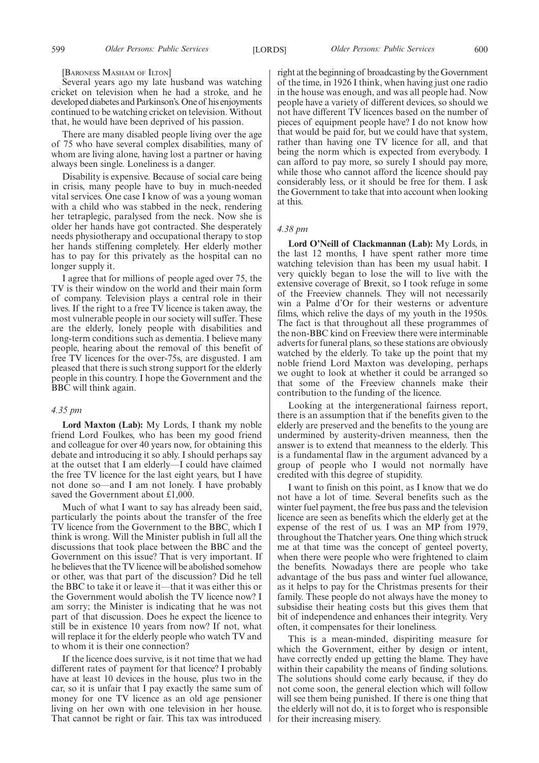[Baroness Masham of Ilton]

Several years ago my late husband was watching cricket on television when he had a stroke, and he developed diabetes and Parkinson's. One of his enjoyments continued to be watching cricket on television. Without that, he would have been deprived of his passion.

There are many disabled people living over the age of 75 who have several complex disabilities, many of whom are living alone, having lost a partner or having always been single. Loneliness is a danger.

Disability is expensive. Because of social care being in crisis, many people have to buy in much-needed vital services. One case I know of was a young woman with a child who was stabbed in the neck, rendering her tetraplegic, paralysed from the neck. Now she is older her hands have got contracted. She desperately needs physiotherapy and occupational therapy to stop her hands stiffening completely. Her elderly mother has to pay for this privately as the hospital can no longer supply it.

I agree that for millions of people aged over 75, the TV is their window on the world and their main form of company. Television plays a central role in their lives. If the right to a free TV licence is taken away, the most vulnerable people in our society will suffer. These are the elderly, lonely people with disabilities and long-term conditions such as dementia. I believe many people, hearing about the removal of this benefit of free TV licences for the over-75s, are disgusted. I am pleased that there is such strong support for the elderly people in this country. I hope the Government and the BBC will think again.

*4.35 pm*

**Lord Maxton (Lab):** My Lords, I thank my noble friend Lord Foulkes, who has been my good friend and colleague for over 40 years now, for obtaining this debate and introducing it so ably. I should perhaps say at the outset that I am elderly—I could have claimed the free TV licence for the last eight years, but I have not done so—and I am not lonely. I have probably saved the Government about £1,000.

Much of what I want to say has already been said, particularly the points about the transfer of the free TV licence from the Government to the BBC, which I think is wrong. Will the Minister publish in full all the discussions that took place between the BBC and the Government on this issue? That is very important. If he believes that the TV licence will be abolished somehow or other, was that part of the discussion? Did he tell the BBC to take it or leave it—that it was either this or the Government would abolish the TV licence now? I am sorry; the Minister is indicating that he was not part of that discussion. Does he expect the licence to still be in existence 10 years from now? If not, what will replace it for the elderly people who watch TV and to whom it is their one connection?

If the licence does survive, is it not time that we had different rates of payment for that licence? I probably have at least 10 devices in the house, plus two in the car, so it is unfair that I pay exactly the same sum of money for one TV licence as an old age pensioner living on her own with one television in her house. That cannot be right or fair. This tax was introduced right at the beginning of broadcasting by the Government of the time, in 1926 I think, when having just one radio in the house was enough, and was all people had. Now people have a variety of different devices, so should we not have different TV licences based on the number of pieces of equipment people have? I do not know how that would be paid for, but we could have that system, rather than having one TV licence for all, and that being the norm which is expected from everybody. I can afford to pay more, so surely I should pay more, while those who cannot afford the licence should pay considerably less, or it should be free for them. I ask the Government to take that into account when looking at this.

*4.38 pm*

**Lord O'Neill of Clackmannan (Lab):** My Lords, in the last 12 months, I have spent rather more time watching television than has been my usual habit. I very quickly began to lose the will to live with the extensive coverage of Brexit, so I took refuge in some of the Freeview channels. They will not necessarily win a Palme d'Or for their westerns or adventure films, which relive the days of my youth in the 1950s. The fact is that throughout all these programmes of the non-BBC kind on Freeview there were interminable adverts for funeral plans, so these stations are obviously watched by the elderly. To take up the point that my noble friend Lord Maxton was developing, perhaps we ought to look at whether it could be arranged so that some of the Freeview channels make their contribution to the funding of the licence.

Looking at the intergenerational fairness report, there is an assumption that if the benefits given to the elderly are preserved and the benefits to the young are undermined by austerity-driven meanness, then the answer is to extend that meanness to the elderly. This is a fundamental flaw in the argument advanced by a group of people who I would not normally have credited with this degree of stupidity.

I want to finish on this point, as I know that we do not have a lot of time. Several benefits such as the winter fuel payment, the free bus pass and the television licence are seen as benefits which the elderly get at the expense of the rest of us. I was an MP from 1979, throughout the Thatcher years. One thing which struck me at that time was the concept of genteel poverty, when there were people who were frightened to claim the benefits. Nowadays there are people who take advantage of the bus pass and winter fuel allowance, as it helps to pay for the Christmas presents for their family. These people do not always have the money to subsidise their heating costs but this gives them that bit of independence and enhances their integrity. Very often, it compensates for their loneliness.

This is a mean-minded, dispiriting measure for which the Government, either by design or intent, have correctly ended up getting the blame. They have within their capability the means of finding solutions. The solutions should come early because, if they do not come soon, the general election which will follow will see them being punished. If there is one thing that the elderly will not do, it is to forget who is responsible for their increasing misery.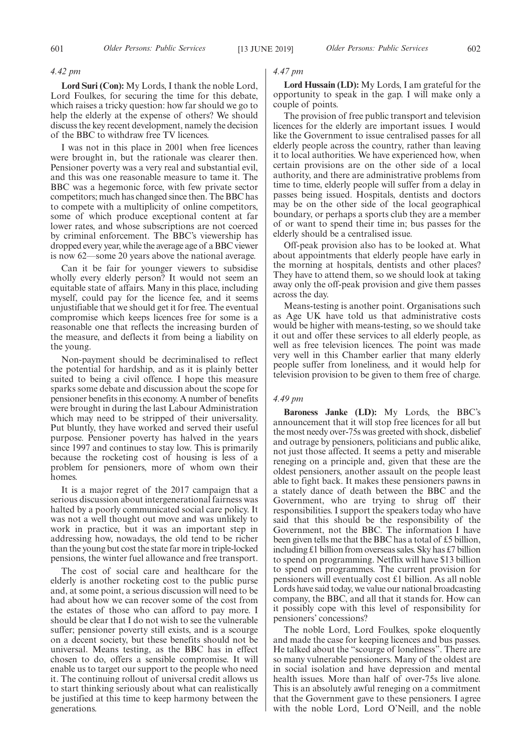*4.42 pm*

**Lord Suri (Con):** My Lords, I thank the noble Lord, Lord Foulkes, for securing the time for this debate, which raises a tricky question: how far should we go to help the elderly at the expense of others? We should discuss the key recent development, namely the decision of the BBC to withdraw free TV licences.

I was not in this place in 2001 when free licences were brought in, but the rationale was clearer then. Pensioner poverty was a very real and substantial evil, and this was one reasonable measure to tame it. The BBC was a hegemonic force, with few private sector competitors; much has changed since then. The BBC has to compete with a multiplicity of online competitors, some of which produce exceptional content at far lower rates, and whose subscriptions are not coerced by criminal enforcement. The BBC's viewership has dropped every year, while the average age of a BBC viewer is now 62—some 20 years above the national average.

Can it be fair for younger viewers to subsidise wholly every elderly person? It would not seem an equitable state of affairs. Many in this place, including myself, could pay for the licence fee, and it seems unjustifiable that we should get it for free. The eventual compromise which keeps licences free for some is a reasonable one that reflects the increasing burden of the measure, and deflects it from being a liability on the young.

Non-payment should be decriminalised to reflect the potential for hardship, and as it is plainly better suited to being a civil offence. I hope this measure sparks some debate and discussion about the scope for pensioner benefits in this economy. A number of benefits were brought in during the last Labour Administration which may need to be stripped of their universality. Put bluntly, they have worked and served their useful purpose. Pensioner poverty has halved in the years since 1997 and continues to stay low. This is primarily because the rocketing cost of housing is less of a problem for pensioners, more of whom own their homes.

It is a major regret of the 2017 campaign that a serious discussion about intergenerational fairness was halted by a poorly communicated social care policy. It was not a well thought out move and was unlikely to work in practice, but it was an important step in addressing how, nowadays, the old tend to be richer than the young but cost the state far more in triple-locked pensions, the winter fuel allowance and free transport.

The cost of social care and healthcare for the elderly is another rocketing cost to the public purse and, at some point, a serious discussion will need to be had about how we can recover some of the cost from the estates of those who can afford to pay more. I should be clear that I do not wish to see the vulnerable suffer; pensioner poverty still exists, and is a scourge on a decent society, but these benefits should not be universal. Means testing, as the BBC has in effect chosen to do, offers a sensible compromise. It will enable us to target our support to the people who need it. The continuing rollout of universal credit allows us to start thinking seriously about what can realistically be justified at this time to keep harmony between the generations.

*4.47 pm*

**Lord Hussain (LD):** My Lords, I am grateful for the opportunity to speak in the gap. I will make only a couple of points.

The provision of free public transport and television licences for the elderly are important issues. I would like the Government to issue centralised passes for all elderly people across the country, rather than leaving it to local authorities. We have experienced how, when certain provisions are on the other side of a local authority, and there are administrative problems from time to time, elderly people will suffer from a delay in passes being issued. Hospitals, dentists and doctors may be on the other side of the local geographical boundary, or perhaps a sports club they are a member of or want to spend their time in; bus passes for the elderly should be a centralised issue.

Off-peak provision also has to be looked at. What about appointments that elderly people have early in the morning at hospitals, dentists and other places? They have to attend them, so we should look at taking away only the off-peak provision and give them passes across the day.

Means-testing is another point. Organisations such as Age UK have told us that administrative costs would be higher with means-testing, so we should take it out and offer these services to all elderly people, as well as free television licences. The point was made very well in this Chamber earlier that many elderly people suffer from loneliness, and it would help for television provision to be given to them free of charge.

*4.49 pm*

**Baroness Janke (LD):** My Lords, the BBC's announcement that it will stop free licences for all but the most needy over-75s was greeted with shock, disbelief and outrage by pensioners, politicians and public alike, not just those affected. It seems a petty and miserable reneging on a principle and, given that these are the oldest pensioners, another assault on the people least able to fight back. It makes these pensioners pawns in a stately dance of death between the BBC and the Government, who are trying to shrug off their responsibilities. I support the speakers today who have said that this should be the responsibility of the Government, not the BBC. The information I have been given tells me that the BBC has a total of £5 billion, including £1 billion from overseas sales. Sky has £7 billion to spend on programming. Netflix will have $13 billion to spend on programmes. The current provision for pensioners will eventually cost £1 billion. As all noble Lords have said today, we value our national broadcasting company, the BBC, and all that it stands for. How can it possibly cope with this level of responsibility for pensioners' concessions?

The noble Lord, Lord Foulkes, spoke eloquently and made the case for keeping licences and bus passes. He talked about the "scourge of loneliness". There are so many vulnerable pensioners. Many of the oldest are in social isolation and have depression and mental health issues. More than half of over-75s live alone. This is an absolutely awful reneging on a commitment that the Government gave to these pensioners. I agree with the noble Lord, Lord O'Neill, and the noble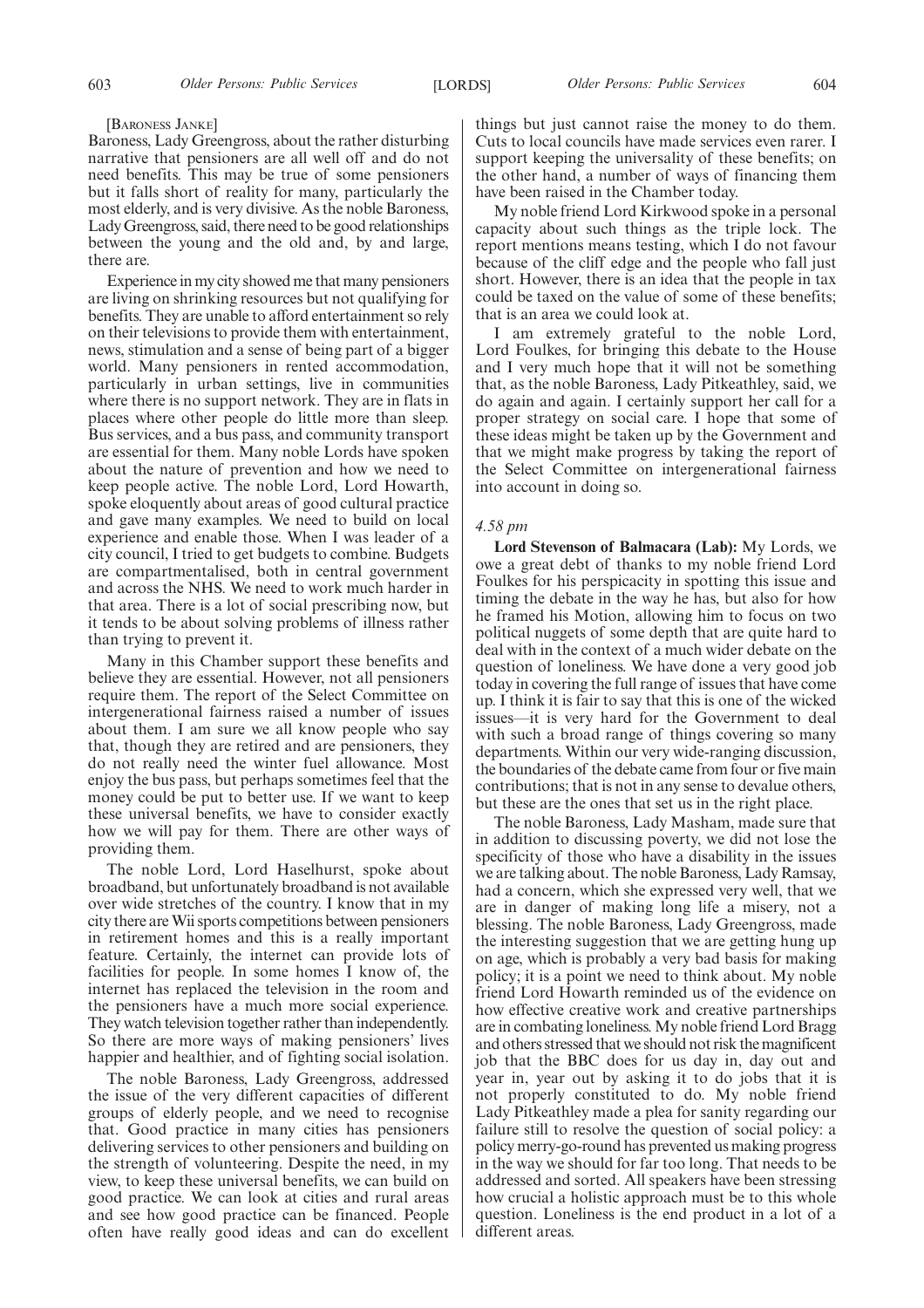[BARONESS JANKE]

Baroness, Lady Greengross, about the rather disturbing narrative that pensioners are all well off and do not need benefits. This may be true of some pensioners but it falls short of reality for many, particularly the most elderly, and is very divisive. As the noble Baroness, Lady Greengross, said, there need to be good relationships between the young and the old and, by and large, there are.

Experience in my city showed me that many pensioners are living on shrinking resources but not qualifying for benefits. They are unable to afford entertainment so rely on their televisions to provide them with entertainment, news, stimulation and a sense of being part of a bigger world. Many pensioners in rented accommodation, particularly in urban settings, live in communities where there is no support network. They are in flats in places where other people do little more than sleep. Bus services, and a bus pass, and community transport are essential for them. Many noble Lords have spoken about the nature of prevention and how we need to keep people active. The noble Lord, Lord Howarth, spoke eloquently about areas of good cultural practice and gave many examples. We need to build on local experience and enable those. When I was leader of a city council, I tried to get budgets to combine. Budgets are compartmentalised, both in central government and across the NHS. We need to work much harder in that area. There is a lot of social prescribing now, but it tends to be about solving problems of illness rather than trying to prevent it.

Many in this Chamber support these benefits and believe they are essential. However, not all pensioners require them. The report of the Select Committee on intergenerational fairness raised a number of issues about them. I am sure we all know people who say that, though they are retired and are pensioners, they do not really need the winter fuel allowance. Most enjoy the bus pass, but perhaps sometimes feel that the money could be put to better use. If we want to keep these universal benefits, we have to consider exactly how we will pay for them. There are other ways of providing them.

The noble Lord, Lord Haselhurst, spoke about broadband, but unfortunately broadband is not available over wide stretches of the country. I know that in my city there are Wii sports competitions between pensioners in retirement homes and this is a really important feature. Certainly, the internet can provide lots of facilities for people. In some homes I know of, the internet has replaced the television in the room and the pensioners have a much more social experience. They watch television together rather than independently. So there are more ways of making pensioners' lives happier and healthier, and of fighting social isolation.

The noble Baroness, Lady Greengross, addressed the issue of the very different capacities of different groups of elderly people, and we need to recognise that. Good practice in many cities has pensioners delivering services to other pensioners and building on the strength of volunteering. Despite the need, in my view, to keep these universal benefits, we can build on good practice. We can look at cities and rural areas and see how good practice can be financed. People often have really good ideas and can do excellent things but just cannot raise the money to do them. Cuts to local councils have made services even rarer. I support keeping the universality of these benefits; on the other hand, a number of ways of financing them have been raised in the Chamber today.

My noble friend Lord Kirkwood spoke in a personal capacity about such things as the triple lock. The report mentions means testing, which I do not favour because of the cliff edge and the people who fall just short. However, there is an idea that the people in tax could be taxed on the value of some of these benefits; that is an area we could look at.

I am extremely grateful to the noble Lord, Lord Foulkes, for bringing this debate to the House and I very much hope that it will not be something that, as the noble Baroness, Lady Pitkeathley, said, we do again and again. I certainly support her call for a proper strategy on social care. I hope that some of these ideas might be taken up by the Government and that we might make progress by taking the report of the Select Committee on intergenerational fairness into account in doing so.

*4.58 pm*

**Lord Stevenson of Balmacara (Lab):** My Lords, we owe a great debt of thanks to my noble friend Lord Foulkes for his perspicacity in spotting this issue and timing the debate in the way he has, but also for how he framed his Motion, allowing him to focus on two political nuggets of some depth that are quite hard to deal with in the context of a much wider debate on the question of loneliness. We have done a very good job today in covering the full range of issues that have come up. I think it is fair to say that this is one of the wicked issues—it is very hard for the Government to deal with such a broad range of things covering so many departments. Within our very wide-ranging discussion, the boundaries of the debate came from four or five main contributions; that is not in any sense to devalue others, but these are the ones that set us in the right place.

The noble Baroness, Lady Masham, made sure that in addition to discussing poverty, we did not lose the specificity of those who have a disability in the issues we are talking about. The noble Baroness, Lady Ramsay, had a concern, which she expressed very well, that we are in danger of making long life a misery, not a blessing. The noble Baroness, Lady Greengross, made the interesting suggestion that we are getting hung up on age, which is probably a very bad basis for making policy; it is a point we need to think about. My noble friend Lord Howarth reminded us of the evidence on how effective creative work and creative partnerships are in combating loneliness. My noble friend Lord Bragg and others stressed that we should not risk the magnificent job that the BBC does for us day in, day out and year in, year out by asking it to do jobs that it is not properly constituted to do. My noble friend Lady Pitkeathley made a plea for sanity regarding our failure still to resolve the question of social policy: a policy merry-go-round has prevented us making progress in the way we should for far too long. That needs to be addressed and sorted. All speakers have been stressing how crucial a holistic approach must be to this whole question. Loneliness is the end product in a lot of a different areas.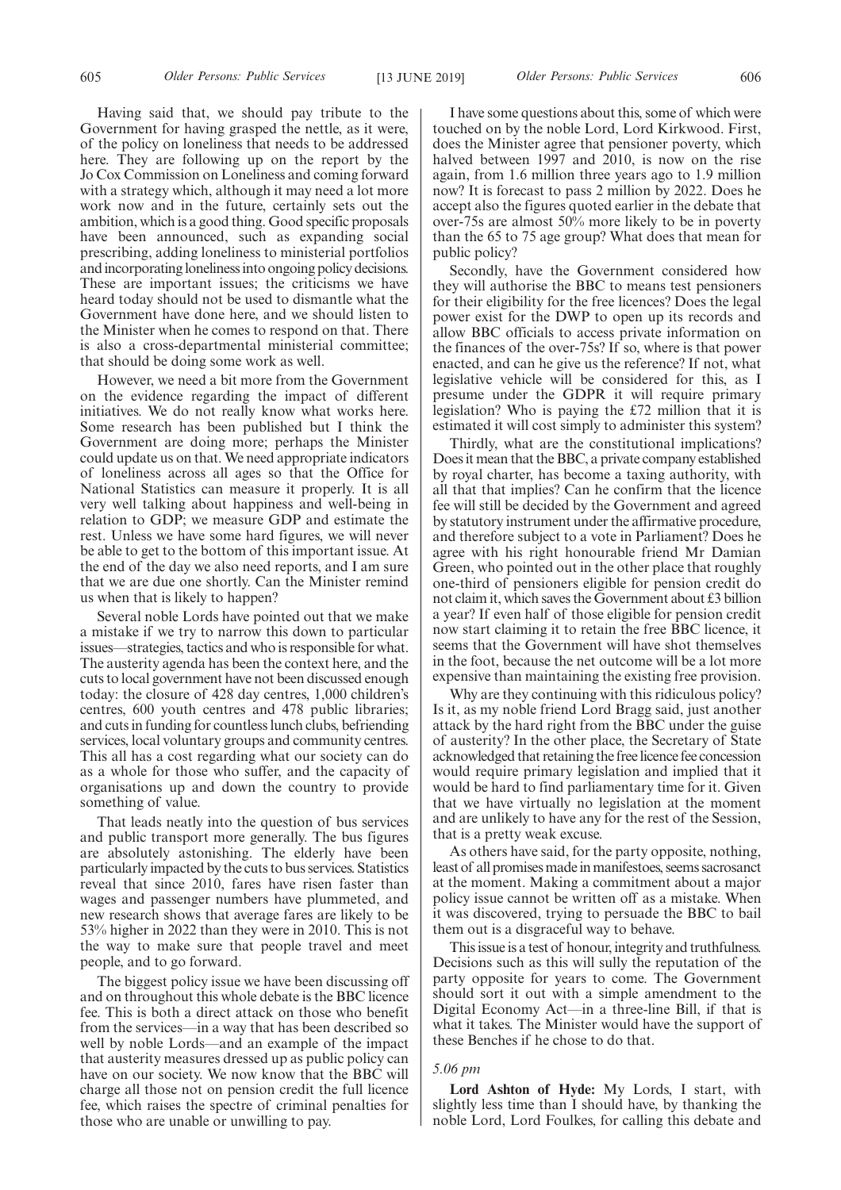Having said that, we should pay tribute to the Government for having grasped the nettle, as it were, of the policy on loneliness that needs to be addressed here. They are following up on the report by the Jo Cox Commission on Loneliness and coming forward with a strategy which, although it may need a lot more work now and in the future, certainly sets out the ambition, which is a good thing. Good specific proposals have been announced, such as expanding social prescribing, adding loneliness to ministerial portfolios and incorporating loneliness into ongoing policy decisions. These are important issues; the criticisms we have heard today should not be used to dismantle what the Government have done here, and we should listen to the Minister when he comes to respond on that. There is also a cross-departmental ministerial committee; that should be doing some work as well.

However, we need a bit more from the Government on the evidence regarding the impact of different initiatives. We do not really know what works here. Some research has been published but I think the Government are doing more; perhaps the Minister could update us on that. We need appropriate indicators of loneliness across all ages so that the Office for National Statistics can measure it properly. It is all very well talking about happiness and well-being in relation to GDP; we measure GDP and estimate the rest. Unless we have some hard figures, we will never be able to get to the bottom of this important issue. At the end of the day we also need reports, and I am sure that we are due one shortly. Can the Minister remind us when that is likely to happen?

Several noble Lords have pointed out that we make a mistake if we try to narrow this down to particular issues—strategies, tactics and who is responsible for what. The austerity agenda has been the context here, and the cuts to local government have not been discussed enough today: the closure of 428 day centres, 1,000 children's centres, 600 youth centres and 478 public libraries; and cuts in funding for countless lunch clubs, befriending services, local voluntary groups and community centres. This all has a cost regarding what our society can do as a whole for those who suffer, and the capacity of organisations up and down the country to provide something of value.

That leads neatly into the question of bus services and public transport more generally. The bus figures are absolutely astonishing. The elderly have been particularly impacted by the cuts to bus services. Statistics reveal that since 2010, fares have risen faster than wages and passenger numbers have plummeted, and new research shows that average fares are likely to be 53% higher in 2022 than they were in 2010. This is not the way to make sure that people travel and meet people, and to go forward.

The biggest policy issue we have been discussing off and on throughout this whole debate is the BBC licence fee. This is both a direct attack on those who benefit from the services—in a way that has been described so well by noble Lords—and an example of the impact that austerity measures dressed up as public policy can have on our society. We now know that the BBC will charge all those not on pension credit the full licence fee, which raises the spectre of criminal penalties for those who are unable or unwilling to pay.

I have some questions about this, some of which were touched on by the noble Lord, Lord Kirkwood. First, does the Minister agree that pensioner poverty, which halved between 1997 and 2010, is now on the rise again, from 1.6 million three years ago to 1.9 million now? It is forecast to pass 2 million by 2022. Does he accept also the figures quoted earlier in the debate that over-75s are almost 50% more likely to be in poverty than the 65 to 75 age group? What does that mean for public policy?

Secondly, have the Government considered how they will authorise the BBC to means test pensioners for their eligibility for the free licences? Does the legal power exist for the DWP to open up its records and allow BBC officials to access private information on the finances of the over-75s? If so, where is that power enacted, and can he give us the reference? If not, what legislative vehicle will be considered for this, as I presume under the GDPR it will require primary legislation? Who is paying the £72 million that it is estimated it will cost simply to administer this system?

Thirdly, what are the constitutional implications? Does it mean that the BBC, a private company established by royal charter, has become a taxing authority, with all that that implies? Can he confirm that the licence fee will still be decided by the Government and agreed by statutory instrument under the affirmative procedure, and therefore subject to a vote in Parliament? Does he agree with his right honourable friend Mr Damian Green, who pointed out in the other place that roughly one-third of pensioners eligible for pension credit do not claim it, which saves the Government about £3 billion a year? If even half of those eligible for pension credit now start claiming it to retain the free BBC licence, it seems that the Government will have shot themselves in the foot, because the net outcome will be a lot more expensive than maintaining the existing free provision.

Why are they continuing with this ridiculous policy? Is it, as my noble friend Lord Bragg said, just another attack by the hard right from the BBC under the guise of austerity? In the other place, the Secretary of State acknowledged that retaining the free licence fee concession would require primary legislation and implied that it would be hard to find parliamentary time for it. Given that we have virtually no legislation at the moment and are unlikely to have any for the rest of the Session, that is a pretty weak excuse.

As others have said, for the party opposite, nothing, least of all promises made in manifestoes, seems sacrosanct at the moment. Making a commitment about a major policy issue cannot be written off as a mistake. When it was discovered, trying to persuade the BBC to bail them out is a disgraceful way to behave.

This issue is a test of honour, integrity and truthfulness. Decisions such as this will sully the reputation of the party opposite for years to come. The Government should sort it out with a simple amendment to the Digital Economy Act—in a three-line Bill, if that is what it takes. The Minister would have the support of these Benches if he chose to do that.

*5.06 pm*

**Lord Ashton of Hyde:** My Lords, I start, with slightly less time than I should have, by thanking the noble Lord, Lord Foulkes, for calling this debate and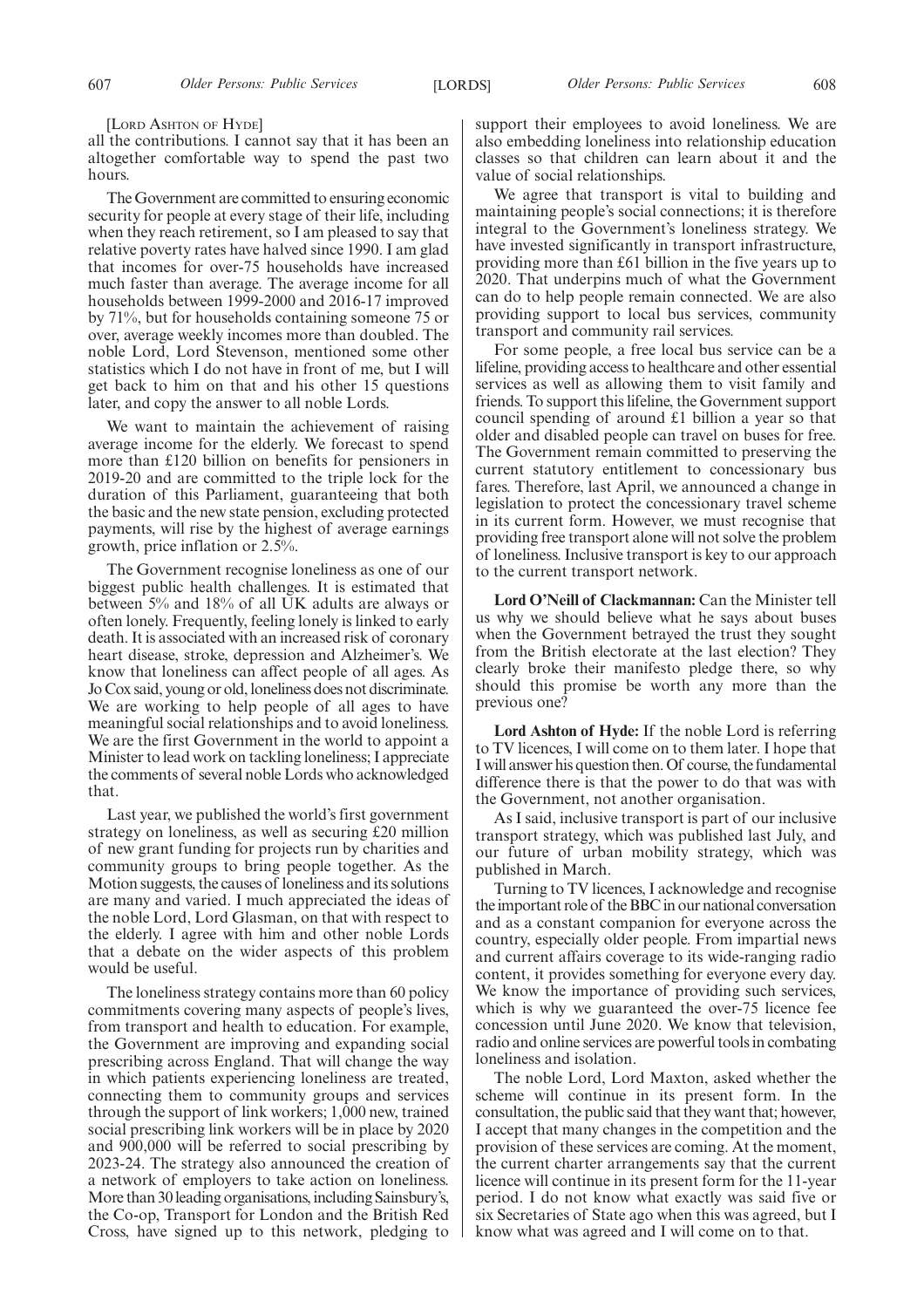[Lord Ashton of Hyde]

all the contributions. I cannot say that it has been an altogether comfortable way to spend the past two hours.

The Government are committed to ensuring economic security for people at every stage of their life, including when they reach retirement, so I am pleased to say that relative poverty rates have halved since 1990. I am glad that incomes for over-75 households have increased much faster than average. The average income for all households between 1999-2000 and 2016-17 improved by 71%, but for households containing someone 75 or over, average weekly incomes more than doubled. The noble Lord, Lord Stevenson, mentioned some other statistics which I do not have in front of me, but I will get back to him on that and his other 15 questions later, and copy the answer to all noble Lords.

We want to maintain the achievement of raising average income for the elderly. We forecast to spend more than £120 billion on benefits for pensioners in 2019-20 and are committed to the triple lock for the duration of this Parliament, guaranteeing that both the basic and the new state pension, excluding protected payments, will rise by the highest of average earnings growth, price inflation or 2.5%.

The Government recognise loneliness as one of our biggest public health challenges. It is estimated that between 5% and 18% of all UK adults are always or often lonely. Frequently, feeling lonely is linked to early death. It is associated with an increased risk of coronary heart disease, stroke, depression and Alzheimer's. We know that loneliness can affect people of all ages. As Jo Cox said, young or old, loneliness does not discriminate. We are working to help people of all ages to have meaningful social relationships and to avoid loneliness. We are the first Government in the world to appoint a Minister to lead work on tackling loneliness; I appreciate the comments of several noble Lords who acknowledged that.

Last year, we published the world's first government strategy on loneliness, as well as securing £20 million of new grant funding for projects run by charities and community groups to bring people together. As the Motion suggests, the causes of loneliness and its solutions are many and varied. I much appreciated the ideas of the noble Lord, Lord Glasman, on that with respect to the elderly. I agree with him and other noble Lords that a debate on the wider aspects of this problem would be useful.

The loneliness strategy contains more than 60 policy commitments covering many aspects of people's lives, from transport and health to education. For example, the Government are improving and expanding social prescribing across England. That will change the way in which patients experiencing loneliness are treated, connecting them to community groups and services through the support of link workers; 1,000 new, trained social prescribing link workers will be in place by 2020 and 900,000 will be referred to social prescribing by 2023-24. The strategy also announced the creation of a network of employers to take action on loneliness. More than 30 leading organisations, including Sainsbury's, the Co-op, Transport for London and the British Red Cross, have signed up to this network, pledging to support their employees to avoid loneliness. We are also embedding loneliness into relationship education classes so that children can learn about it and the value of social relationships.

We agree that transport is vital to building and maintaining people's social connections; it is therefore integral to the Government's loneliness strategy. We have invested significantly in transport infrastructure, providing more than £61 billion in the five years up to 2020. That underpins much of what the Government can do to help people remain connected. We are also providing support to local bus services, community transport and community rail services.

For some people, a free local bus service can be a lifeline, providing access to healthcare and other essential services as well as allowing them to visit family and friends. To support this lifeline, the Government support council spending of around £1 billion a year so that older and disabled people can travel on buses for free. The Government remain committed to preserving the current statutory entitlement to concessionary bus fares. Therefore, last April, we announced a change in legislation to protect the concessionary travel scheme in its current form. However, we must recognise that providing free transport alone will not solve the problem of loneliness. Inclusive transport is key to our approach to the current transport network.

**Lord O'Neill of Clackmannan:** Can the Minister tell us why we should believe what he says about buses when the Government betrayed the trust they sought from the British electorate at the last election? They clearly broke their manifesto pledge there, so why should this promise be worth any more than the previous one?

**Lord Ashton of Hyde:** If the noble Lord is referring to TV licences, I will come on to them later. I hope that I will answer his question then. Of course, the fundamental difference there is that the power to do that was with the Government, not another organisation.

As I said, inclusive transport is part of our inclusive transport strategy, which was published last July, and our future of urban mobility strategy, which was published in March.

Turning to TV licences, I acknowledge and recognise the important role of the BBC in our national conversation and as a constant companion for everyone across the country, especially older people. From impartial news and current affairs coverage to its wide-ranging radio content, it provides something for everyone every day. We know the importance of providing such services, which is why we guaranteed the over-75 licence fee concession until June 2020. We know that television, radio and online services are powerful tools in combating loneliness and isolation.

The noble Lord, Lord Maxton, asked whether the scheme will continue in its present form. In the consultation, the public said that they want that; however, I accept that many changes in the competition and the provision of these services are coming. At the moment, the current charter arrangements say that the current licence will continue in its present form for the 11-year period. I do not know what exactly was said five or six Secretaries of State ago when this was agreed, but I know what was agreed and I will come on to that.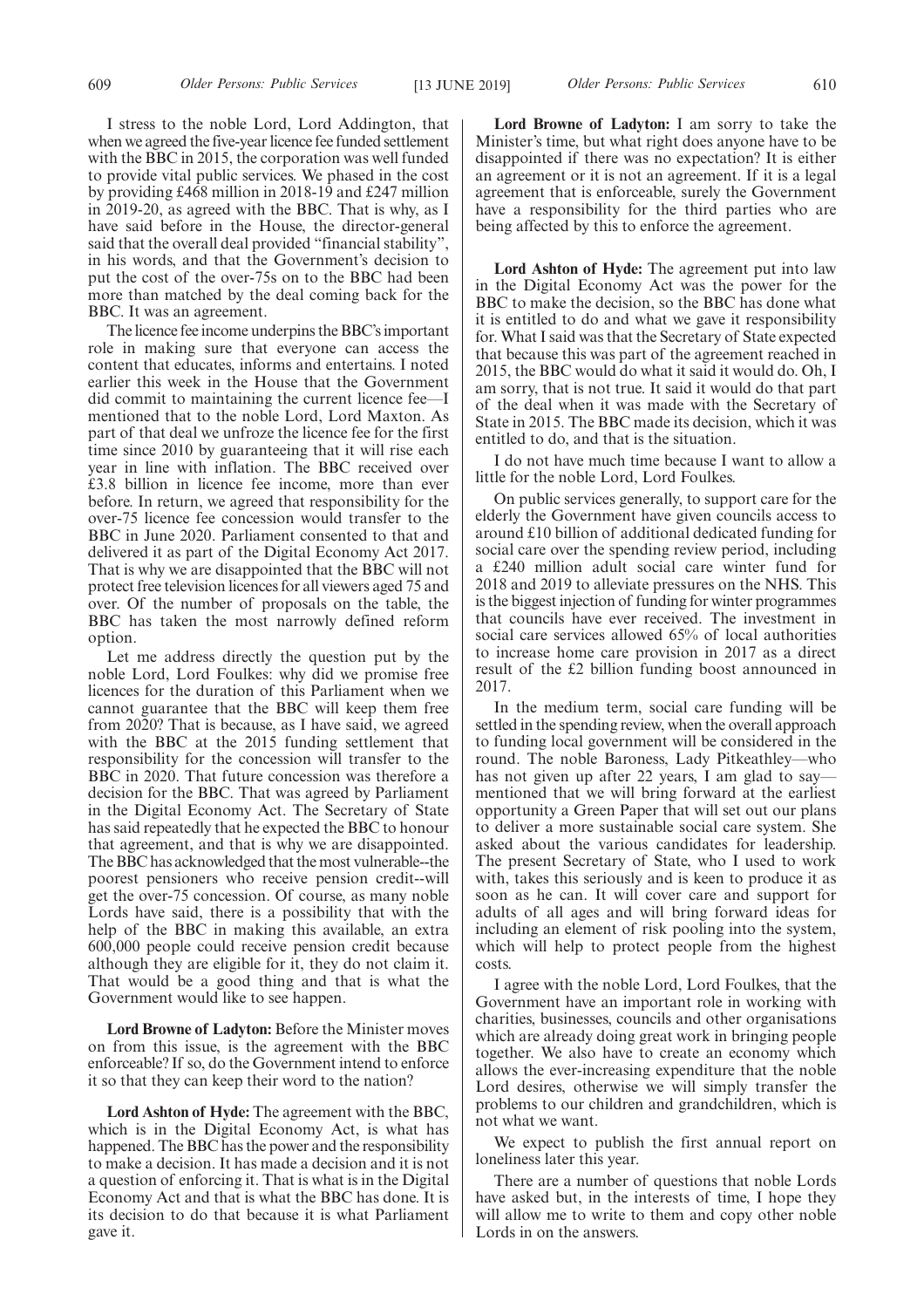I stress to the noble Lord, Lord Addington, that when we agreed the five-year licence fee funded settlement with the BBC in 2015, the corporation was well funded to provide vital public services. We phased in the cost by providing £468 million in 2018-19 and £247 million in 2019-20, as agreed with the BBC. That is why, as I have said before in the House, the director-general said that the overall deal provided "financial stability", in his words, and that the Government's decision to put the cost of the over-75s on to the BBC had been more than matched by the deal coming back for the BBC. It was an agreement.

The licence fee income underpins the BBC's important role in making sure that everyone can access the content that educates, informs and entertains. I noted earlier this week in the House that the Government did commit to maintaining the current licence fee—I mentioned that to the noble Lord, Lord Maxton. As part of that deal we unfroze the licence fee for the first time since 2010 by guaranteeing that it will rise each year in line with inflation. The BBC received over £3.8 billion in licence fee income, more than ever before. In return, we agreed that responsibility for the over-75 licence fee concession would transfer to the BBC in June 2020. Parliament consented to that and delivered it as part of the Digital Economy Act 2017. That is why we are disappointed that the BBC will not protect free television licences for all viewers aged 75 and over. Of the number of proposals on the table, the BBC has taken the most narrowly defined reform option.

Let me address directly the question put by the noble Lord, Lord Foulkes: why did we promise free licences for the duration of this Parliament when we cannot guarantee that the BBC will keep them free from 2020? That is because, as I have said, we agreed with the BBC at the 2015 funding settlement that responsibility for the concession will transfer to the BBC in 2020. That future concession was therefore a decision for the BBC. That was agreed by Parliament in the Digital Economy Act. The Secretary of State has said repeatedly that he expected the BBC to honour that agreement, and that is why we are disappointed. The BBC has acknowledged that the most vulnerable--the poorest pensioners who receive pension credit--will get the over-75 concession. Of course, as many noble Lords have said, there is a possibility that with the help of the BBC in making this available, an extra 600,000 people could receive pension credit because although they are eligible for it, they do not claim it. That would be a good thing and that is what the Government would like to see happen.

**Lord Browne of Ladyton:** Before the Minister moves on from this issue, is the agreement with the BBC enforceable? If so, do the Government intend to enforce it so that they can keep their word to the nation?

**Lord Ashton of Hyde:** The agreement with the BBC, which is in the Digital Economy Act, is what has happened. The BBC has the power and the responsibility to make a decision. It has made a decision and it is not a question of enforcing it. That is what is in the Digital Economy Act and that is what the BBC has done. It is its decision to do that because it is what Parliament gave it.

**Lord Browne of Ladyton:** I am sorry to take the Minister's time, but what right does anyone have to be disappointed if there was no expectation? It is either an agreement or it is not an agreement. If it is a legal agreement that is enforceable, surely the Government have a responsibility for the third parties who are being affected by this to enforce the agreement.

**Lord Ashton of Hyde:** The agreement put into law in the Digital Economy Act was the power for the BBC to make the decision, so the BBC has done what it is entitled to do and what we gave it responsibility for. What I said was that the Secretary of State expected that because this was part of the agreement reached in 2015, the BBC would do what it said it would do. Oh, I am sorry, that is not true. It said it would do that part of the deal when it was made with the Secretary of State in 2015. The BBC made its decision, which it was entitled to do, and that is the situation.

I do not have much time because I want to allow a little for the noble Lord, Lord Foulkes.

On public services generally, to support care for the elderly the Government have given councils access to around £10 billion of additional dedicated funding for social care over the spending review period, including a £240 million adult social care winter fund for 2018 and 2019 to alleviate pressures on the NHS. This is the biggest injection of funding for winter programmes that councils have ever received. The investment in social care services allowed 65% of local authorities to increase home care provision in 2017 as a direct result of the £2 billion funding boost announced in 2017.

In the medium term, social care funding will be settled in the spending review, when the overall approach to funding local government will be considered in the round. The noble Baroness, Lady Pitkeathley—who has not given up after 22 years, I am glad to say—mentioned that we will bring forward at the earliest opportunity a Green Paper that will set out our plans to deliver a more sustainable social care system. She asked about the various candidates for leadership. The present Secretary of State, who I used to work with, takes this seriously and is keen to produce it as soon as he can. It will cover care and support for adults of all ages and will bring forward ideas for including an element of risk pooling into the system, which will help to protect people from the highest costs.

I agree with the noble Lord, Lord Foulkes, that the Government have an important role in working with charities, businesses, councils and other organisations which are already doing great work in bringing people together. We also have to create an economy which allows the ever-increasing expenditure that the noble Lord desires, otherwise we will simply transfer the problems to our children and grandchildren, which is not what we want.

We expect to publish the first annual report on loneliness later this year.

There are a number of questions that noble Lords have asked but, in the interests of time, I hope they will allow me to write to them and copy other noble Lords in on the answers.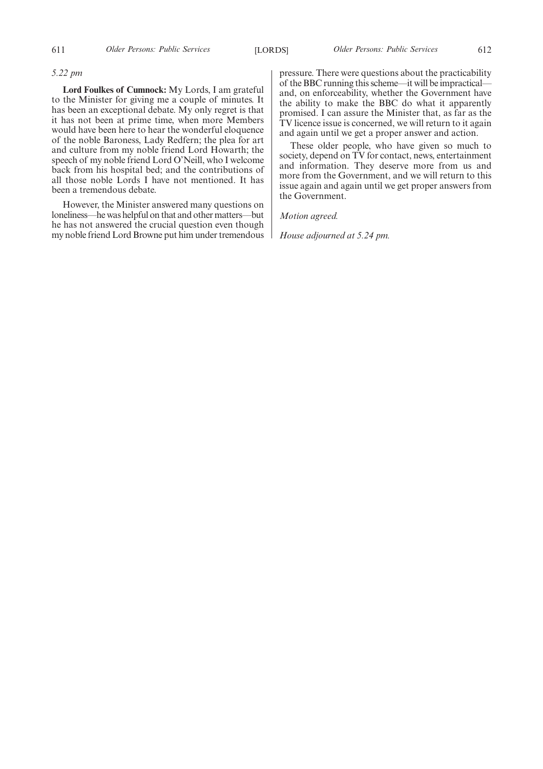*5.22 pm*

**Lord Foulkes of Cumnock:** My Lords, I am grateful to the Minister for giving me a couple of minutes. It has been an exceptional debate. My only regret is that it has not been at prime time, when more Members would have been here to hear the wonderful eloquence of the noble Baroness, Lady Redfern; the plea for art and culture from my noble friend Lord Howarth; the speech of my noble friend Lord O'Neill, who I welcome back from his hospital bed; and the contributions of all those noble Lords I have not mentioned. It has been a tremendous debate.

However, the Minister answered many questions on loneliness—he was helpful on that and other matters—but he has not answered the crucial question even though my noble friend Lord Browne put him under tremendous pressure. There were questions about the practicability of the BBC running this scheme—it will be impractical—and, on enforceability, whether the Government have the ability to make the BBC do what it apparently promised. I can assure the Minister that, as far as the TV licence issue is concerned, we will return to it again and again until we get a proper answer and action.

These older people, who have given so much to society, depend on TV for contact, news, entertainment and information. They deserve more from us and more from the Government, and we will return to this issue again and again until we get proper answers from the Government.

*Motion agreed.*

*House adjourned at 5.24 pm.*